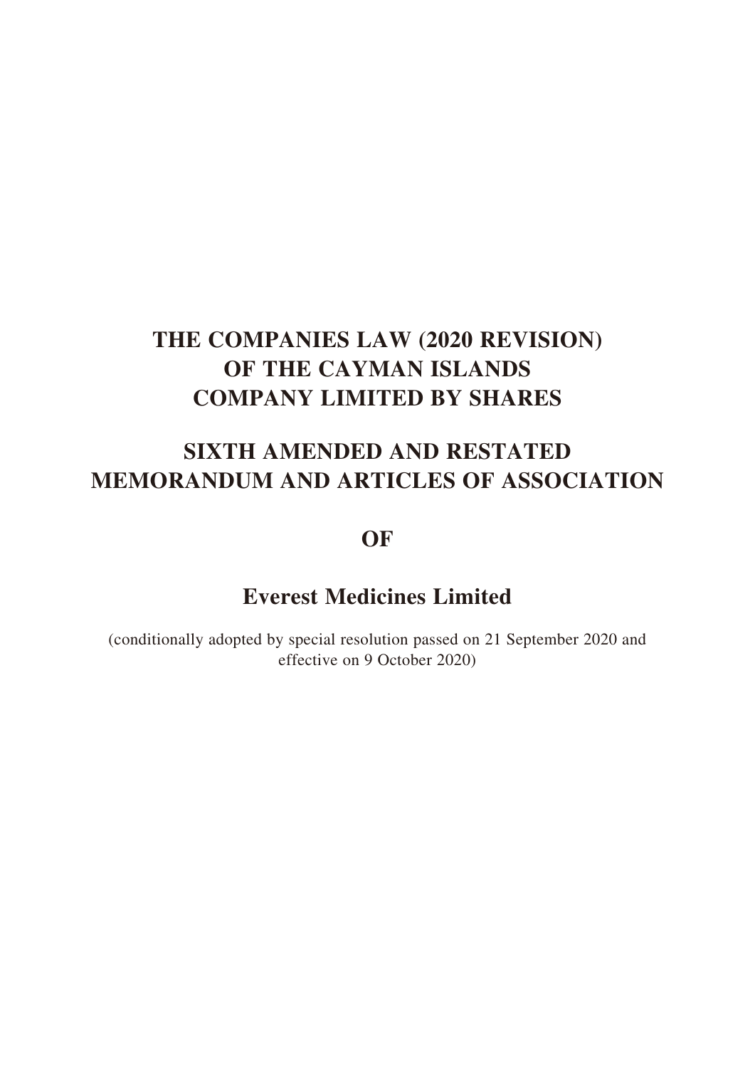# THE COMPANIES LAW (2020 REVISION)
# OF THE CAYMAN ISLANDS
# COMPANY LIMITED BY SHARES

# SIXTH AMENDED AND RESTATED
# MEMORANDUM AND ARTICLES OF ASSOCIATION

# OF

# Everest Medicines Limited

(conditionally adopted by special resolution passed on 21 September 2020 and effective on 9 October 2020)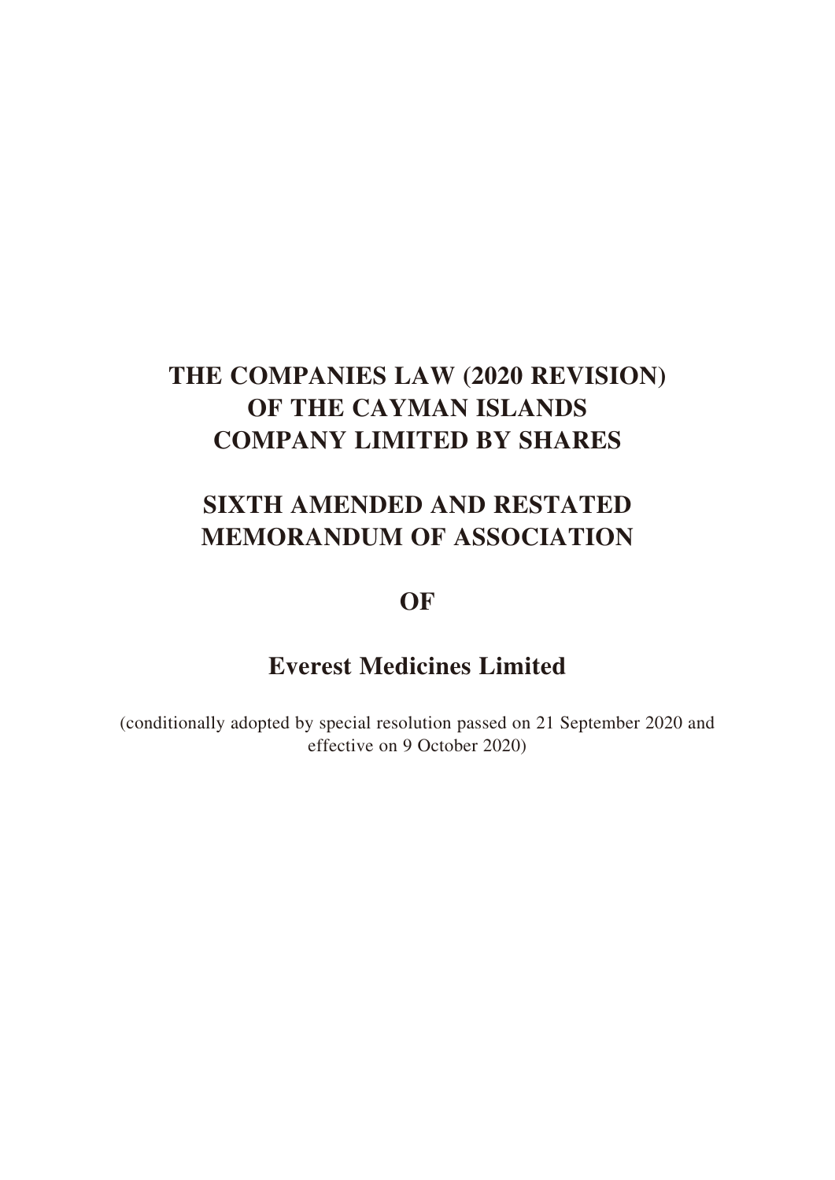# THE COMPANIES LAW (2020 REVISION) OF THE CAYMAN ISLANDS COMPANY LIMITED BY SHARES

# SIXTH AMENDED AND RESTATED MEMORANDUM OF ASSOCIATION

# OF

# Everest Medicines Limited

(conditionally adopted by special resolution passed on 21 September 2020 and effective on 9 October 2020)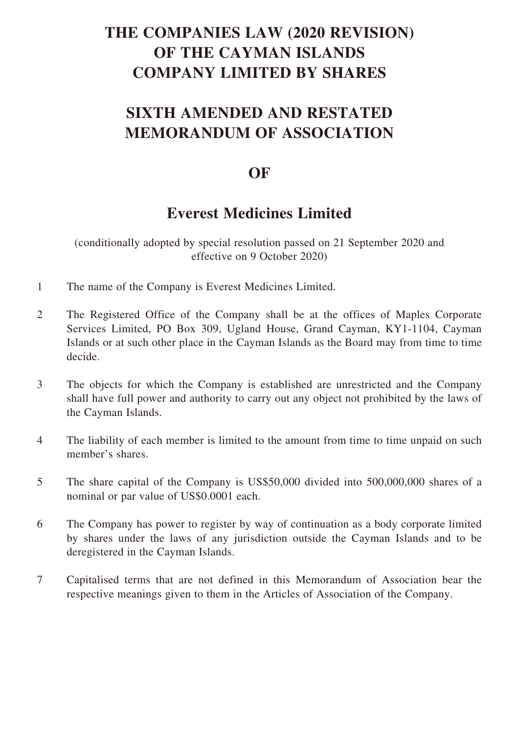# THE COMPANIES LAW (2020 REVISION) OF THE CAYMAN ISLANDS COMPANY LIMITED BY SHARES

# SIXTH AMENDED AND RESTATED MEMORANDUM OF ASSOCIATION

# OF

# Everest Medicines Limited

(conditionally adopted by special resolution passed on 21 September 2020 and effective on 9 October 2020)

1 The name of the Company is Everest Medicines Limited.

2 The Registered Office of the Company shall be at the offices of Maples Corporate Services Limited, PO Box 309, Ugland House, Grand Cayman, KY1-1104, Cayman Islands or at such other place in the Cayman Islands as the Board may from time to time decide.

3 The objects for which the Company is established are unrestricted and the Company shall have full power and authority to carry out any object not prohibited by the laws of the Cayman Islands.

4 The liability of each member is limited to the amount from time to time unpaid on such member's shares.

5 The share capital of the Company is US$50,000 divided into 500,000,000 shares of a nominal or par value of US$0.0001 each.

6 The Company has power to register by way of continuation as a body corporate limited by shares under the laws of any jurisdiction outside the Cayman Islands and to be deregistered in the Cayman Islands.

7 Capitalised terms that are not defined in this Memorandum of Association bear the respective meanings given to them in the Articles of Association of the Company.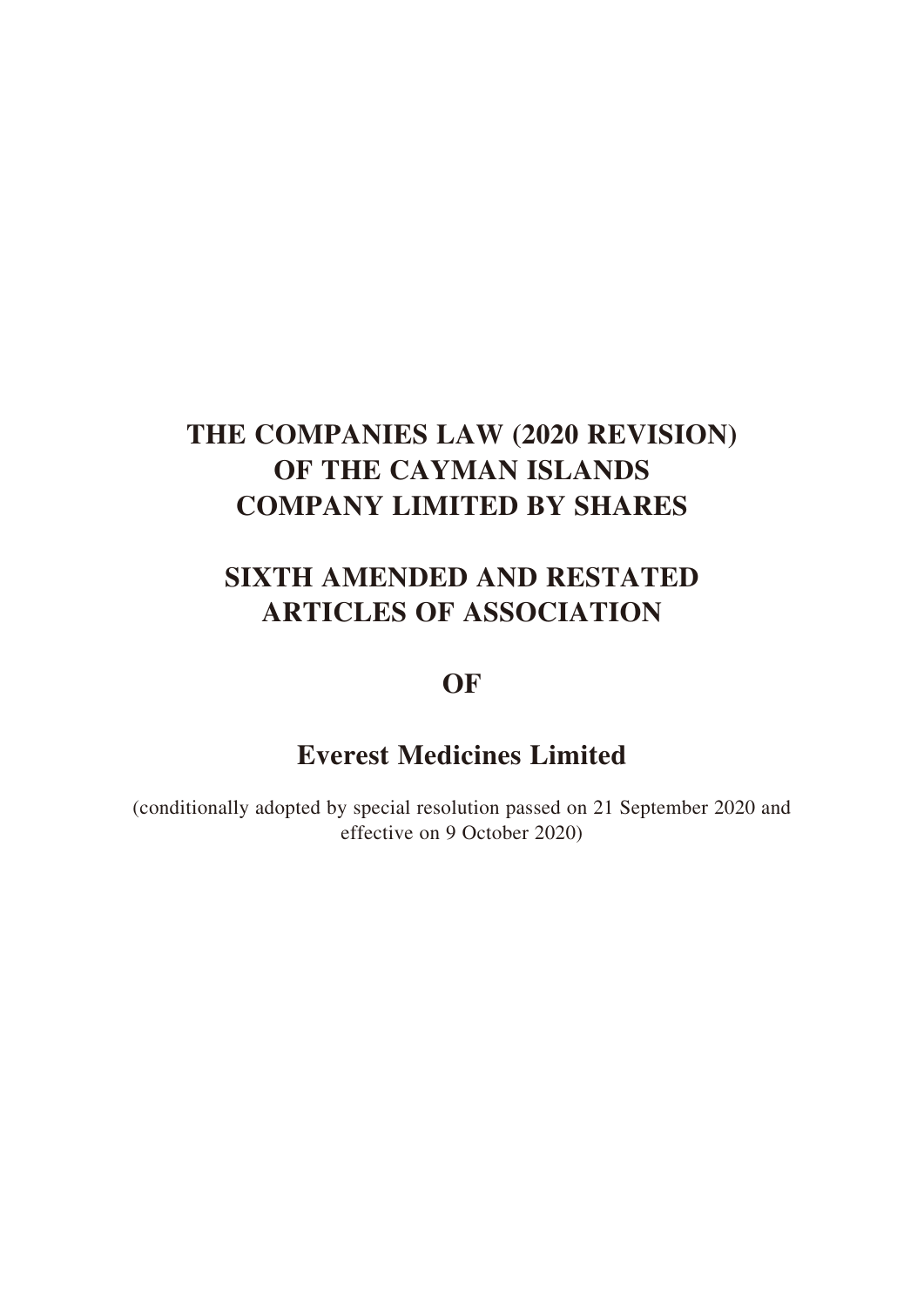# THE COMPANIES LAW (2020 REVISION) OF THE CAYMAN ISLANDS COMPANY LIMITED BY SHARES

# SIXTH AMENDED AND RESTATED ARTICLES OF ASSOCIATION

# OF

# Everest Medicines Limited

(conditionally adopted by special resolution passed on 21 September 2020 and effective on 9 October 2020)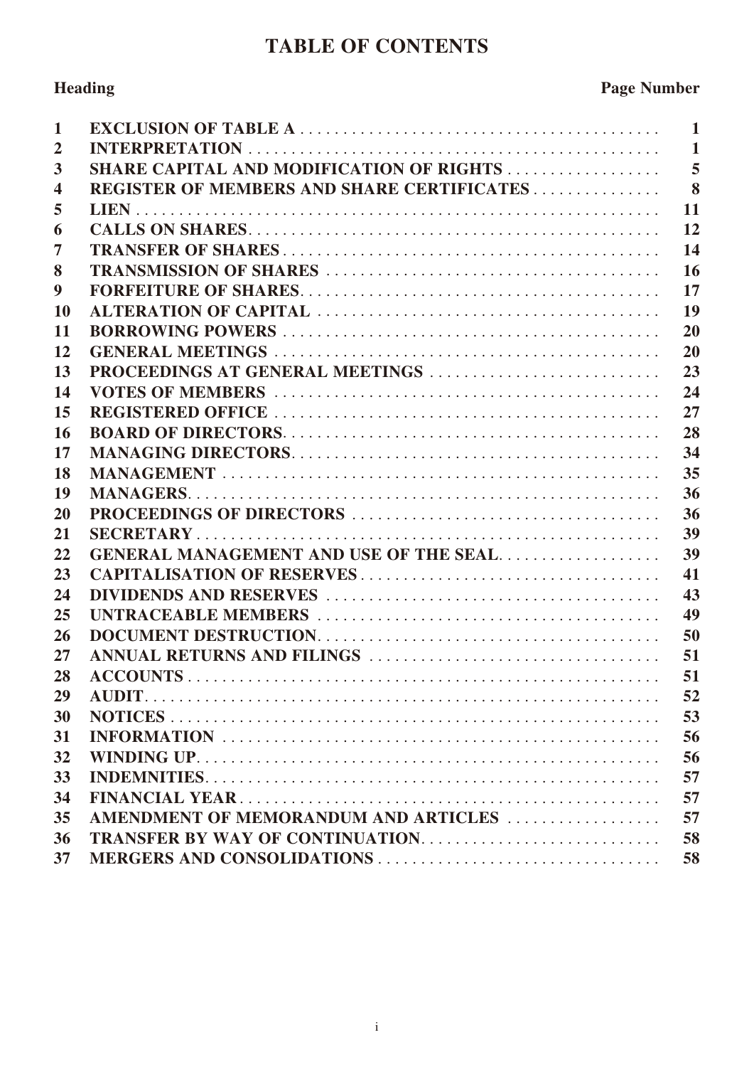# TABLE OF CONTENTS

| Heading | | Page Number |
|---|---|---|
| 1 | EXCLUSION OF TABLE A | 1 |
| 2 | INTERPRETATION | 1 |
| 3 | SHARE CAPITAL AND MODIFICATION OF RIGHTS | 5 |
| 4 | REGISTER OF MEMBERS AND SHARE CERTIFICATES | 8 |
| 5 | LIEN | 11 |
| 6 | CALLS ON SHARES | 12 |
| 7 | TRANSFER OF SHARES | 14 |
| 8 | TRANSMISSION OF SHARES | 16 |
| 9 | FORFEITURE OF SHARES | 17 |
| 10 | ALTERATION OF CAPITAL | 19 |
| 11 | BORROWING POWERS | 20 |
| 12 | GENERAL MEETINGS | 20 |
| 13 | PROCEEDINGS AT GENERAL MEETINGS | 23 |
| 14 | VOTES OF MEMBERS | 24 |
| 15 | REGISTERED OFFICE | 27 |
| 16 | BOARD OF DIRECTORS | 28 |
| 17 | MANAGING DIRECTORS | 34 |
| 18 | MANAGEMENT | 35 |
| 19 | MANAGERS | 36 |
| 20 | PROCEEDINGS OF DIRECTORS | 36 |
| 21 | SECRETARY | 39 |
| 22 | GENERAL MANAGEMENT AND USE OF THE SEAL | 39 |
| 23 | CAPITALISATION OF RESERVES | 41 |
| 24 | DIVIDENDS AND RESERVES | 43 |
| 25 | UNTRACEABLE MEMBERS | 49 |
| 26 | DOCUMENT DESTRUCTION | 50 |
| 27 | ANNUAL RETURNS AND FILINGS | 51 |
| 28 | ACCOUNTS | 51 |
| 29 | AUDIT | 52 |
| 30 | NOTICES | 53 |
| 31 | INFORMATION | 56 |
| 32 | WINDING UP | 56 |
| 33 | INDEMNITIES | 57 |
| 34 | FINANCIAL YEAR | 57 |
| 35 | AMENDMENT OF MEMORANDUM AND ARTICLES | 57 |
| 36 | TRANSFER BY WAY OF CONTINUATION | 58 |
| 37 | MERGERS AND CONSOLIDATIONS | 58 |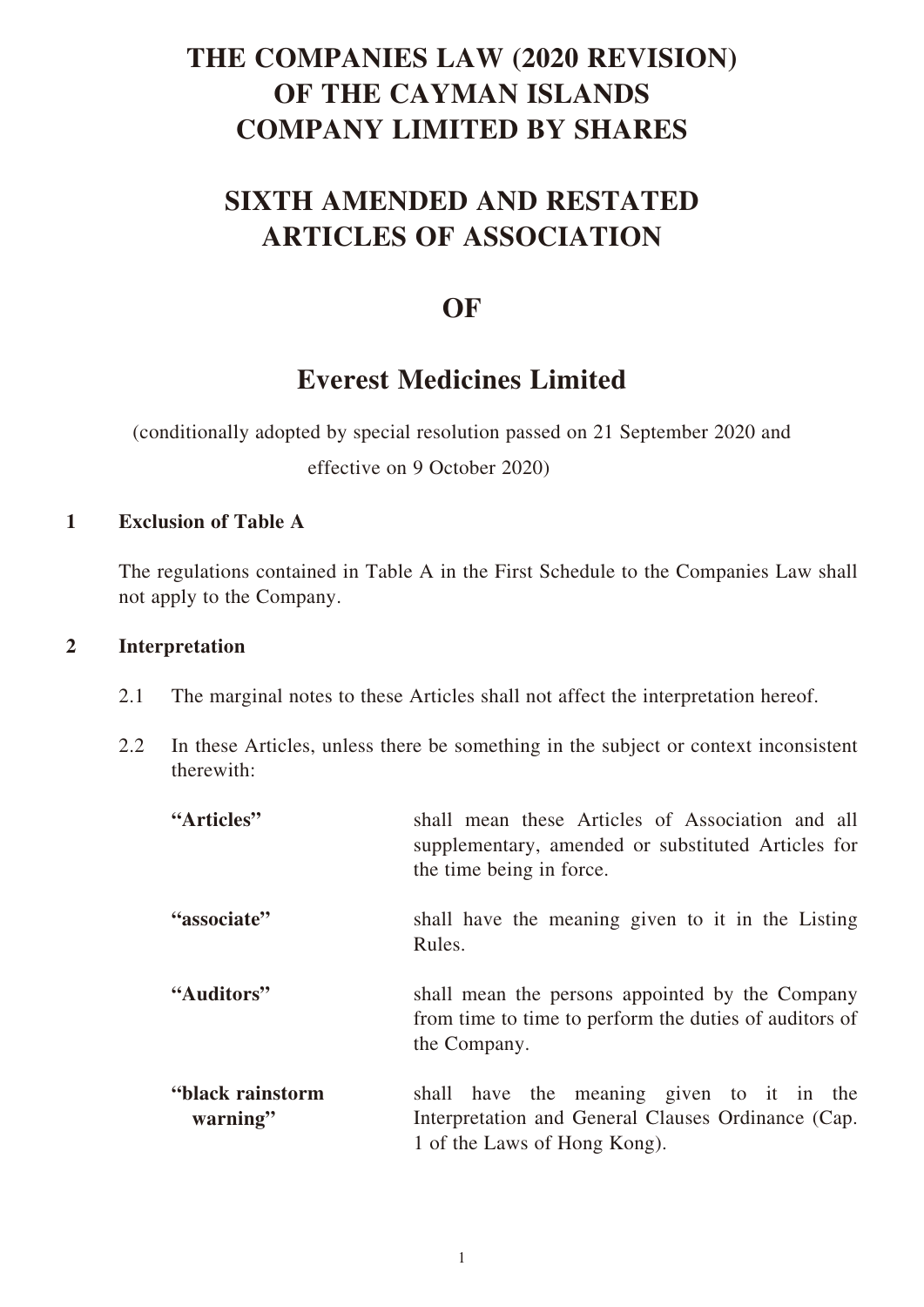# THE COMPANIES LAW (2020 REVISION) OF THE CAYMAN ISLANDS COMPANY LIMITED BY SHARES

# SIXTH AMENDED AND RESTATED ARTICLES OF ASSOCIATION

# OF

# Everest Medicines Limited

(conditionally adopted by special resolution passed on 21 September 2020 and effective on 9 October 2020)

## 1 Exclusion of Table A

The regulations contained in Table A in the First Schedule to the Companies Law shall not apply to the Company.

## 2 Interpretation

2.1 The marginal notes to these Articles shall not affect the interpretation hereof.

2.2 In these Articles, unless there be something in the subject or context inconsistent therewith:

| | |
|---|---|
| **"Articles"** | shall mean these Articles of Association and all supplementary, amended or substituted Articles for the time being in force. |
| **"associate"** | shall have the meaning given to it in the Listing Rules. |
| **"Auditors"** | shall mean the persons appointed by the Company from time to time to perform the duties of auditors of the Company. |
| **"black rainstorm warning"** | shall have the meaning given to it in the Interpretation and General Clauses Ordinance (Cap. 1 of the Laws of Hong Kong). |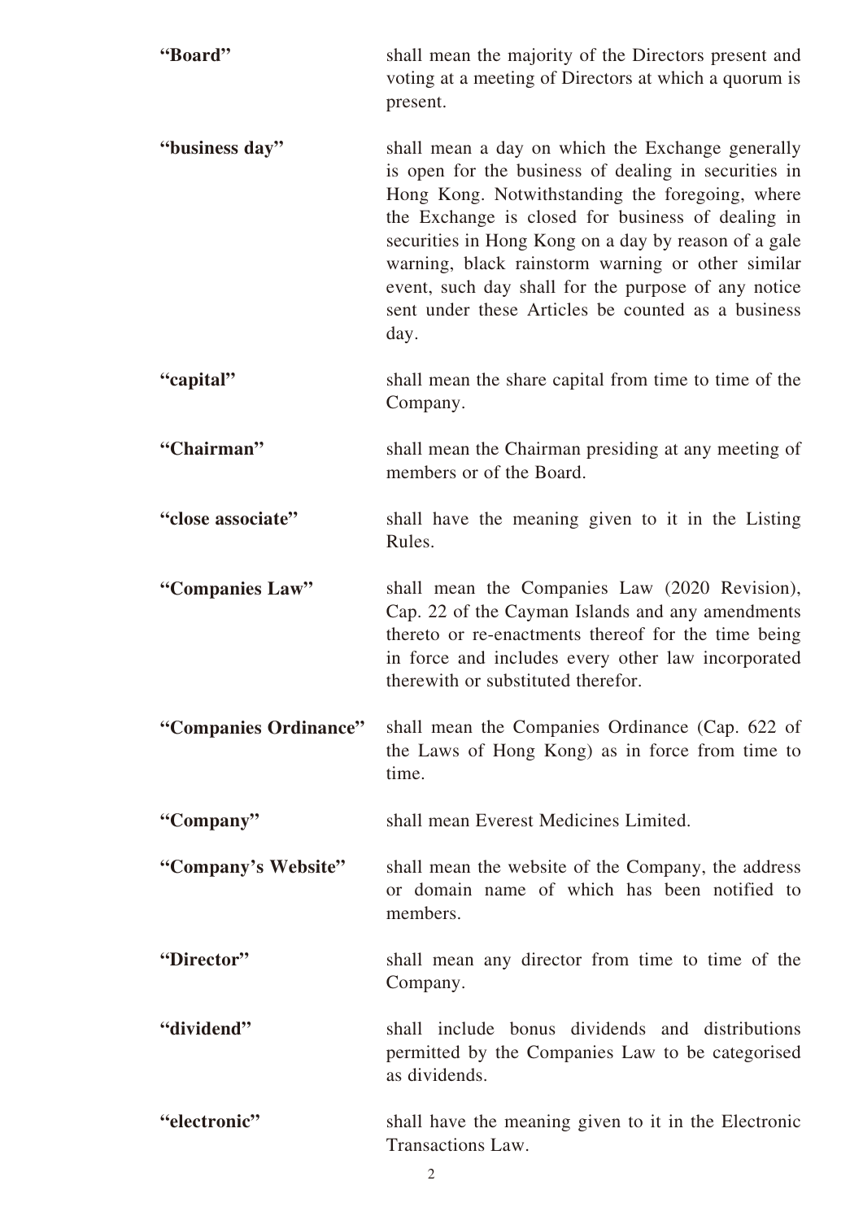| | |
|---|---|
| **"Board"** | shall mean the majority of the Directors present and voting at a meeting of Directors at which a quorum is present. |
| **"business day"** | shall mean a day on which the Exchange generally is open for the business of dealing in securities in Hong Kong. Notwithstanding the foregoing, where the Exchange is closed for business of dealing in securities in Hong Kong on a day by reason of a gale warning, black rainstorm warning or other similar event, such day shall for the purpose of any notice sent under these Articles be counted as a business day. |
| **"capital"** | shall mean the share capital from time to time of the Company. |
| **"Chairman"** | shall mean the Chairman presiding at any meeting of members or of the Board. |
| **"close associate"** | shall have the meaning given to it in the Listing Rules. |
| **"Companies Law"** | shall mean the Companies Law (2020 Revision), Cap. 22 of the Cayman Islands and any amendments thereto or re-enactments thereof for the time being in force and includes every other law incorporated therewith or substituted therefor. |
| **"Companies Ordinance"** | shall mean the Companies Ordinance (Cap. 622 of the Laws of Hong Kong) as in force from time to time. |
| **"Company"** | shall mean Everest Medicines Limited. |
| **"Company's Website"** | shall mean the website of the Company, the address or domain name of which has been notified to members. |
| **"Director"** | shall mean any director from time to time of the Company. |
| **"dividend"** | shall include bonus dividends and distributions permitted by the Companies Law to be categorised as dividends. |
| **"electronic"** | shall have the meaning given to it in the Electronic Transactions Law. |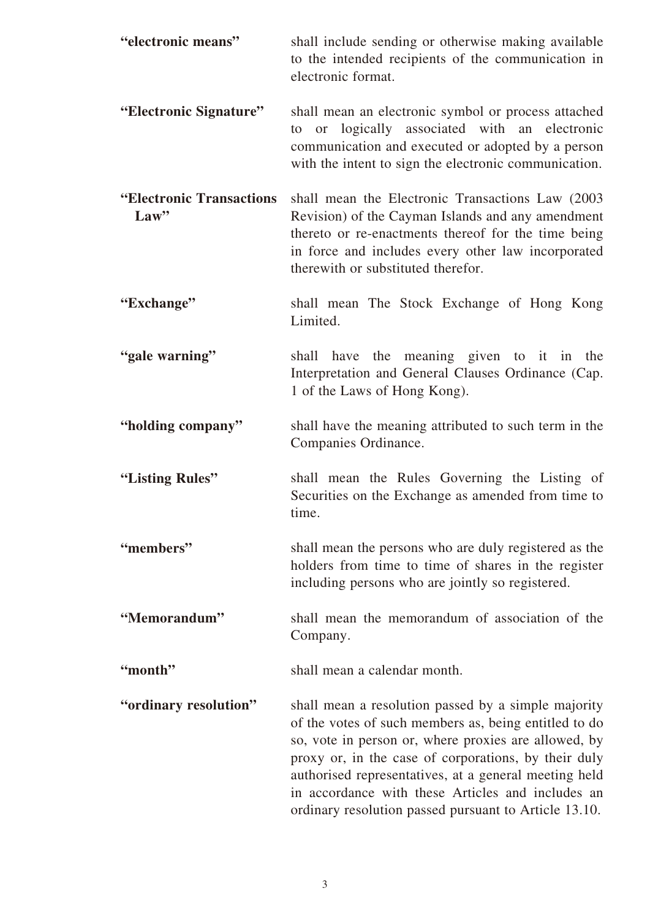| | |
|---|---|
| **"electronic means"** | shall include sending or otherwise making available to the intended recipients of the communication in electronic format. |
| **"Electronic Signature"** | shall mean an electronic symbol or process attached to or logically associated with an electronic communication and executed or adopted by a person with the intent to sign the electronic communication. |
| **"Electronic Transactions Law"** | shall mean the Electronic Transactions Law (2003 Revision) of the Cayman Islands and any amendment thereto or re-enactments thereof for the time being in force and includes every other law incorporated therewith or substituted therefor. |
| **"Exchange"** | shall mean The Stock Exchange of Hong Kong Limited. |
| **"gale warning"** | shall have the meaning given to it in the Interpretation and General Clauses Ordinance (Cap. 1 of the Laws of Hong Kong). |
| **"holding company"** | shall have the meaning attributed to such term in the Companies Ordinance. |
| **"Listing Rules"** | shall mean the Rules Governing the Listing of Securities on the Exchange as amended from time to time. |
| **"members"** | shall mean the persons who are duly registered as the holders from time to time of shares in the register including persons who are jointly so registered. |
| **"Memorandum"** | shall mean the memorandum of association of the Company. |
| **"month"** | shall mean a calendar month. |
| **"ordinary resolution"** | shall mean a resolution passed by a simple majority of the votes of such members as, being entitled to do so, vote in person or, where proxies are allowed, by proxy or, in the case of corporations, by their duly authorised representatives, at a general meeting held in accordance with these Articles and includes an ordinary resolution passed pursuant to Article 13.10. |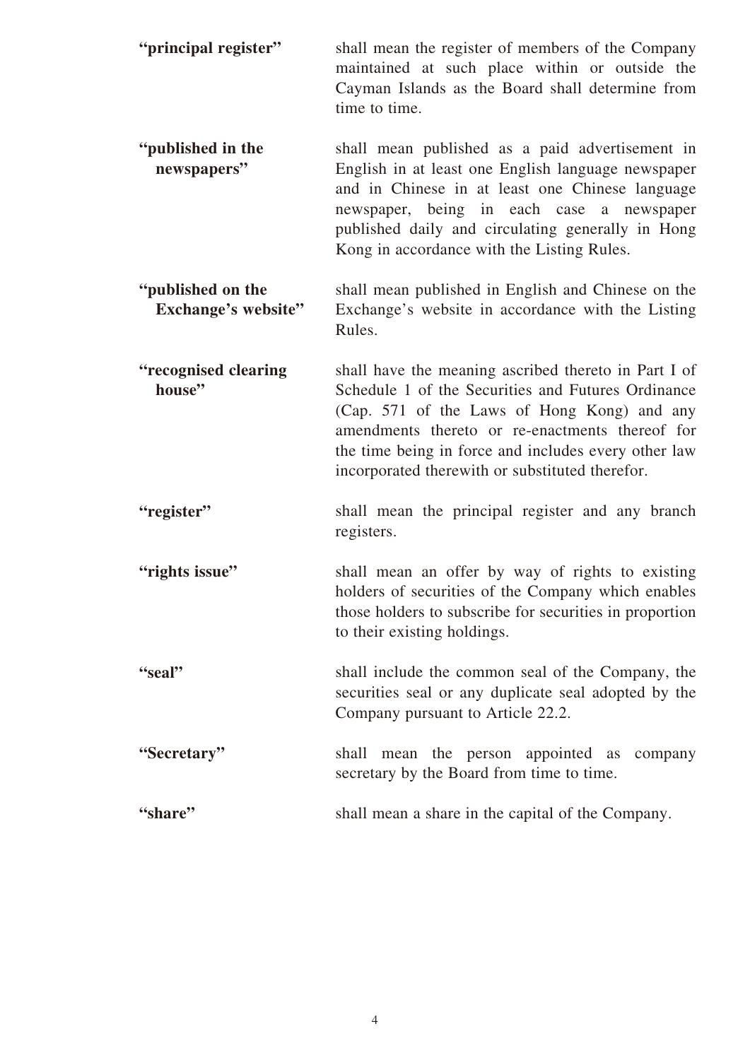| | |
|---|---|
| **"principal register"** | shall mean the register of members of the Company maintained at such place within or outside the Cayman Islands as the Board shall determine from time to time. |
| **"published in the newspapers"** | shall mean published as a paid advertisement in English in at least one English language newspaper and in Chinese in at least one Chinese language newspaper, being in each case a newspaper published daily and circulating generally in Hong Kong in accordance with the Listing Rules. |
| **"published on the Exchange's website"** | shall mean published in English and Chinese on the Exchange's website in accordance with the Listing Rules. |
| **"recognised clearing house"** | shall have the meaning ascribed thereto in Part I of Schedule 1 of the Securities and Futures Ordinance (Cap. 571 of the Laws of Hong Kong) and any amendments thereto or re-enactments thereof for the time being in force and includes every other law incorporated therewith or substituted therefor. |
| **"register"** | shall mean the principal register and any branch registers. |
| **"rights issue"** | shall mean an offer by way of rights to existing holders of securities of the Company which enables those holders to subscribe for securities in proportion to their existing holdings. |
| **"seal"** | shall include the common seal of the Company, the securities seal or any duplicate seal adopted by the Company pursuant to Article 22.2. |
| **"Secretary"** | shall mean the person appointed as company secretary by the Board from time to time. |
| **"share"** | shall mean a share in the capital of the Company. |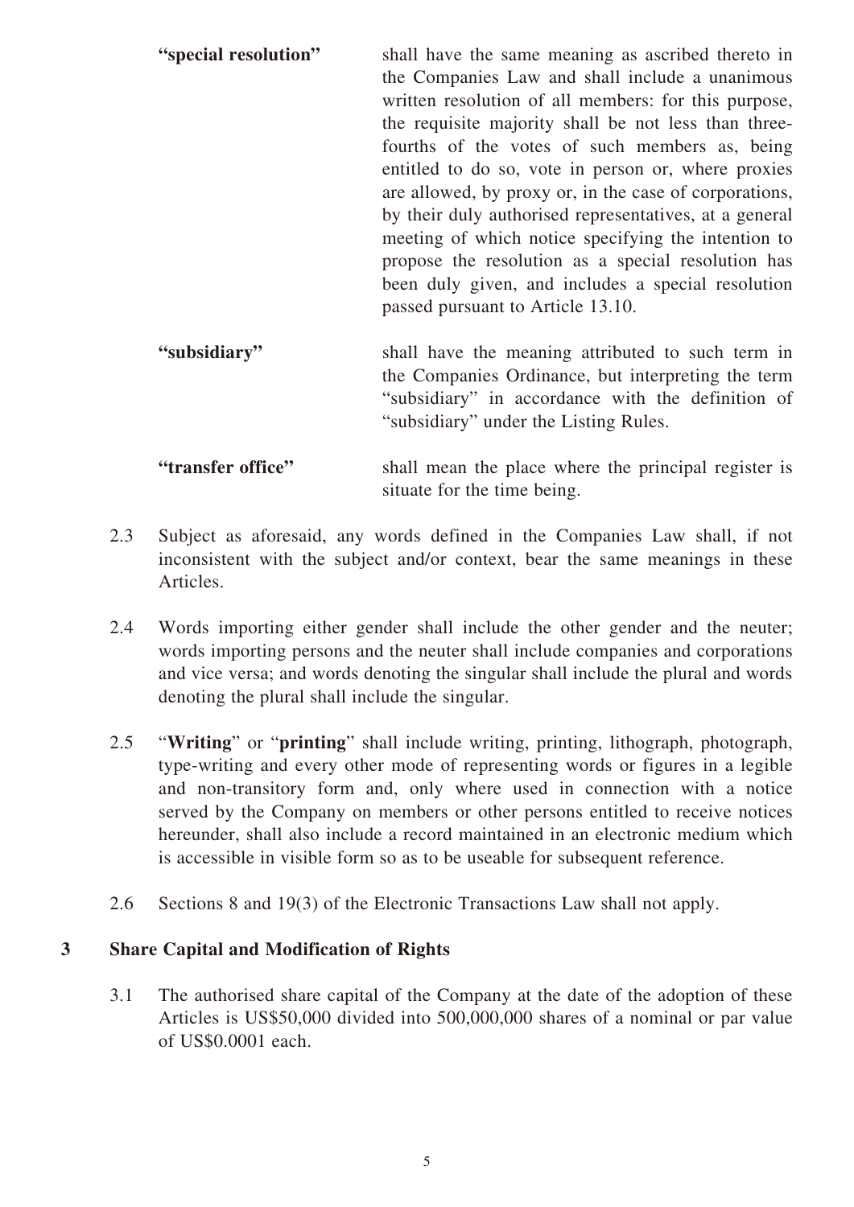| | |
|---|---|
| **"special resolution"** | shall have the same meaning as ascribed thereto in the Companies Law and shall include a unanimous written resolution of all members: for this purpose, the requisite majority shall be not less than three-fourths of the votes of such members as, being entitled to do so, vote in person or, where proxies are allowed, by proxy or, in the case of corporations, by their duly authorised representatives, at a general meeting of which notice specifying the intention to propose the resolution as a special resolution has been duly given, and includes a special resolution passed pursuant to Article 13.10. |
| **"subsidiary"** | shall have the meaning attributed to such term in the Companies Ordinance, but interpreting the term "subsidiary" in accordance with the definition of "subsidiary" under the Listing Rules. |
| **"transfer office"** | shall mean the place where the principal register is situate for the time being. |

2.3 Subject as aforesaid, any words defined in the Companies Law shall, if not inconsistent with the subject and/or context, bear the same meanings in these Articles.

2.4 Words importing either gender shall include the other gender and the neuter; words importing persons and the neuter shall include companies and corporations and vice versa; and words denoting the singular shall include the plural and words denoting the plural shall include the singular.

2.5 "**Writing**" or "**printing**" shall include writing, printing, lithograph, photograph, type-writing and every other mode of representing words or figures in a legible and non-transitory form and, only where used in connection with a notice served by the Company on members or other persons entitled to receive notices hereunder, shall also include a record maintained in an electronic medium which is accessible in visible form so as to be useable for subsequent reference.

2.6 Sections 8 and 19(3) of the Electronic Transactions Law shall not apply.

## 3 Share Capital and Modification of Rights

3.1 The authorised share capital of the Company at the date of the adoption of these Articles is US$50,000 divided into 500,000,000 shares of a nominal or par value of US$0.0001 each.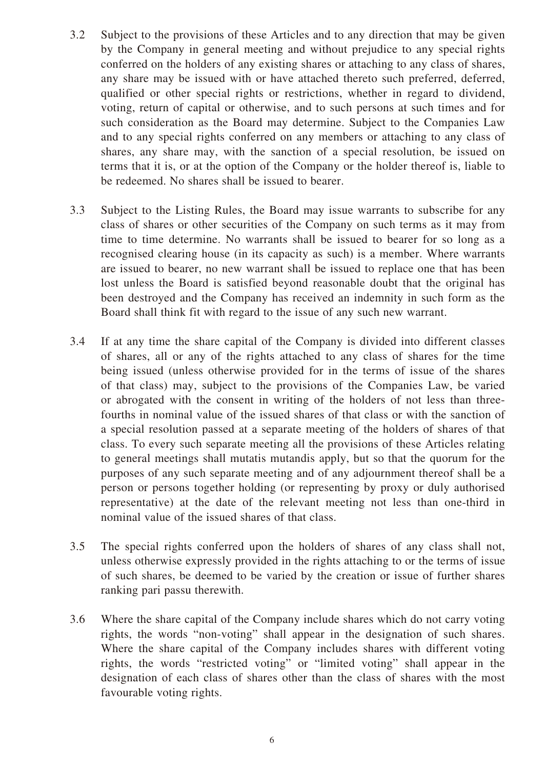3.2 Subject to the provisions of these Articles and to any direction that may be given by the Company in general meeting and without prejudice to any special rights conferred on the holders of any existing shares or attaching to any class of shares, any share may be issued with or have attached thereto such preferred, deferred, qualified or other special rights or restrictions, whether in regard to dividend, voting, return of capital or otherwise, and to such persons at such times and for such consideration as the Board may determine. Subject to the Companies Law and to any special rights conferred on any members or attaching to any class of shares, any share may, with the sanction of a special resolution, be issued on terms that it is, or at the option of the Company or the holder thereof is, liable to be redeemed. No shares shall be issued to bearer.

3.3 Subject to the Listing Rules, the Board may issue warrants to subscribe for any class of shares or other securities of the Company on such terms as it may from time to time determine. No warrants shall be issued to bearer for so long as a recognised clearing house (in its capacity as such) is a member. Where warrants are issued to bearer, no new warrant shall be issued to replace one that has been lost unless the Board is satisfied beyond reasonable doubt that the original has been destroyed and the Company has received an indemnity in such form as the Board shall think fit with regard to the issue of any such new warrant.

3.4 If at any time the share capital of the Company is divided into different classes of shares, all or any of the rights attached to any class of shares for the time being issued (unless otherwise provided for in the terms of issue of the shares of that class) may, subject to the provisions of the Companies Law, be varied or abrogated with the consent in writing of the holders of not less than three-fourths in nominal value of the issued shares of that class or with the sanction of a special resolution passed at a separate meeting of the holders of shares of that class. To every such separate meeting all the provisions of these Articles relating to general meetings shall mutatis mutandis apply, but so that the quorum for the purposes of any such separate meeting and of any adjournment thereof shall be a person or persons together holding (or representing by proxy or duly authorised representative) at the date of the relevant meeting not less than one-third in nominal value of the issued shares of that class.

3.5 The special rights conferred upon the holders of shares of any class shall not, unless otherwise expressly provided in the rights attaching to or the terms of issue of such shares, be deemed to be varied by the creation or issue of further shares ranking pari passu therewith.

3.6 Where the share capital of the Company include shares which do not carry voting rights, the words "non-voting" shall appear in the designation of such shares. Where the share capital of the Company includes shares with different voting rights, the words "restricted voting" or "limited voting" shall appear in the designation of each class of shares other than the class of shares with the most favourable voting rights.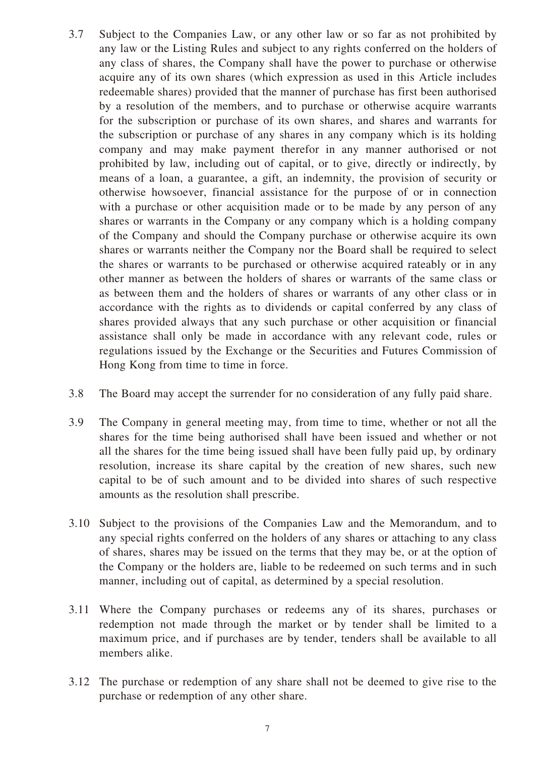3.7 Subject to the Companies Law, or any other law or so far as not prohibited by any law or the Listing Rules and subject to any rights conferred on the holders of any class of shares, the Company shall have the power to purchase or otherwise acquire any of its own shares (which expression as used in this Article includes redeemable shares) provided that the manner of purchase has first been authorised by a resolution of the members, and to purchase or otherwise acquire warrants for the subscription or purchase of its own shares, and shares and warrants for the subscription or purchase of any shares in any company which is its holding company and may make payment therefor in any manner authorised or not prohibited by law, including out of capital, or to give, directly or indirectly, by means of a loan, a guarantee, a gift, an indemnity, the provision of security or otherwise howsoever, financial assistance for the purpose of or in connection with a purchase or other acquisition made or to be made by any person of any shares or warrants in the Company or any company which is a holding company of the Company and should the Company purchase or otherwise acquire its own shares or warrants neither the Company nor the Board shall be required to select the shares or warrants to be purchased or otherwise acquired rateably or in any other manner as between the holders of shares or warrants of the same class or as between them and the holders of shares or warrants of any other class or in accordance with the rights as to dividends or capital conferred by any class of shares provided always that any such purchase or other acquisition or financial assistance shall only be made in accordance with any relevant code, rules or regulations issued by the Exchange or the Securities and Futures Commission of Hong Kong from time to time in force.

3.8 The Board may accept the surrender for no consideration of any fully paid share.

3.9 The Company in general meeting may, from time to time, whether or not all the shares for the time being authorised shall have been issued and whether or not all the shares for the time being issued shall have been fully paid up, by ordinary resolution, increase its share capital by the creation of new shares, such new capital to be of such amount and to be divided into shares of such respective amounts as the resolution shall prescribe.

3.10 Subject to the provisions of the Companies Law and the Memorandum, and to any special rights conferred on the holders of any shares or attaching to any class of shares, shares may be issued on the terms that they may be, or at the option of the Company or the holders are, liable to be redeemed on such terms and in such manner, including out of capital, as determined by a special resolution.

3.11 Where the Company purchases or redeems any of its shares, purchases or redemption not made through the market or by tender shall be limited to a maximum price, and if purchases are by tender, tenders shall be available to all members alike.

3.12 The purchase or redemption of any share shall not be deemed to give rise to the purchase or redemption of any other share.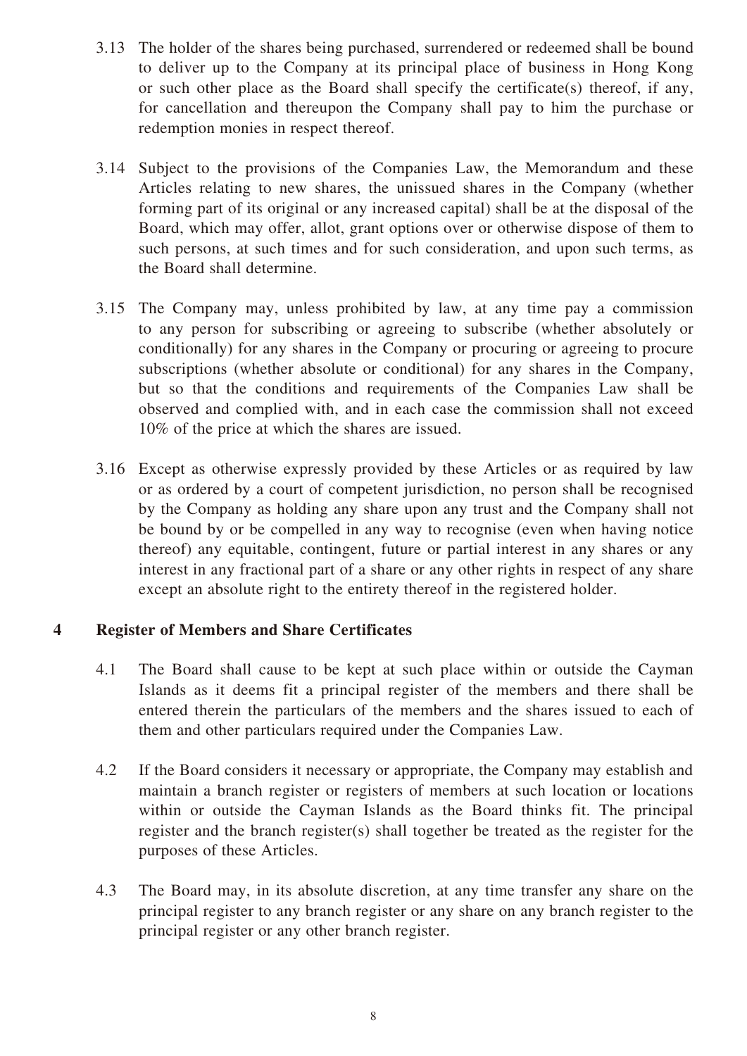3.13 The holder of the shares being purchased, surrendered or redeemed shall be bound to deliver up to the Company at its principal place of business in Hong Kong or such other place as the Board shall specify the certificate(s) thereof, if any, for cancellation and thereupon the Company shall pay to him the purchase or redemption monies in respect thereof.

3.14 Subject to the provisions of the Companies Law, the Memorandum and these Articles relating to new shares, the unissued shares in the Company (whether forming part of its original or any increased capital) shall be at the disposal of the Board, which may offer, allot, grant options over or otherwise dispose of them to such persons, at such times and for such consideration, and upon such terms, as the Board shall determine.

3.15 The Company may, unless prohibited by law, at any time pay a commission to any person for subscribing or agreeing to subscribe (whether absolutely or conditionally) for any shares in the Company or procuring or agreeing to procure subscriptions (whether absolute or conditional) for any shares in the Company, but so that the conditions and requirements of the Companies Law shall be observed and complied with, and in each case the commission shall not exceed 10% of the price at which the shares are issued.

3.16 Except as otherwise expressly provided by these Articles or as required by law or as ordered by a court of competent jurisdiction, no person shall be recognised by the Company as holding any share upon any trust and the Company shall not be bound by or be compelled in any way to recognise (even when having notice thereof) any equitable, contingent, future or partial interest in any shares or any interest in any fractional part of a share or any other rights in respect of any share except an absolute right to the entirety thereof in the registered holder.

## 4 Register of Members and Share Certificates

4.1 The Board shall cause to be kept at such place within or outside the Cayman Islands as it deems fit a principal register of the members and there shall be entered therein the particulars of the members and the shares issued to each of them and other particulars required under the Companies Law.

4.2 If the Board considers it necessary or appropriate, the Company may establish and maintain a branch register or registers of members at such location or locations within or outside the Cayman Islands as the Board thinks fit. The principal register and the branch register(s) shall together be treated as the register for the purposes of these Articles.

4.3 The Board may, in its absolute discretion, at any time transfer any share on the principal register to any branch register or any share on any branch register to the principal register or any other branch register.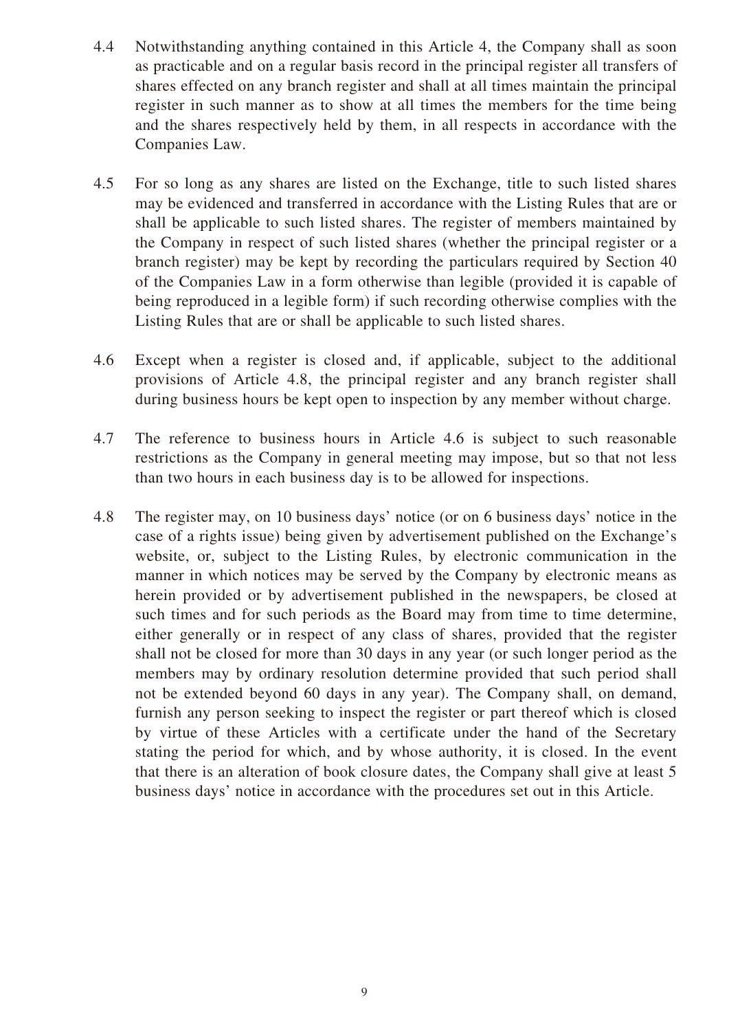4.4 Notwithstanding anything contained in this Article 4, the Company shall as soon as practicable and on a regular basis record in the principal register all transfers of shares effected on any branch register and shall at all times maintain the principal register in such manner as to show at all times the members for the time being and the shares respectively held by them, in all respects in accordance with the Companies Law.

4.5 For so long as any shares are listed on the Exchange, title to such listed shares may be evidenced and transferred in accordance with the Listing Rules that are or shall be applicable to such listed shares. The register of members maintained by the Company in respect of such listed shares (whether the principal register or a branch register) may be kept by recording the particulars required by Section 40 of the Companies Law in a form otherwise than legible (provided it is capable of being reproduced in a legible form) if such recording otherwise complies with the Listing Rules that are or shall be applicable to such listed shares.

4.6 Except when a register is closed and, if applicable, subject to the additional provisions of Article 4.8, the principal register and any branch register shall during business hours be kept open to inspection by any member without charge.

4.7 The reference to business hours in Article 4.6 is subject to such reasonable restrictions as the Company in general meeting may impose, but so that not less than two hours in each business day is to be allowed for inspections.

4.8 The register may, on 10 business days' notice (or on 6 business days' notice in the case of a rights issue) being given by advertisement published on the Exchange's website, or, subject to the Listing Rules, by electronic communication in the manner in which notices may be served by the Company by electronic means as herein provided or by advertisement published in the newspapers, be closed at such times and for such periods as the Board may from time to time determine, either generally or in respect of any class of shares, provided that the register shall not be closed for more than 30 days in any year (or such longer period as the members may by ordinary resolution determine provided that such period shall not be extended beyond 60 days in any year). The Company shall, on demand, furnish any person seeking to inspect the register or part thereof which is closed by virtue of these Articles with a certificate under the hand of the Secretary stating the period for which, and by whose authority, it is closed. In the event that there is an alteration of book closure dates, the Company shall give at least 5 business days' notice in accordance with the procedures set out in this Article.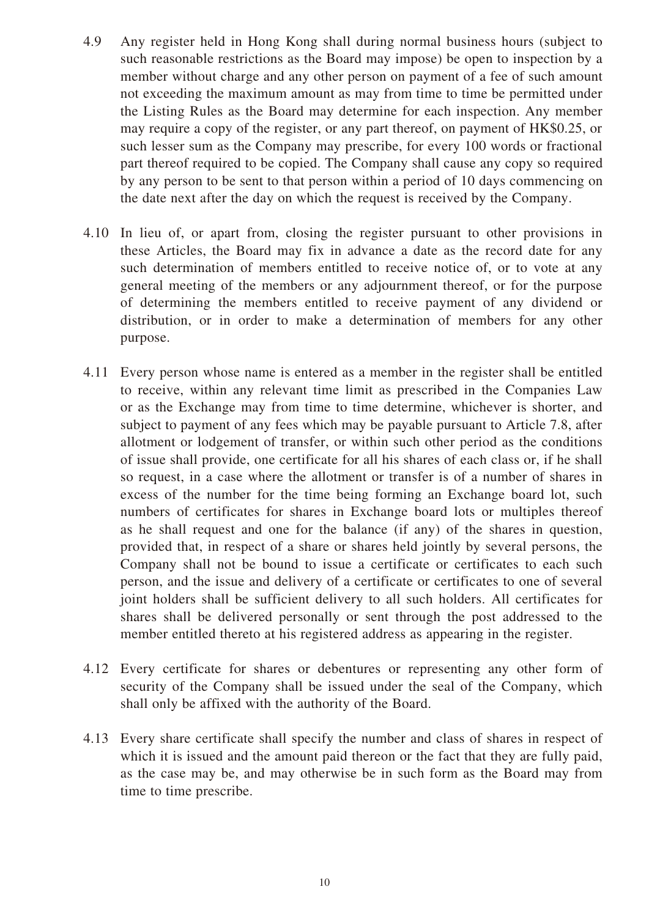4.9 Any register held in Hong Kong shall during normal business hours (subject to such reasonable restrictions as the Board may impose) be open to inspection by a member without charge and any other person on payment of a fee of such amount not exceeding the maximum amount as may from time to time be permitted under the Listing Rules as the Board may determine for each inspection. Any member may require a copy of the register, or any part thereof, on payment of HK$0.25, or such lesser sum as the Company may prescribe, for every 100 words or fractional part thereof required to be copied. The Company shall cause any copy so required by any person to be sent to that person within a period of 10 days commencing on the date next after the day on which the request is received by the Company.

4.10 In lieu of, or apart from, closing the register pursuant to other provisions in these Articles, the Board may fix in advance a date as the record date for any such determination of members entitled to receive notice of, or to vote at any general meeting of the members or any adjournment thereof, or for the purpose of determining the members entitled to receive payment of any dividend or distribution, or in order to make a determination of members for any other purpose.

4.11 Every person whose name is entered as a member in the register shall be entitled to receive, within any relevant time limit as prescribed in the Companies Law or as the Exchange may from time to time determine, whichever is shorter, and subject to payment of any fees which may be payable pursuant to Article 7.8, after allotment or lodgement of transfer, or within such other period as the conditions of issue shall provide, one certificate for all his shares of each class or, if he shall so request, in a case where the allotment or transfer is of a number of shares in excess of the number for the time being forming an Exchange board lot, such numbers of certificates for shares in Exchange board lots or multiples thereof as he shall request and one for the balance (if any) of the shares in question, provided that, in respect of a share or shares held jointly by several persons, the Company shall not be bound to issue a certificate or certificates to each such person, and the issue and delivery of a certificate or certificates to one of several joint holders shall be sufficient delivery to all such holders. All certificates for shares shall be delivered personally or sent through the post addressed to the member entitled thereto at his registered address as appearing in the register.

4.12 Every certificate for shares or debentures or representing any other form of security of the Company shall be issued under the seal of the Company, which shall only be affixed with the authority of the Board.

4.13 Every share certificate shall specify the number and class of shares in respect of which it is issued and the amount paid thereon or the fact that they are fully paid, as the case may be, and may otherwise be in such form as the Board may from time to time prescribe.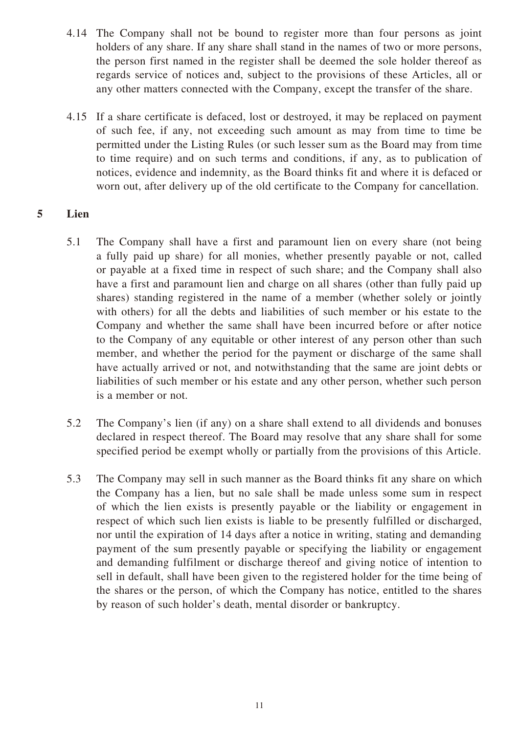4.14 The Company shall not be bound to register more than four persons as joint holders of any share. If any share shall stand in the names of two or more persons, the person first named in the register shall be deemed the sole holder thereof as regards service of notices and, subject to the provisions of these Articles, all or any other matters connected with the Company, except the transfer of the share.

4.15 If a share certificate is defaced, lost or destroyed, it may be replaced on payment of such fee, if any, not exceeding such amount as may from time to time be permitted under the Listing Rules (or such lesser sum as the Board may from time to time require) and on such terms and conditions, if any, as to publication of notices, evidence and indemnity, as the Board thinks fit and where it is defaced or worn out, after delivery up of the old certificate to the Company for cancellation.

## 5 Lien

5.1 The Company shall have a first and paramount lien on every share (not being a fully paid up share) for all monies, whether presently payable or not, called or payable at a fixed time in respect of such share; and the Company shall also have a first and paramount lien and charge on all shares (other than fully paid up shares) standing registered in the name of a member (whether solely or jointly with others) for all the debts and liabilities of such member or his estate to the Company and whether the same shall have been incurred before or after notice to the Company of any equitable or other interest of any person other than such member, and whether the period for the payment or discharge of the same shall have actually arrived or not, and notwithstanding that the same are joint debts or liabilities of such member or his estate and any other person, whether such person is a member or not.

5.2 The Company's lien (if any) on a share shall extend to all dividends and bonuses declared in respect thereof. The Board may resolve that any share shall for some specified period be exempt wholly or partially from the provisions of this Article.

5.3 The Company may sell in such manner as the Board thinks fit any share on which the Company has a lien, but no sale shall be made unless some sum in respect of which the lien exists is presently payable or the liability or engagement in respect of which such lien exists is liable to be presently fulfilled or discharged, nor until the expiration of 14 days after a notice in writing, stating and demanding payment of the sum presently payable or specifying the liability or engagement and demanding fulfilment or discharge thereof and giving notice of intention to sell in default, shall have been given to the registered holder for the time being of the shares or the person, of which the Company has notice, entitled to the shares by reason of such holder's death, mental disorder or bankruptcy.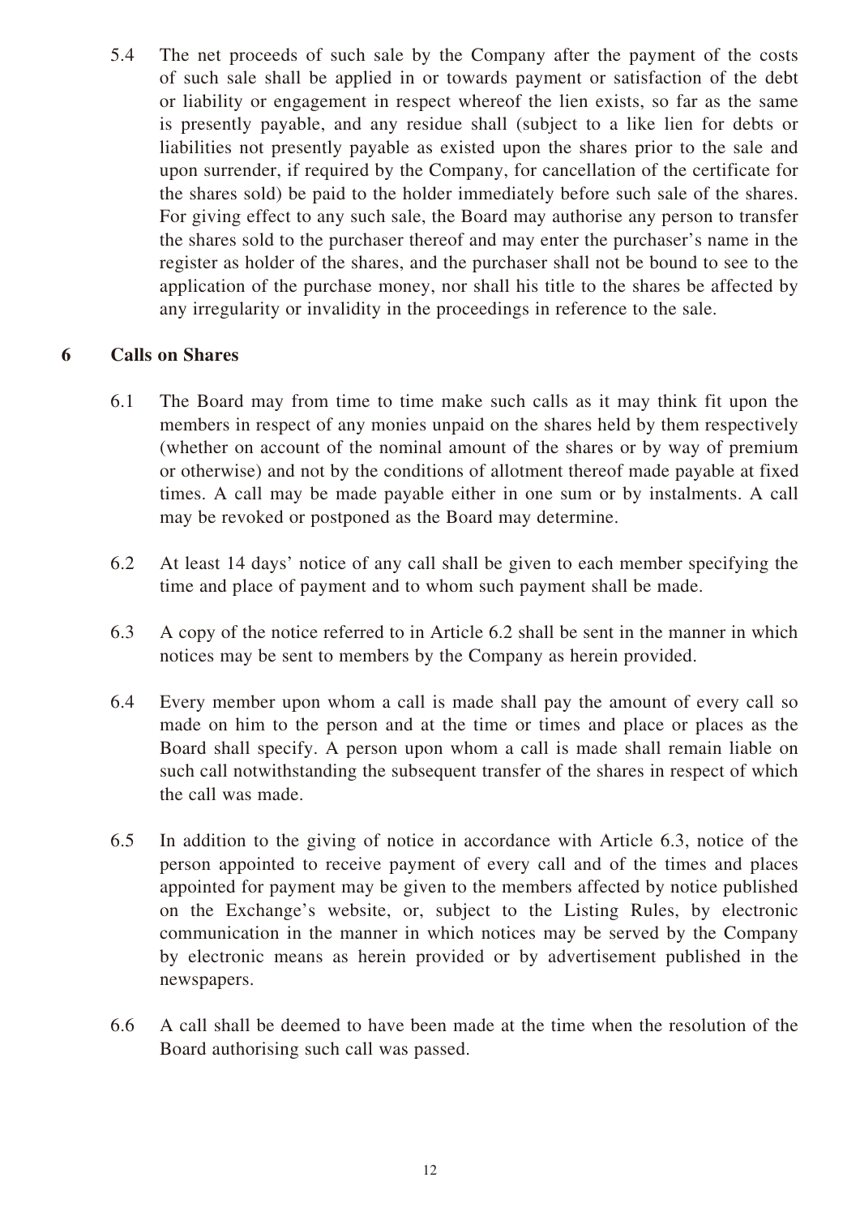5.4 The net proceeds of such sale by the Company after the payment of the costs of such sale shall be applied in or towards payment or satisfaction of the debt or liability or engagement in respect whereof the lien exists, so far as the same is presently payable, and any residue shall (subject to a like lien for debts or liabilities not presently payable as existed upon the shares prior to the sale and upon surrender, if required by the Company, for cancellation of the certificate for the shares sold) be paid to the holder immediately before such sale of the shares. For giving effect to any such sale, the Board may authorise any person to transfer the shares sold to the purchaser thereof and may enter the purchaser's name in the register as holder of the shares, and the purchaser shall not be bound to see to the application of the purchase money, nor shall his title to the shares be affected by any irregularity or invalidity in the proceedings in reference to the sale.

## 6 Calls on Shares

6.1 The Board may from time to time make such calls as it may think fit upon the members in respect of any monies unpaid on the shares held by them respectively (whether on account of the nominal amount of the shares or by way of premium or otherwise) and not by the conditions of allotment thereof made payable at fixed times. A call may be made payable either in one sum or by instalments. A call may be revoked or postponed as the Board may determine.

6.2 At least 14 days' notice of any call shall be given to each member specifying the time and place of payment and to whom such payment shall be made.

6.3 A copy of the notice referred to in Article 6.2 shall be sent in the manner in which notices may be sent to members by the Company as herein provided.

6.4 Every member upon whom a call is made shall pay the amount of every call so made on him to the person and at the time or times and place or places as the Board shall specify. A person upon whom a call is made shall remain liable on such call notwithstanding the subsequent transfer of the shares in respect of which the call was made.

6.5 In addition to the giving of notice in accordance with Article 6.3, notice of the person appointed to receive payment of every call and of the times and places appointed for payment may be given to the members affected by notice published on the Exchange's website, or, subject to the Listing Rules, by electronic communication in the manner in which notices may be served by the Company by electronic means as herein provided or by advertisement published in the newspapers.

6.6 A call shall be deemed to have been made at the time when the resolution of the Board authorising such call was passed.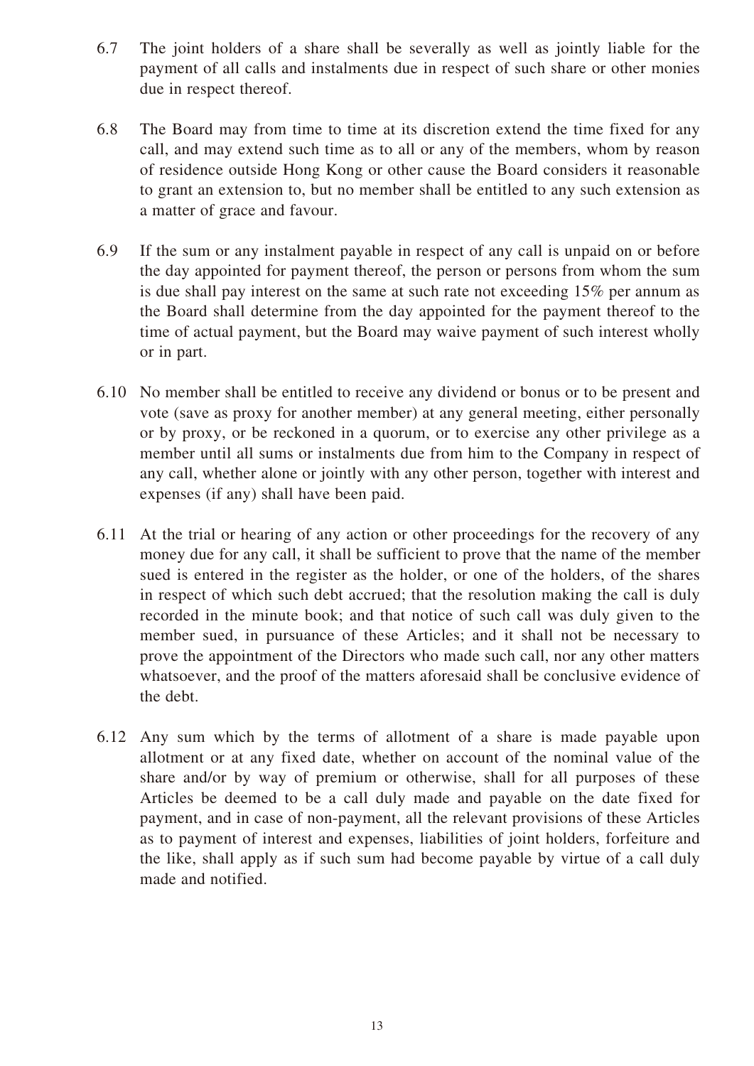6.7 The joint holders of a share shall be severally as well as jointly liable for the payment of all calls and instalments due in respect of such share or other monies due in respect thereof.

6.8 The Board may from time to time at its discretion extend the time fixed for any call, and may extend such time as to all or any of the members, whom by reason of residence outside Hong Kong or other cause the Board considers it reasonable to grant an extension to, but no member shall be entitled to any such extension as a matter of grace and favour.

6.9 If the sum or any instalment payable in respect of any call is unpaid on or before the day appointed for payment thereof, the person or persons from whom the sum is due shall pay interest on the same at such rate not exceeding 15% per annum as the Board shall determine from the day appointed for the payment thereof to the time of actual payment, but the Board may waive payment of such interest wholly or in part.

6.10 No member shall be entitled to receive any dividend or bonus or to be present and vote (save as proxy for another member) at any general meeting, either personally or by proxy, or be reckoned in a quorum, or to exercise any other privilege as a member until all sums or instalments due from him to the Company in respect of any call, whether alone or jointly with any other person, together with interest and expenses (if any) shall have been paid.

6.11 At the trial or hearing of any action or other proceedings for the recovery of any money due for any call, it shall be sufficient to prove that the name of the member sued is entered in the register as the holder, or one of the holders, of the shares in respect of which such debt accrued; that the resolution making the call is duly recorded in the minute book; and that notice of such call was duly given to the member sued, in pursuance of these Articles; and it shall not be necessary to prove the appointment of the Directors who made such call, nor any other matters whatsoever, and the proof of the matters aforesaid shall be conclusive evidence of the debt.

6.12 Any sum which by the terms of allotment of a share is made payable upon allotment or at any fixed date, whether on account of the nominal value of the share and/or by way of premium or otherwise, shall for all purposes of these Articles be deemed to be a call duly made and payable on the date fixed for payment, and in case of non-payment, all the relevant provisions of these Articles as to payment of interest and expenses, liabilities of joint holders, forfeiture and the like, shall apply as if such sum had become payable by virtue of a call duly made and notified.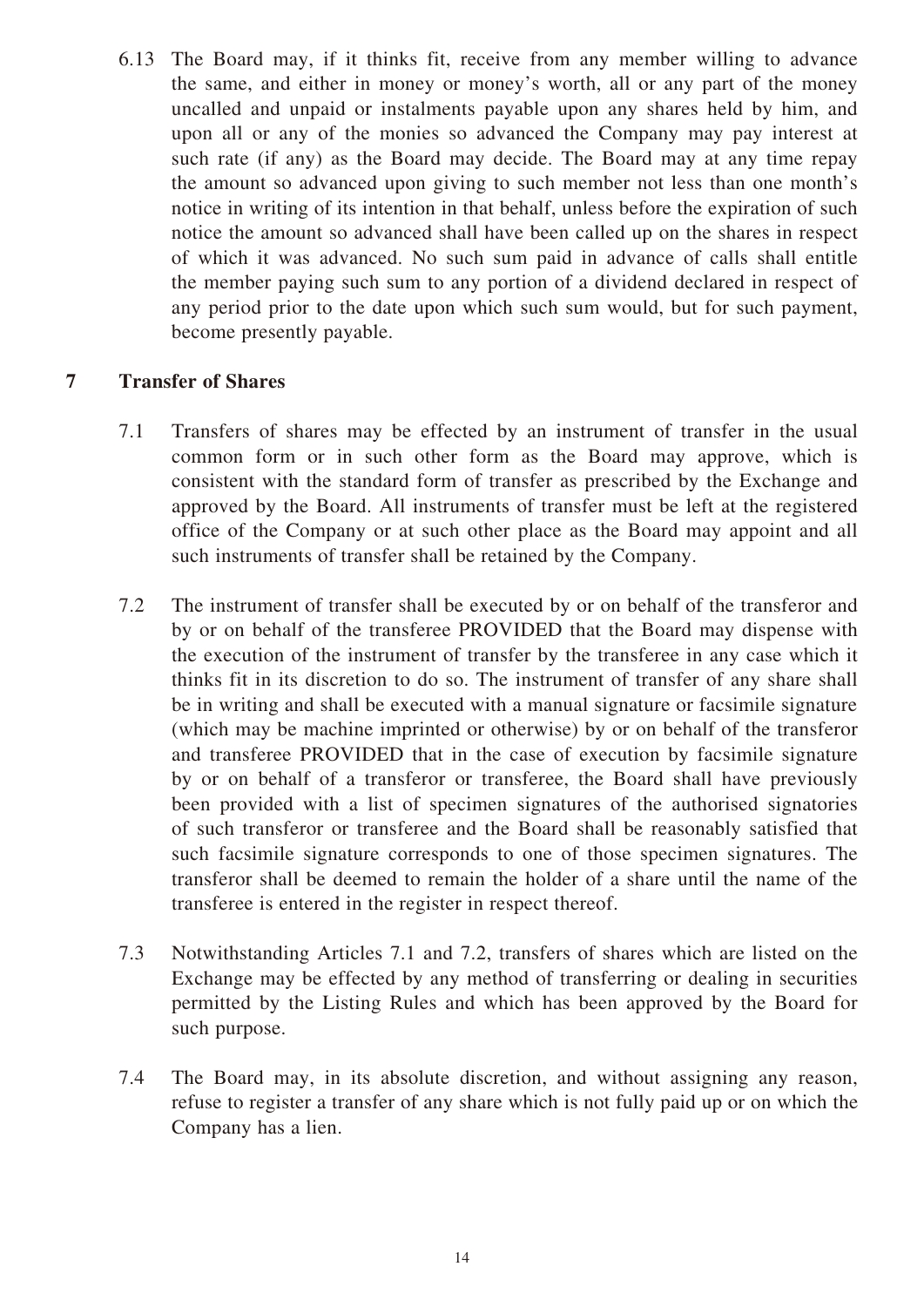6.13 The Board may, if it thinks fit, receive from any member willing to advance the same, and either in money or money's worth, all or any part of the money uncalled and unpaid or instalments payable upon any shares held by him, and upon all or any of the monies so advanced the Company may pay interest at such rate (if any) as the Board may decide. The Board may at any time repay the amount so advanced upon giving to such member not less than one month's notice in writing of its intention in that behalf, unless before the expiration of such notice the amount so advanced shall have been called up on the shares in respect of which it was advanced. No such sum paid in advance of calls shall entitle the member paying such sum to any portion of a dividend declared in respect of any period prior to the date upon which such sum would, but for such payment, become presently payable.

## 7 Transfer of Shares

7.1 Transfers of shares may be effected by an instrument of transfer in the usual common form or in such other form as the Board may approve, which is consistent with the standard form of transfer as prescribed by the Exchange and approved by the Board. All instruments of transfer must be left at the registered office of the Company or at such other place as the Board may appoint and all such instruments of transfer shall be retained by the Company.

7.2 The instrument of transfer shall be executed by or on behalf of the transferor and by or on behalf of the transferee PROVIDED that the Board may dispense with the execution of the instrument of transfer by the transferee in any case which it thinks fit in its discretion to do so. The instrument of transfer of any share shall be in writing and shall be executed with a manual signature or facsimile signature (which may be machine imprinted or otherwise) by or on behalf of the transferor and transferee PROVIDED that in the case of execution by facsimile signature by or on behalf of a transferor or transferee, the Board shall have previously been provided with a list of specimen signatures of the authorised signatories of such transferor or transferee and the Board shall be reasonably satisfied that such facsimile signature corresponds to one of those specimen signatures. The transferor shall be deemed to remain the holder of a share until the name of the transferee is entered in the register in respect thereof.

7.3 Notwithstanding Articles 7.1 and 7.2, transfers of shares which are listed on the Exchange may be effected by any method of transferring or dealing in securities permitted by the Listing Rules and which has been approved by the Board for such purpose.

7.4 The Board may, in its absolute discretion, and without assigning any reason, refuse to register a transfer of any share which is not fully paid up or on which the Company has a lien.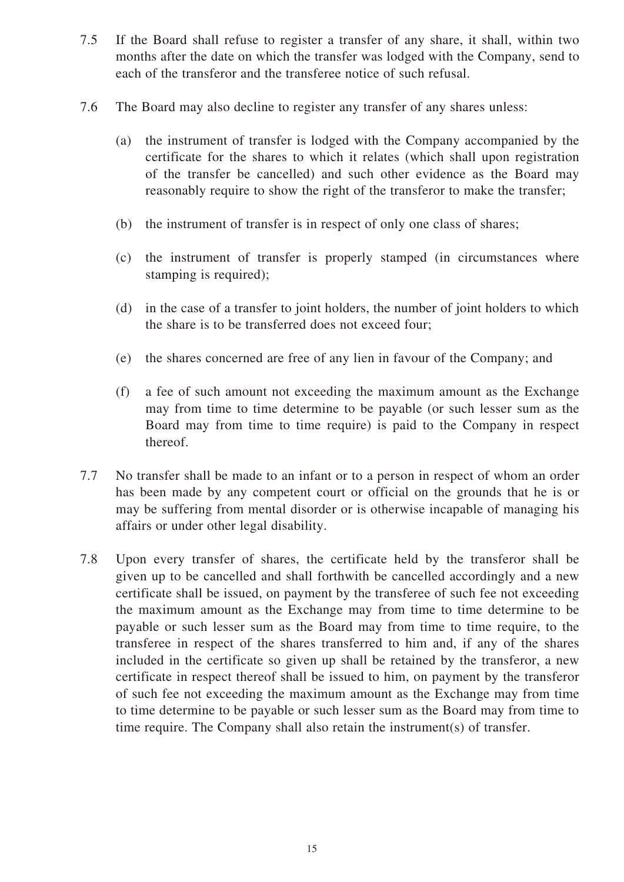7.5 If the Board shall refuse to register a transfer of any share, it shall, within two months after the date on which the transfer was lodged with the Company, send to each of the transferor and the transferee notice of such refusal.

7.6 The Board may also decline to register any transfer of any shares unless:

(a) the instrument of transfer is lodged with the Company accompanied by the certificate for the shares to which it relates (which shall upon registration of the transfer be cancelled) and such other evidence as the Board may reasonably require to show the right of the transferor to make the transfer;

(b) the instrument of transfer is in respect of only one class of shares;

(c) the instrument of transfer is properly stamped (in circumstances where stamping is required);

(d) in the case of a transfer to joint holders, the number of joint holders to which the share is to be transferred does not exceed four;

(e) the shares concerned are free of any lien in favour of the Company; and

(f) a fee of such amount not exceeding the maximum amount as the Exchange may from time to time determine to be payable (or such lesser sum as the Board may from time to time require) is paid to the Company in respect thereof.

7.7 No transfer shall be made to an infant or to a person in respect of whom an order has been made by any competent court or official on the grounds that he is or may be suffering from mental disorder or is otherwise incapable of managing his affairs or under other legal disability.

7.8 Upon every transfer of shares, the certificate held by the transferor shall be given up to be cancelled and shall forthwith be cancelled accordingly and a new certificate shall be issued, on payment by the transferee of such fee not exceeding the maximum amount as the Exchange may from time to time determine to be payable or such lesser sum as the Board may from time to time require, to the transferee in respect of the shares transferred to him and, if any of the shares included in the certificate so given up shall be retained by the transferor, a new certificate in respect thereof shall be issued to him, on payment by the transferor of such fee not exceeding the maximum amount as the Exchange may from time to time determine to be payable or such lesser sum as the Board may from time to time require. The Company shall also retain the instrument(s) of transfer.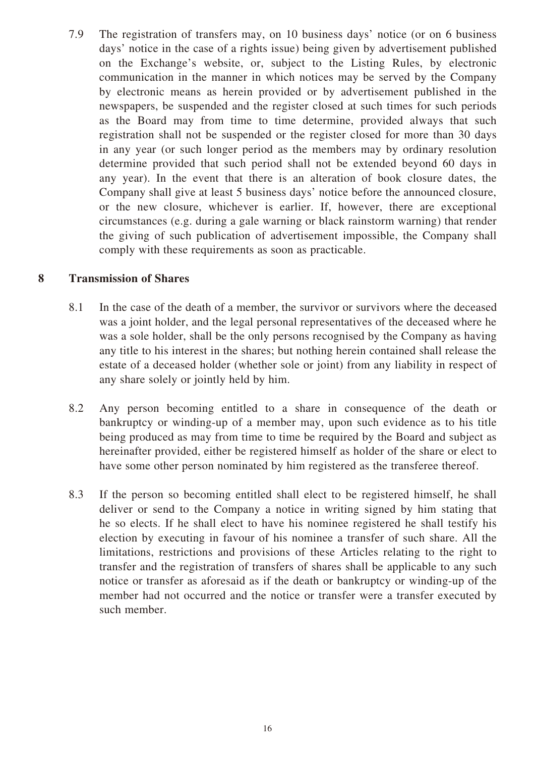7.9 The registration of transfers may, on 10 business days' notice (or on 6 business days' notice in the case of a rights issue) being given by advertisement published on the Exchange's website, or, subject to the Listing Rules, by electronic communication in the manner in which notices may be served by the Company by electronic means as herein provided or by advertisement published in the newspapers, be suspended and the register closed at such times for such periods as the Board may from time to time determine, provided always that such registration shall not be suspended or the register closed for more than 30 days in any year (or such longer period as the members may by ordinary resolution determine provided that such period shall not be extended beyond 60 days in any year). In the event that there is an alteration of book closure dates, the Company shall give at least 5 business days' notice before the announced closure, or the new closure, whichever is earlier. If, however, there are exceptional circumstances (e.g. during a gale warning or black rainstorm warning) that render the giving of such publication of advertisement impossible, the Company shall comply with these requirements as soon as practicable.

## 8 Transmission of Shares

8.1 In the case of the death of a member, the survivor or survivors where the deceased was a joint holder, and the legal personal representatives of the deceased where he was a sole holder, shall be the only persons recognised by the Company as having any title to his interest in the shares; but nothing herein contained shall release the estate of a deceased holder (whether sole or joint) from any liability in respect of any share solely or jointly held by him.

8.2 Any person becoming entitled to a share in consequence of the death or bankruptcy or winding-up of a member may, upon such evidence as to his title being produced as may from time to time be required by the Board and subject as hereinafter provided, either be registered himself as holder of the share or elect to have some other person nominated by him registered as the transferee thereof.

8.3 If the person so becoming entitled shall elect to be registered himself, he shall deliver or send to the Company a notice in writing signed by him stating that he so elects. If he shall elect to have his nominee registered he shall testify his election by executing in favour of his nominee a transfer of such share. All the limitations, restrictions and provisions of these Articles relating to the right to transfer and the registration of transfers of shares shall be applicable to any such notice or transfer as aforesaid as if the death or bankruptcy or winding-up of the member had not occurred and the notice or transfer were a transfer executed by such member.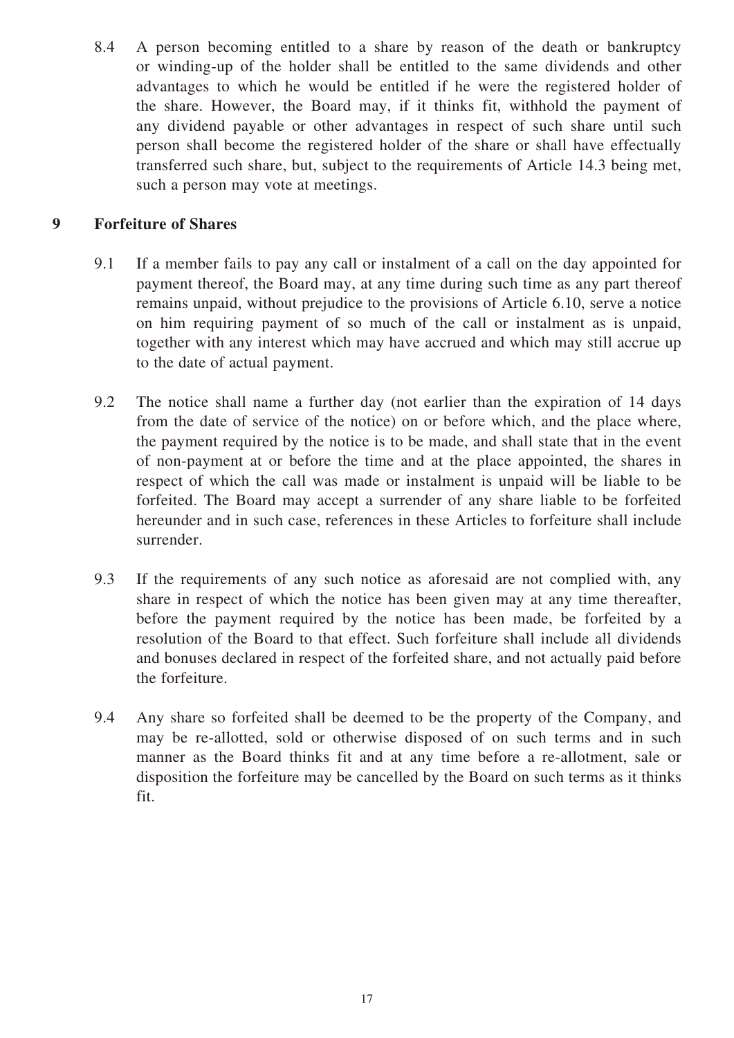8.4 A person becoming entitled to a share by reason of the death or bankruptcy or winding-up of the holder shall be entitled to the same dividends and other advantages to which he would be entitled if he were the registered holder of the share. However, the Board may, if it thinks fit, withhold the payment of any dividend payable or other advantages in respect of such share until such person shall become the registered holder of the share or shall have effectually transferred such share, but, subject to the requirements of Article 14.3 being met, such a person may vote at meetings.

## 9 Forfeiture of Shares

9.1 If a member fails to pay any call or instalment of a call on the day appointed for payment thereof, the Board may, at any time during such time as any part thereof remains unpaid, without prejudice to the provisions of Article 6.10, serve a notice on him requiring payment of so much of the call or instalment as is unpaid, together with any interest which may have accrued and which may still accrue up to the date of actual payment.

9.2 The notice shall name a further day (not earlier than the expiration of 14 days from the date of service of the notice) on or before which, and the place where, the payment required by the notice is to be made, and shall state that in the event of non-payment at or before the time and at the place appointed, the shares in respect of which the call was made or instalment is unpaid will be liable to be forfeited. The Board may accept a surrender of any share liable to be forfeited hereunder and in such case, references in these Articles to forfeiture shall include surrender.

9.3 If the requirements of any such notice as aforesaid are not complied with, any share in respect of which the notice has been given may at any time thereafter, before the payment required by the notice has been made, be forfeited by a resolution of the Board to that effect. Such forfeiture shall include all dividends and bonuses declared in respect of the forfeited share, and not actually paid before the forfeiture.

9.4 Any share so forfeited shall be deemed to be the property of the Company, and may be re-allotted, sold or otherwise disposed of on such terms and in such manner as the Board thinks fit and at any time before a re-allotment, sale or disposition the forfeiture may be cancelled by the Board on such terms as it thinks fit.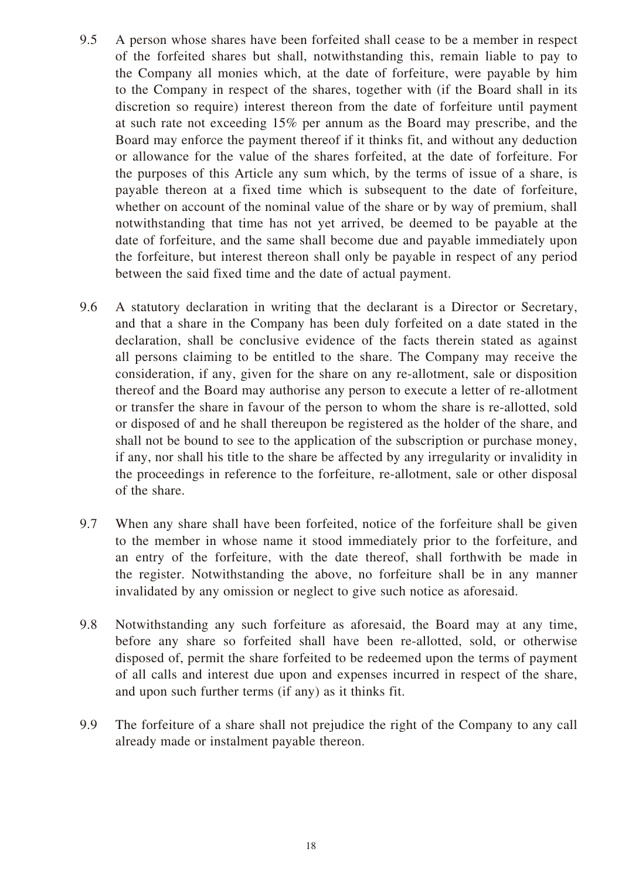9.5 A person whose shares have been forfeited shall cease to be a member in respect of the forfeited shares but shall, notwithstanding this, remain liable to pay to the Company all monies which, at the date of forfeiture, were payable by him to the Company in respect of the shares, together with (if the Board shall in its discretion so require) interest thereon from the date of forfeiture until payment at such rate not exceeding 15% per annum as the Board may prescribe, and the Board may enforce the payment thereof if it thinks fit, and without any deduction or allowance for the value of the shares forfeited, at the date of forfeiture. For the purposes of this Article any sum which, by the terms of issue of a share, is payable thereon at a fixed time which is subsequent to the date of forfeiture, whether on account of the nominal value of the share or by way of premium, shall notwithstanding that time has not yet arrived, be deemed to be payable at the date of forfeiture, and the same shall become due and payable immediately upon the forfeiture, but interest thereon shall only be payable in respect of any period between the said fixed time and the date of actual payment.

9.6 A statutory declaration in writing that the declarant is a Director or Secretary, and that a share in the Company has been duly forfeited on a date stated in the declaration, shall be conclusive evidence of the facts therein stated as against all persons claiming to be entitled to the share. The Company may receive the consideration, if any, given for the share on any re-allotment, sale or disposition thereof and the Board may authorise any person to execute a letter of re-allotment or transfer the share in favour of the person to whom the share is re-allotted, sold or disposed of and he shall thereupon be registered as the holder of the share, and shall not be bound to see to the application of the subscription or purchase money, if any, nor shall his title to the share be affected by any irregularity or invalidity in the proceedings in reference to the forfeiture, re-allotment, sale or other disposal of the share.

9.7 When any share shall have been forfeited, notice of the forfeiture shall be given to the member in whose name it stood immediately prior to the forfeiture, and an entry of the forfeiture, with the date thereof, shall forthwith be made in the register. Notwithstanding the above, no forfeiture shall be in any manner invalidated by any omission or neglect to give such notice as aforesaid.

9.8 Notwithstanding any such forfeiture as aforesaid, the Board may at any time, before any share so forfeited shall have been re-allotted, sold, or otherwise disposed of, permit the share forfeited to be redeemed upon the terms of payment of all calls and interest due upon and expenses incurred in respect of the share, and upon such further terms (if any) as it thinks fit.

9.9 The forfeiture of a share shall not prejudice the right of the Company to any call already made or instalment payable thereon.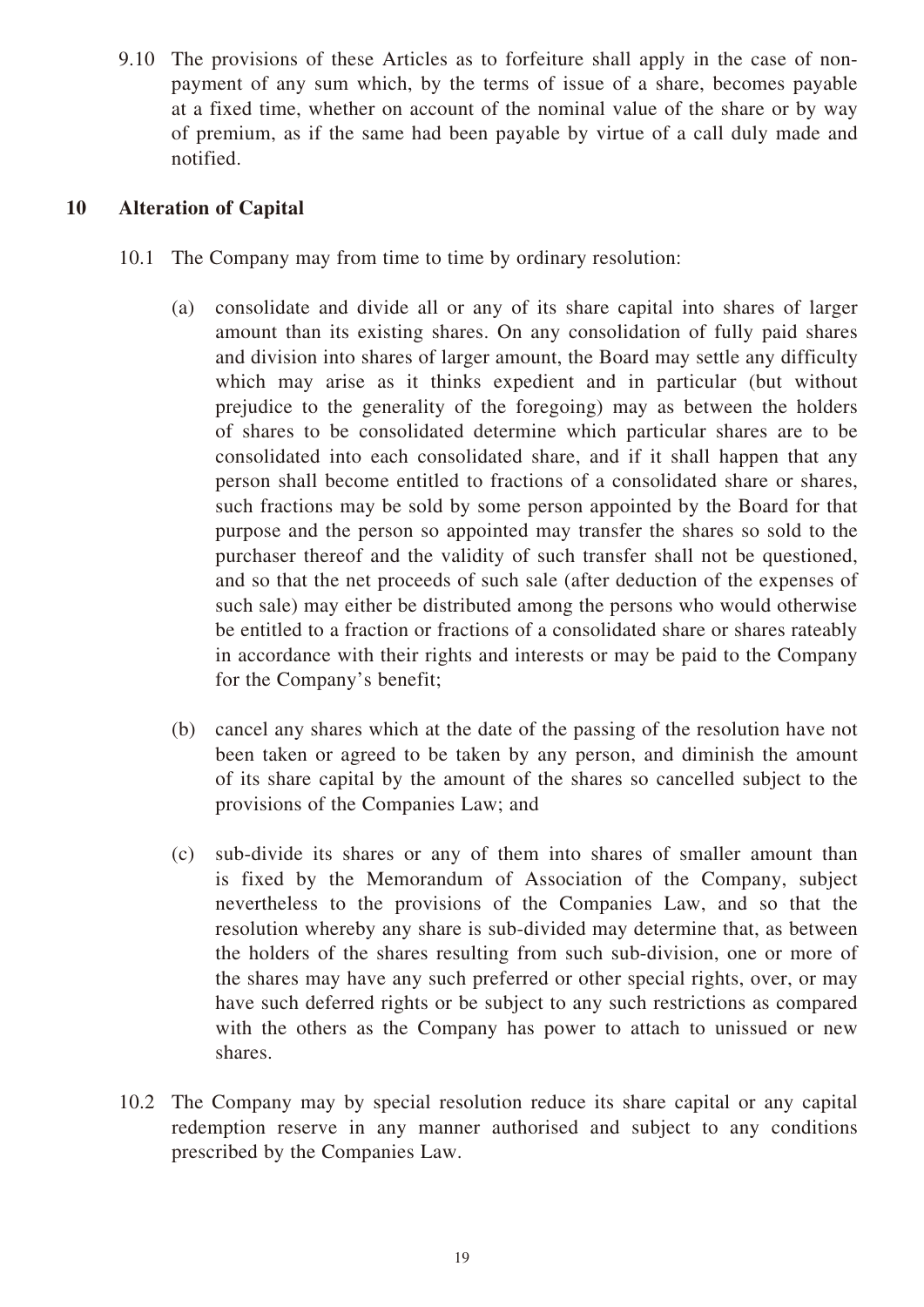9.10 The provisions of these Articles as to forfeiture shall apply in the case of non-payment of any sum which, by the terms of issue of a share, becomes payable at a fixed time, whether on account of the nominal value of the share or by way of premium, as if the same had been payable by virtue of a call duly made and notified.

## 10 Alteration of Capital

10.1 The Company may from time to time by ordinary resolution:

(a) consolidate and divide all or any of its share capital into shares of larger amount than its existing shares. On any consolidation of fully paid shares and division into shares of larger amount, the Board may settle any difficulty which may arise as it thinks expedient and in particular (but without prejudice to the generality of the foregoing) may as between the holders of shares to be consolidated determine which particular shares are to be consolidated into each consolidated share, and if it shall happen that any person shall become entitled to fractions of a consolidated share or shares, such fractions may be sold by some person appointed by the Board for that purpose and the person so appointed may transfer the shares so sold to the purchaser thereof and the validity of such transfer shall not be questioned, and so that the net proceeds of such sale (after deduction of the expenses of such sale) may either be distributed among the persons who would otherwise be entitled to a fraction or fractions of a consolidated share or shares rateably in accordance with their rights and interests or may be paid to the Company for the Company's benefit;

(b) cancel any shares which at the date of the passing of the resolution have not been taken or agreed to be taken by any person, and diminish the amount of its share capital by the amount of the shares so cancelled subject to the provisions of the Companies Law; and

(c) sub-divide its shares or any of them into shares of smaller amount than is fixed by the Memorandum of Association of the Company, subject nevertheless to the provisions of the Companies Law, and so that the resolution whereby any share is sub-divided may determine that, as between the holders of the shares resulting from such sub-division, one or more of the shares may have any such preferred or other special rights, over, or may have such deferred rights or be subject to any such restrictions as compared with the others as the Company has power to attach to unissued or new shares.

10.2 The Company may by special resolution reduce its share capital or any capital redemption reserve in any manner authorised and subject to any conditions prescribed by the Companies Law.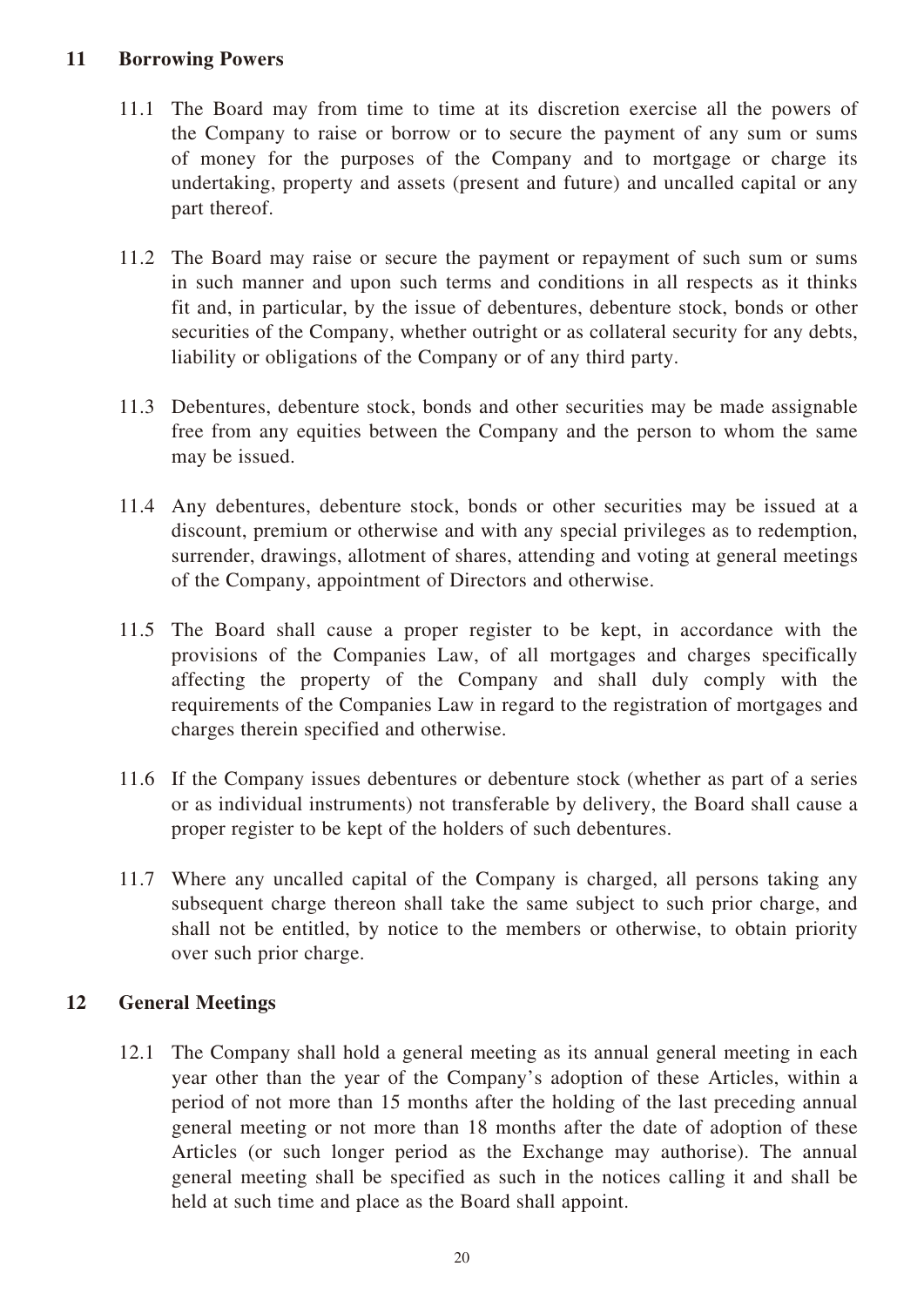## 11 Borrowing Powers

11.1 The Board may from time to time at its discretion exercise all the powers of the Company to raise or borrow or to secure the payment of any sum or sums of money for the purposes of the Company and to mortgage or charge its undertaking, property and assets (present and future) and uncalled capital or any part thereof.

11.2 The Board may raise or secure the payment or repayment of such sum or sums in such manner and upon such terms and conditions in all respects as it thinks fit and, in particular, by the issue of debentures, debenture stock, bonds or other securities of the Company, whether outright or as collateral security for any debts, liability or obligations of the Company or of any third party.

11.3 Debentures, debenture stock, bonds and other securities may be made assignable free from any equities between the Company and the person to whom the same may be issued.

11.4 Any debentures, debenture stock, bonds or other securities may be issued at a discount, premium or otherwise and with any special privileges as to redemption, surrender, drawings, allotment of shares, attending and voting at general meetings of the Company, appointment of Directors and otherwise.

11.5 The Board shall cause a proper register to be kept, in accordance with the provisions of the Companies Law, of all mortgages and charges specifically affecting the property of the Company and shall duly comply with the requirements of the Companies Law in regard to the registration of mortgages and charges therein specified and otherwise.

11.6 If the Company issues debentures or debenture stock (whether as part of a series or as individual instruments) not transferable by delivery, the Board shall cause a proper register to be kept of the holders of such debentures.

11.7 Where any uncalled capital of the Company is charged, all persons taking any subsequent charge thereon shall take the same subject to such prior charge, and shall not be entitled, by notice to the members or otherwise, to obtain priority over such prior charge.

## 12 General Meetings

12.1 The Company shall hold a general meeting as its annual general meeting in each year other than the year of the Company's adoption of these Articles, within a period of not more than 15 months after the holding of the last preceding annual general meeting or not more than 18 months after the date of adoption of these Articles (or such longer period as the Exchange may authorise). The annual general meeting shall be specified as such in the notices calling it and shall be held at such time and place as the Board shall appoint.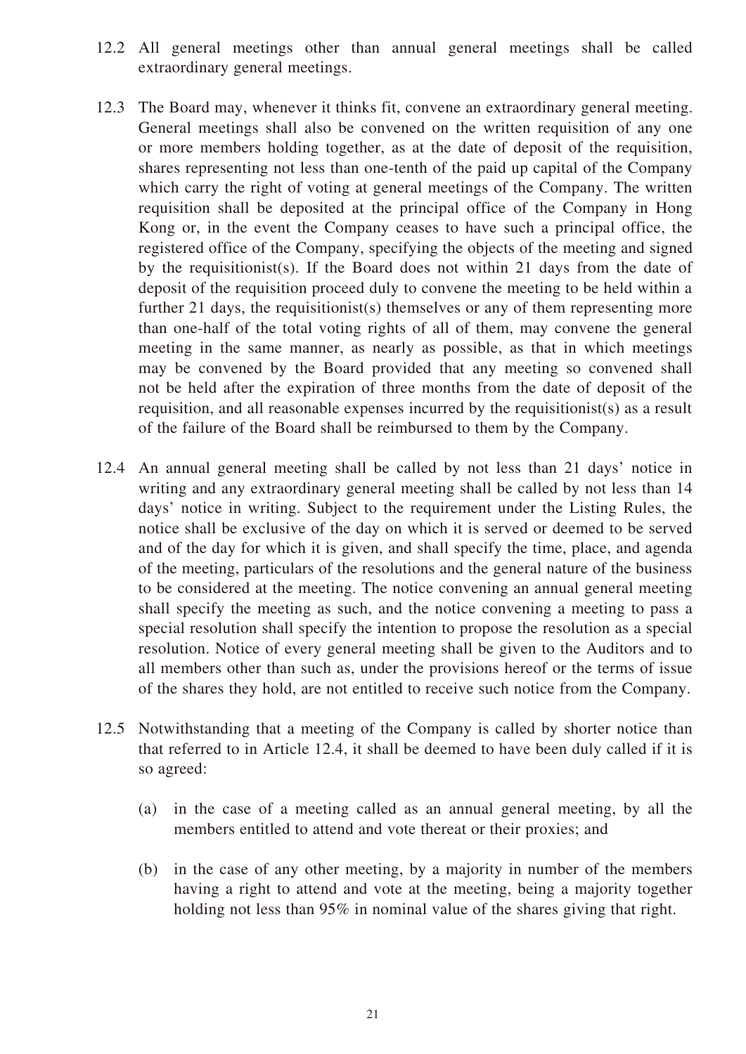12.2 All general meetings other than annual general meetings shall be called extraordinary general meetings.

12.3 The Board may, whenever it thinks fit, convene an extraordinary general meeting. General meetings shall also be convened on the written requisition of any one or more members holding together, as at the date of deposit of the requisition, shares representing not less than one-tenth of the paid up capital of the Company which carry the right of voting at general meetings of the Company. The written requisition shall be deposited at the principal office of the Company in Hong Kong or, in the event the Company ceases to have such a principal office, the registered office of the Company, specifying the objects of the meeting and signed by the requisitionist(s). If the Board does not within 21 days from the date of deposit of the requisition proceed duly to convene the meeting to be held within a further 21 days, the requisitionist(s) themselves or any of them representing more than one-half of the total voting rights of all of them, may convene the general meeting in the same manner, as nearly as possible, as that in which meetings may be convened by the Board provided that any meeting so convened shall not be held after the expiration of three months from the date of deposit of the requisition, and all reasonable expenses incurred by the requisitionist(s) as a result of the failure of the Board shall be reimbursed to them by the Company.

12.4 An annual general meeting shall be called by not less than 21 days' notice in writing and any extraordinary general meeting shall be called by not less than 14 days' notice in writing. Subject to the requirement under the Listing Rules, the notice shall be exclusive of the day on which it is served or deemed to be served and of the day for which it is given, and shall specify the time, place, and agenda of the meeting, particulars of the resolutions and the general nature of the business to be considered at the meeting. The notice convening an annual general meeting shall specify the meeting as such, and the notice convening a meeting to pass a special resolution shall specify the intention to propose the resolution as a special resolution. Notice of every general meeting shall be given to the Auditors and to all members other than such as, under the provisions hereof or the terms of issue of the shares they hold, are not entitled to receive such notice from the Company.

12.5 Notwithstanding that a meeting of the Company is called by shorter notice than that referred to in Article 12.4, it shall be deemed to have been duly called if it is so agreed:

(a) in the case of a meeting called as an annual general meeting, by all the members entitled to attend and vote thereat or their proxies; and

(b) in the case of any other meeting, by a majority in number of the members having a right to attend and vote at the meeting, being a majority together holding not less than 95% in nominal value of the shares giving that right.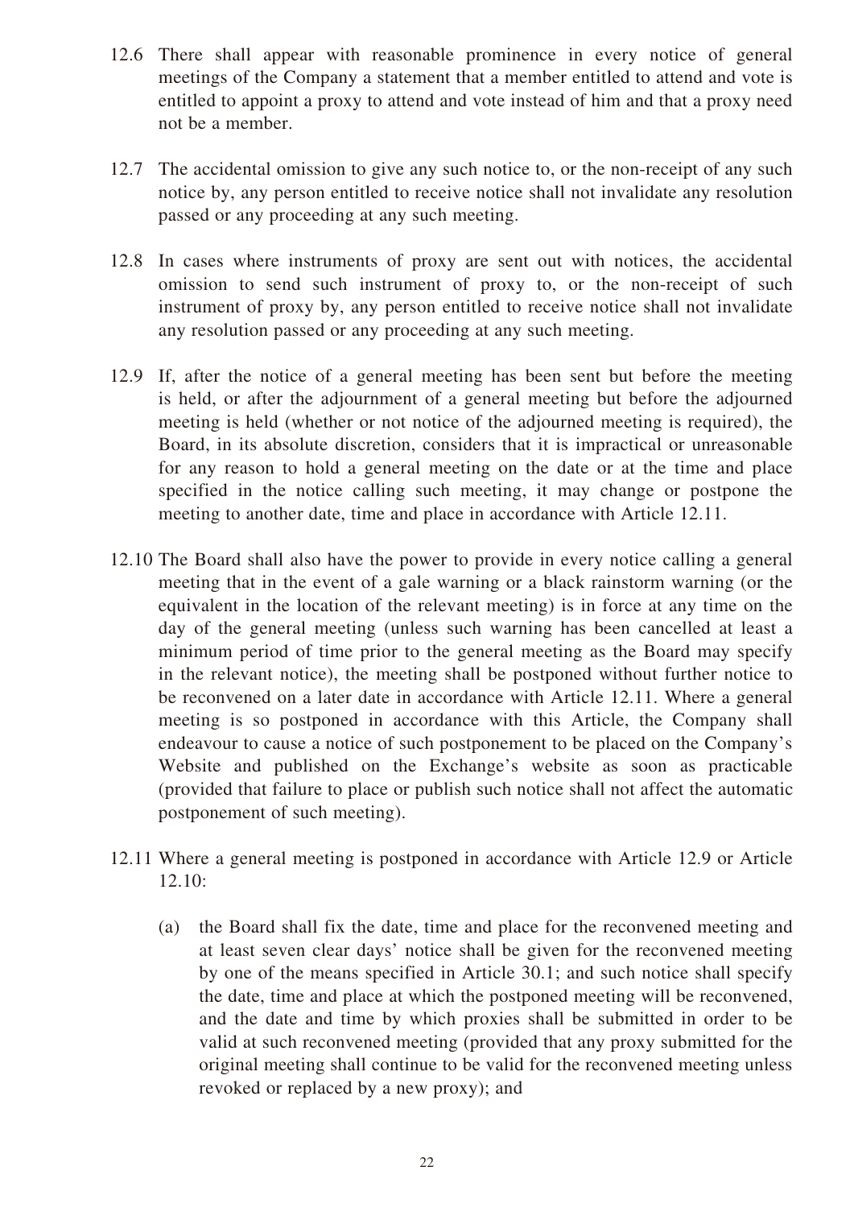12.6 There shall appear with reasonable prominence in every notice of general meetings of the Company a statement that a member entitled to attend and vote is entitled to appoint a proxy to attend and vote instead of him and that a proxy need not be a member.

12.7 The accidental omission to give any such notice to, or the non-receipt of any such notice by, any person entitled to receive notice shall not invalidate any resolution passed or any proceeding at any such meeting.

12.8 In cases where instruments of proxy are sent out with notices, the accidental omission to send such instrument of proxy to, or the non-receipt of such instrument of proxy by, any person entitled to receive notice shall not invalidate any resolution passed or any proceeding at any such meeting.

12.9 If, after the notice of a general meeting has been sent but before the meeting is held, or after the adjournment of a general meeting but before the adjourned meeting is held (whether or not notice of the adjourned meeting is required), the Board, in its absolute discretion, considers that it is impractical or unreasonable for any reason to hold a general meeting on the date or at the time and place specified in the notice calling such meeting, it may change or postpone the meeting to another date, time and place in accordance with Article 12.11.

12.10 The Board shall also have the power to provide in every notice calling a general meeting that in the event of a gale warning or a black rainstorm warning (or the equivalent in the location of the relevant meeting) is in force at any time on the day of the general meeting (unless such warning has been cancelled at least a minimum period of time prior to the general meeting as the Board may specify in the relevant notice), the meeting shall be postponed without further notice to be reconvened on a later date in accordance with Article 12.11. Where a general meeting is so postponed in accordance with this Article, the Company shall endeavour to cause a notice of such postponement to be placed on the Company's Website and published on the Exchange's website as soon as practicable (provided that failure to place or publish such notice shall not affect the automatic postponement of such meeting).

12.11 Where a general meeting is postponed in accordance with Article 12.9 or Article 12.10:

(a) the Board shall fix the date, time and place for the reconvened meeting and at least seven clear days' notice shall be given for the reconvened meeting by one of the means specified in Article 30.1; and such notice shall specify the date, time and place at which the postponed meeting will be reconvened, and the date and time by which proxies shall be submitted in order to be valid at such reconvened meeting (provided that any proxy submitted for the original meeting shall continue to be valid for the reconvened meeting unless revoked or replaced by a new proxy); and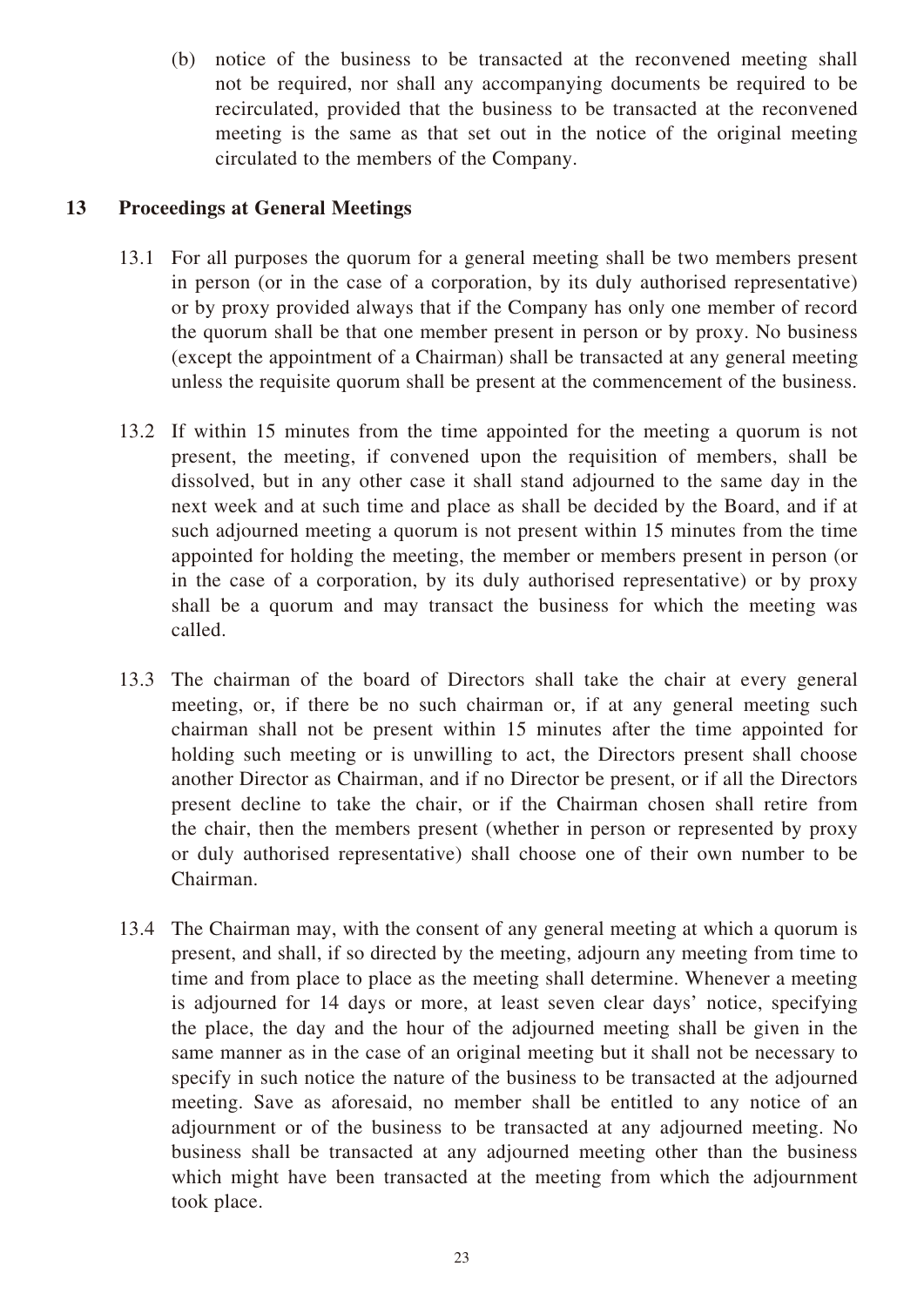(b) notice of the business to be transacted at the reconvened meeting shall not be required, nor shall any accompanying documents be required to be recirculated, provided that the business to be transacted at the reconvened meeting is the same as that set out in the notice of the original meeting circulated to the members of the Company.

## 13 Proceedings at General Meetings

13.1 For all purposes the quorum for a general meeting shall be two members present in person (or in the case of a corporation, by its duly authorised representative) or by proxy provided always that if the Company has only one member of record the quorum shall be that one member present in person or by proxy. No business (except the appointment of a Chairman) shall be transacted at any general meeting unless the requisite quorum shall be present at the commencement of the business.

13.2 If within 15 minutes from the time appointed for the meeting a quorum is not present, the meeting, if convened upon the requisition of members, shall be dissolved, but in any other case it shall stand adjourned to the same day in the next week and at such time and place as shall be decided by the Board, and if at such adjourned meeting a quorum is not present within 15 minutes from the time appointed for holding the meeting, the member or members present in person (or in the case of a corporation, by its duly authorised representative) or by proxy shall be a quorum and may transact the business for which the meeting was called.

13.3 The chairman of the board of Directors shall take the chair at every general meeting, or, if there be no such chairman or, if at any general meeting such chairman shall not be present within 15 minutes after the time appointed for holding such meeting or is unwilling to act, the Directors present shall choose another Director as Chairman, and if no Director be present, or if all the Directors present decline to take the chair, or if the Chairman chosen shall retire from the chair, then the members present (whether in person or represented by proxy or duly authorised representative) shall choose one of their own number to be Chairman.

13.4 The Chairman may, with the consent of any general meeting at which a quorum is present, and shall, if so directed by the meeting, adjourn any meeting from time to time and from place to place as the meeting shall determine. Whenever a meeting is adjourned for 14 days or more, at least seven clear days' notice, specifying the place, the day and the hour of the adjourned meeting shall be given in the same manner as in the case of an original meeting but it shall not be necessary to specify in such notice the nature of the business to be transacted at the adjourned meeting. Save as aforesaid, no member shall be entitled to any notice of an adjournment or of the business to be transacted at any adjourned meeting. No business shall be transacted at any adjourned meeting other than the business which might have been transacted at the meeting from which the adjournment took place.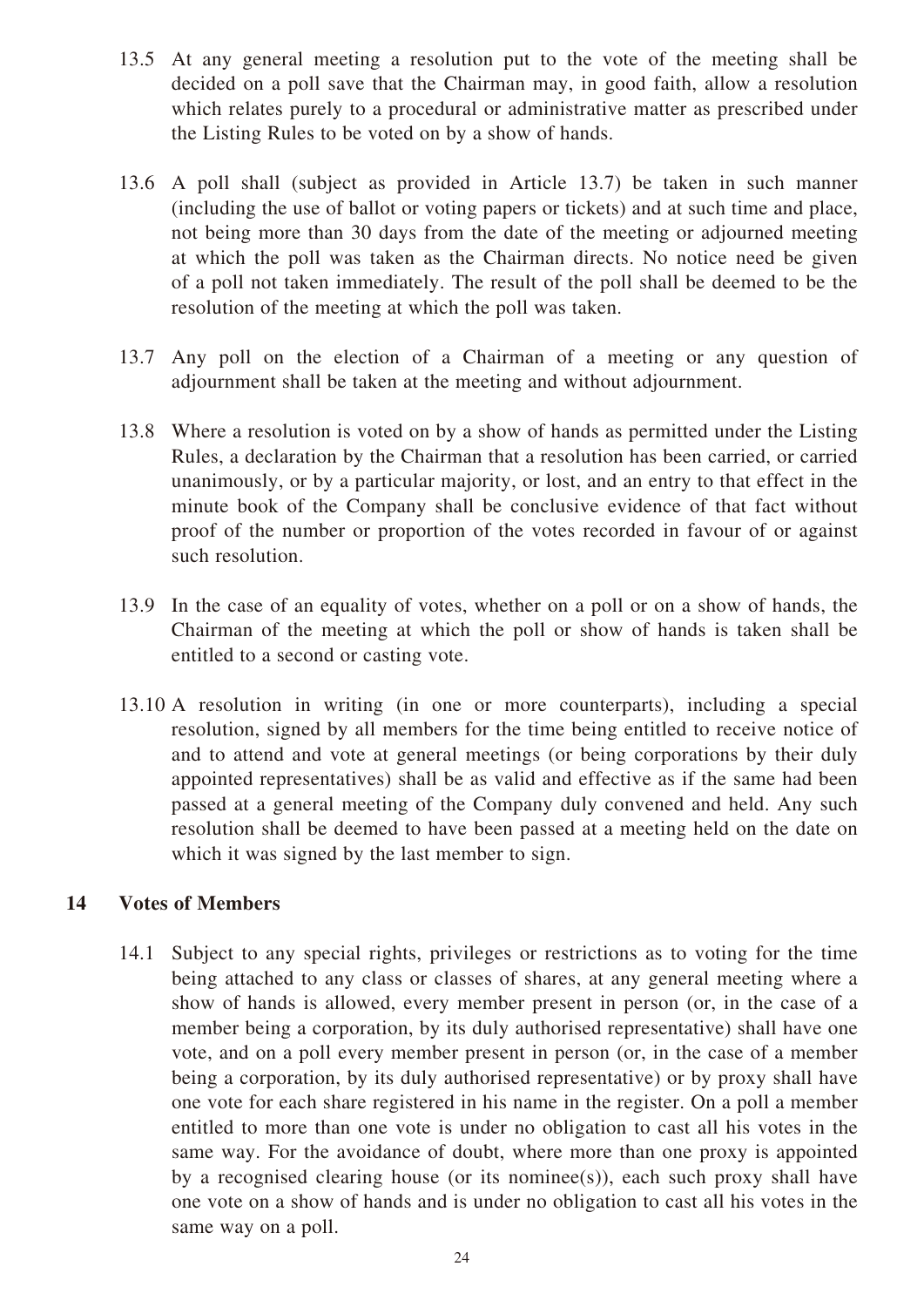13.5 At any general meeting a resolution put to the vote of the meeting shall be decided on a poll save that the Chairman may, in good faith, allow a resolution which relates purely to a procedural or administrative matter as prescribed under the Listing Rules to be voted on by a show of hands.

13.6 A poll shall (subject as provided in Article 13.7) be taken in such manner (including the use of ballot or voting papers or tickets) and at such time and place, not being more than 30 days from the date of the meeting or adjourned meeting at which the poll was taken as the Chairman directs. No notice need be given of a poll not taken immediately. The result of the poll shall be deemed to be the resolution of the meeting at which the poll was taken.

13.7 Any poll on the election of a Chairman of a meeting or any question of adjournment shall be taken at the meeting and without adjournment.

13.8 Where a resolution is voted on by a show of hands as permitted under the Listing Rules, a declaration by the Chairman that a resolution has been carried, or carried unanimously, or by a particular majority, or lost, and an entry to that effect in the minute book of the Company shall be conclusive evidence of that fact without proof of the number or proportion of the votes recorded in favour of or against such resolution.

13.9 In the case of an equality of votes, whether on a poll or on a show of hands, the Chairman of the meeting at which the poll or show of hands is taken shall be entitled to a second or casting vote.

13.10 A resolution in writing (in one or more counterparts), including a special resolution, signed by all members for the time being entitled to receive notice of and to attend and vote at general meetings (or being corporations by their duly appointed representatives) shall be as valid and effective as if the same had been passed at a general meeting of the Company duly convened and held. Any such resolution shall be deemed to have been passed at a meeting held on the date on which it was signed by the last member to sign.

## 14 Votes of Members

14.1 Subject to any special rights, privileges or restrictions as to voting for the time being attached to any class or classes of shares, at any general meeting where a show of hands is allowed, every member present in person (or, in the case of a member being a corporation, by its duly authorised representative) shall have one vote, and on a poll every member present in person (or, in the case of a member being a corporation, by its duly authorised representative) or by proxy shall have one vote for each share registered in his name in the register. On a poll a member entitled to more than one vote is under no obligation to cast all his votes in the same way. For the avoidance of doubt, where more than one proxy is appointed by a recognised clearing house (or its nominee(s)), each such proxy shall have one vote on a show of hands and is under no obligation to cast all his votes in the same way on a poll.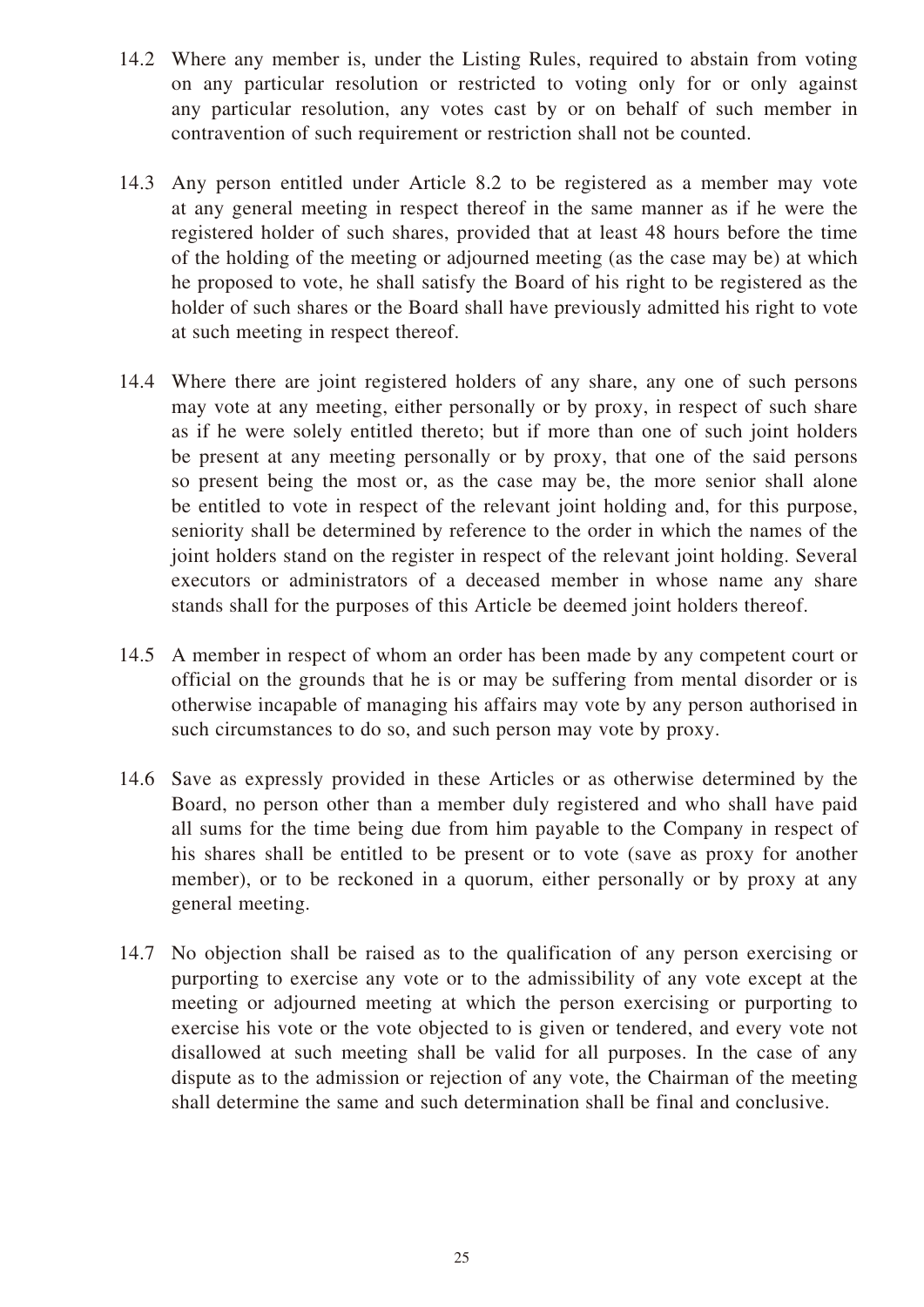14.2 Where any member is, under the Listing Rules, required to abstain from voting on any particular resolution or restricted to voting only for or only against any particular resolution, any votes cast by or on behalf of such member in contravention of such requirement or restriction shall not be counted.

14.3 Any person entitled under Article 8.2 to be registered as a member may vote at any general meeting in respect thereof in the same manner as if he were the registered holder of such shares, provided that at least 48 hours before the time of the holding of the meeting or adjourned meeting (as the case may be) at which he proposed to vote, he shall satisfy the Board of his right to be registered as the holder of such shares or the Board shall have previously admitted his right to vote at such meeting in respect thereof.

14.4 Where there are joint registered holders of any share, any one of such persons may vote at any meeting, either personally or by proxy, in respect of such share as if he were solely entitled thereto; but if more than one of such joint holders be present at any meeting personally or by proxy, that one of the said persons so present being the most or, as the case may be, the more senior shall alone be entitled to vote in respect of the relevant joint holding and, for this purpose, seniority shall be determined by reference to the order in which the names of the joint holders stand on the register in respect of the relevant joint holding. Several executors or administrators of a deceased member in whose name any share stands shall for the purposes of this Article be deemed joint holders thereof.

14.5 A member in respect of whom an order has been made by any competent court or official on the grounds that he is or may be suffering from mental disorder or is otherwise incapable of managing his affairs may vote by any person authorised in such circumstances to do so, and such person may vote by proxy.

14.6 Save as expressly provided in these Articles or as otherwise determined by the Board, no person other than a member duly registered and who shall have paid all sums for the time being due from him payable to the Company in respect of his shares shall be entitled to be present or to vote (save as proxy for another member), or to be reckoned in a quorum, either personally or by proxy at any general meeting.

14.7 No objection shall be raised as to the qualification of any person exercising or purporting to exercise any vote or to the admissibility of any vote except at the meeting or adjourned meeting at which the person exercising or purporting to exercise his vote or the vote objected to is given or tendered, and every vote not disallowed at such meeting shall be valid for all purposes. In the case of any dispute as to the admission or rejection of any vote, the Chairman of the meeting shall determine the same and such determination shall be final and conclusive.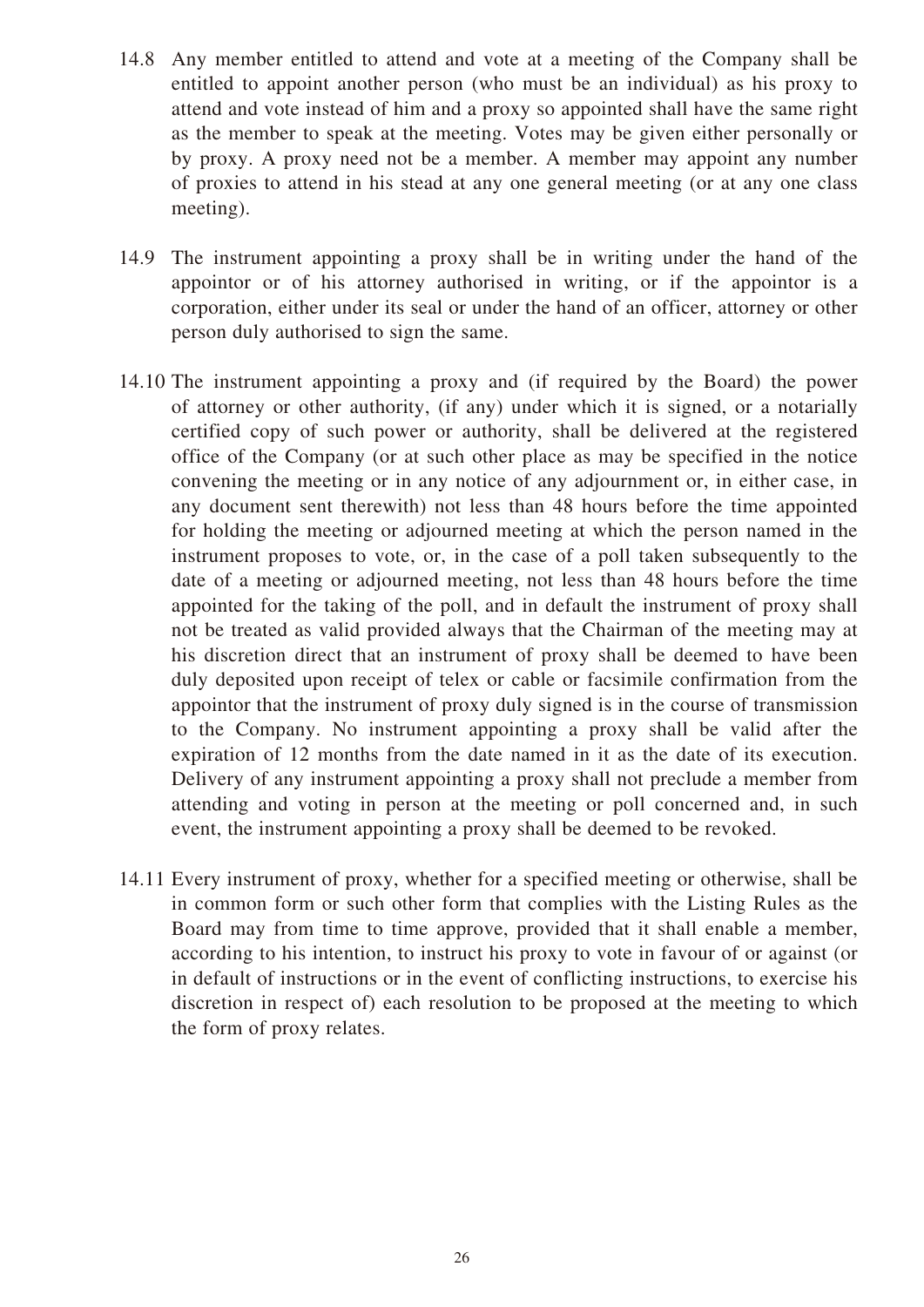14.8 Any member entitled to attend and vote at a meeting of the Company shall be entitled to appoint another person (who must be an individual) as his proxy to attend and vote instead of him and a proxy so appointed shall have the same right as the member to speak at the meeting. Votes may be given either personally or by proxy. A proxy need not be a member. A member may appoint any number of proxies to attend in his stead at any one general meeting (or at any one class meeting).

14.9 The instrument appointing a proxy shall be in writing under the hand of the appointor or of his attorney authorised in writing, or if the appointor is a corporation, either under its seal or under the hand of an officer, attorney or other person duly authorised to sign the same.

14.10 The instrument appointing a proxy and (if required by the Board) the power of attorney or other authority, (if any) under which it is signed, or a notarially certified copy of such power or authority, shall be delivered at the registered office of the Company (or at such other place as may be specified in the notice convening the meeting or in any notice of any adjournment or, in either case, in any document sent therewith) not less than 48 hours before the time appointed for holding the meeting or adjourned meeting at which the person named in the instrument proposes to vote, or, in the case of a poll taken subsequently to the date of a meeting or adjourned meeting, not less than 48 hours before the time appointed for the taking of the poll, and in default the instrument of proxy shall not be treated as valid provided always that the Chairman of the meeting may at his discretion direct that an instrument of proxy shall be deemed to have been duly deposited upon receipt of telex or cable or facsimile confirmation from the appointor that the instrument of proxy duly signed is in the course of transmission to the Company. No instrument appointing a proxy shall be valid after the expiration of 12 months from the date named in it as the date of its execution. Delivery of any instrument appointing a proxy shall not preclude a member from attending and voting in person at the meeting or poll concerned and, in such event, the instrument appointing a proxy shall be deemed to be revoked.

14.11 Every instrument of proxy, whether for a specified meeting or otherwise, shall be in common form or such other form that complies with the Listing Rules as the Board may from time to time approve, provided that it shall enable a member, according to his intention, to instruct his proxy to vote in favour of or against (or in default of instructions or in the event of conflicting instructions, to exercise his discretion in respect of) each resolution to be proposed at the meeting to which the form of proxy relates.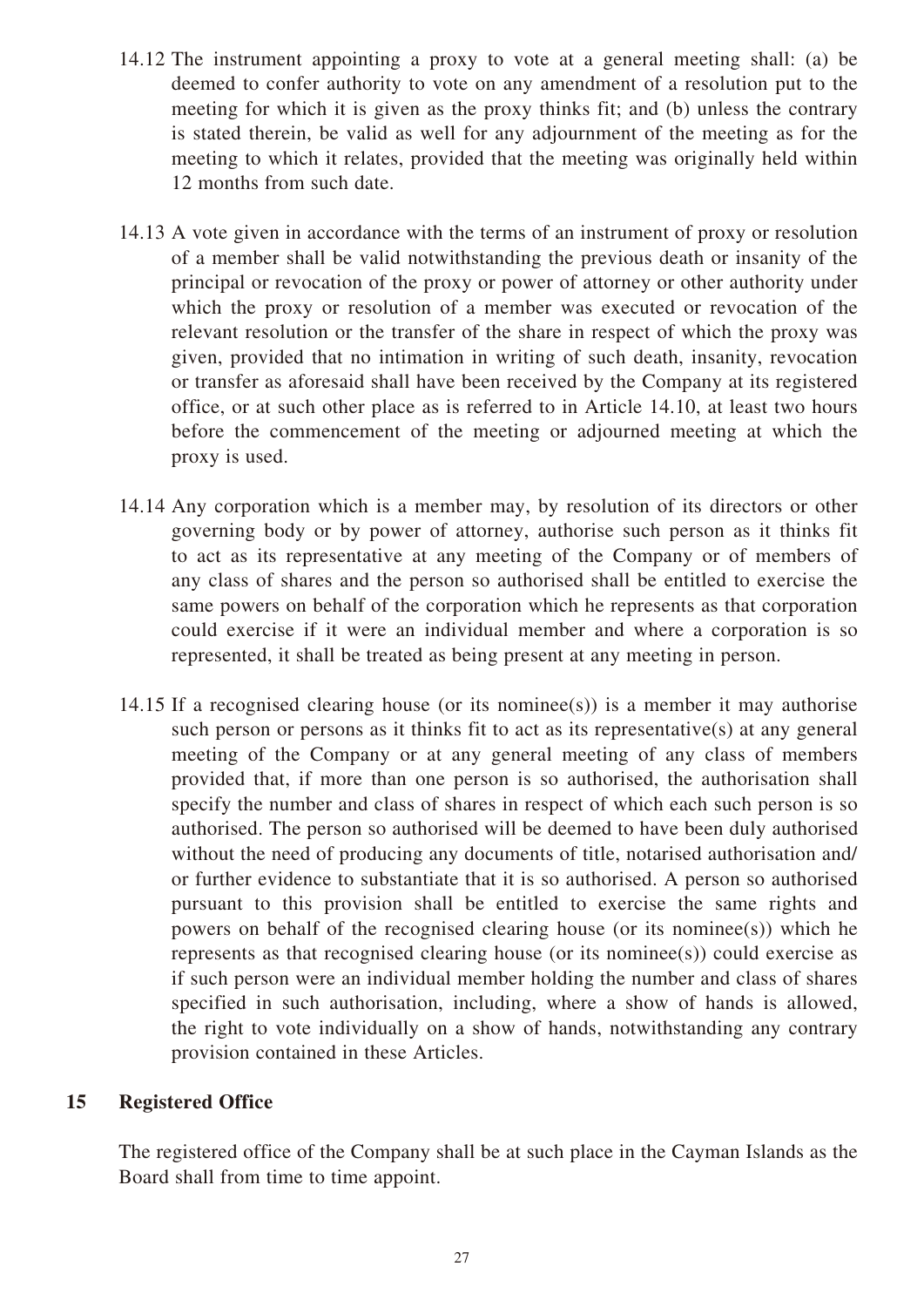14.12 The instrument appointing a proxy to vote at a general meeting shall: (a) be deemed to confer authority to vote on any amendment of a resolution put to the meeting for which it is given as the proxy thinks fit; and (b) unless the contrary is stated therein, be valid as well for any adjournment of the meeting as for the meeting to which it relates, provided that the meeting was originally held within 12 months from such date.

14.13 A vote given in accordance with the terms of an instrument of proxy or resolution of a member shall be valid notwithstanding the previous death or insanity of the principal or revocation of the proxy or power of attorney or other authority under which the proxy or resolution of a member was executed or revocation of the relevant resolution or the transfer of the share in respect of which the proxy was given, provided that no intimation in writing of such death, insanity, revocation or transfer as aforesaid shall have been received by the Company at its registered office, or at such other place as is referred to in Article 14.10, at least two hours before the commencement of the meeting or adjourned meeting at which the proxy is used.

14.14 Any corporation which is a member may, by resolution of its directors or other governing body or by power of attorney, authorise such person as it thinks fit to act as its representative at any meeting of the Company or of members of any class of shares and the person so authorised shall be entitled to exercise the same powers on behalf of the corporation which he represents as that corporation could exercise if it were an individual member and where a corporation is so represented, it shall be treated as being present at any meeting in person.

14.15 If a recognised clearing house (or its nominee(s)) is a member it may authorise such person or persons as it thinks fit to act as its representative(s) at any general meeting of the Company or at any general meeting of any class of members provided that, if more than one person is so authorised, the authorisation shall specify the number and class of shares in respect of which each such person is so authorised. The person so authorised will be deemed to have been duly authorised without the need of producing any documents of title, notarised authorisation and/or further evidence to substantiate that it is so authorised. A person so authorised pursuant to this provision shall be entitled to exercise the same rights and powers on behalf of the recognised clearing house (or its nominee(s)) which he represents as that recognised clearing house (or its nominee(s)) could exercise as if such person were an individual member holding the number and class of shares specified in such authorisation, including, where a show of hands is allowed, the right to vote individually on a show of hands, notwithstanding any contrary provision contained in these Articles.

## 15 Registered Office

The registered office of the Company shall be at such place in the Cayman Islands as the Board shall from time to time appoint.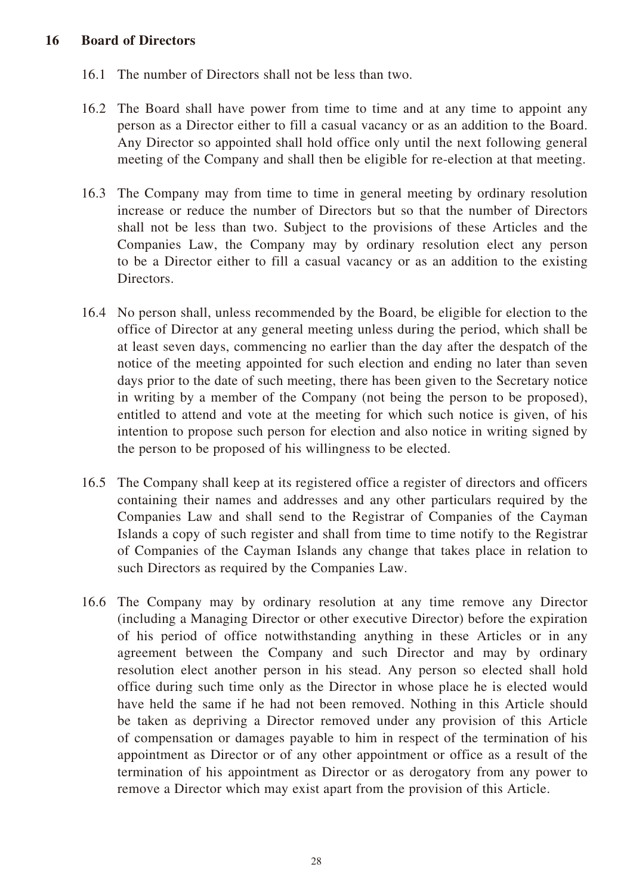## 16 Board of Directors

16.1 The number of Directors shall not be less than two.

16.2 The Board shall have power from time to time and at any time to appoint any person as a Director either to fill a casual vacancy or as an addition to the Board. Any Director so appointed shall hold office only until the next following general meeting of the Company and shall then be eligible for re-election at that meeting.

16.3 The Company may from time to time in general meeting by ordinary resolution increase or reduce the number of Directors but so that the number of Directors shall not be less than two. Subject to the provisions of these Articles and the Companies Law, the Company may by ordinary resolution elect any person to be a Director either to fill a casual vacancy or as an addition to the existing Directors.

16.4 No person shall, unless recommended by the Board, be eligible for election to the office of Director at any general meeting unless during the period, which shall be at least seven days, commencing no earlier than the day after the despatch of the notice of the meeting appointed for such election and ending no later than seven days prior to the date of such meeting, there has been given to the Secretary notice in writing by a member of the Company (not being the person to be proposed), entitled to attend and vote at the meeting for which such notice is given, of his intention to propose such person for election and also notice in writing signed by the person to be proposed of his willingness to be elected.

16.5 The Company shall keep at its registered office a register of directors and officers containing their names and addresses and any other particulars required by the Companies Law and shall send to the Registrar of Companies of the Cayman Islands a copy of such register and shall from time to time notify to the Registrar of Companies of the Cayman Islands any change that takes place in relation to such Directors as required by the Companies Law.

16.6 The Company may by ordinary resolution at any time remove any Director (including a Managing Director or other executive Director) before the expiration of his period of office notwithstanding anything in these Articles or in any agreement between the Company and such Director and may by ordinary resolution elect another person in his stead. Any person so elected shall hold office during such time only as the Director in whose place he is elected would have held the same if he had not been removed. Nothing in this Article should be taken as depriving a Director removed under any provision of this Article of compensation or damages payable to him in respect of the termination of his appointment as Director or of any other appointment or office as a result of the termination of his appointment as Director or as derogatory from any power to remove a Director which may exist apart from the provision of this Article.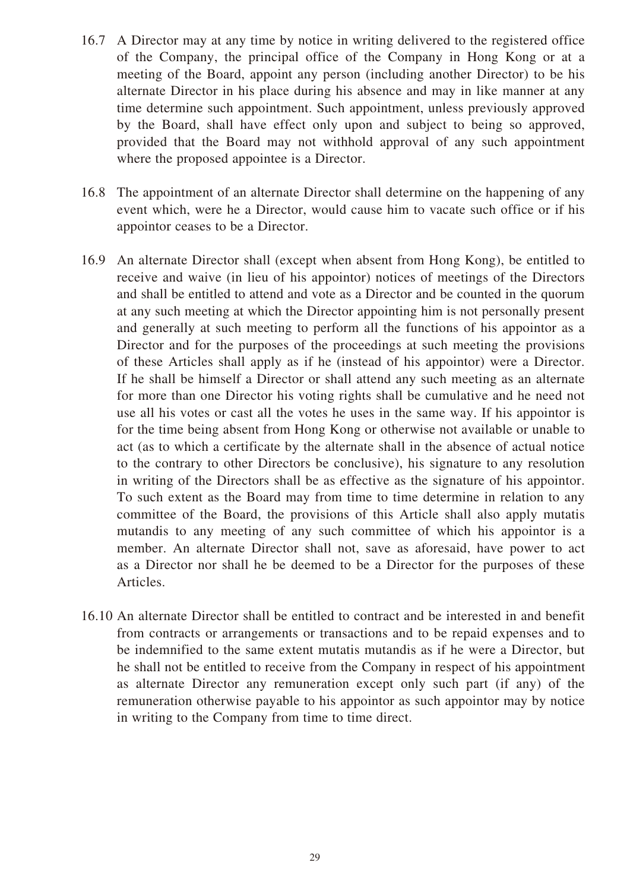16.7 A Director may at any time by notice in writing delivered to the registered office of the Company, the principal office of the Company in Hong Kong or at a meeting of the Board, appoint any person (including another Director) to be his alternate Director in his place during his absence and may in like manner at any time determine such appointment. Such appointment, unless previously approved by the Board, shall have effect only upon and subject to being so approved, provided that the Board may not withhold approval of any such appointment where the proposed appointee is a Director.

16.8 The appointment of an alternate Director shall determine on the happening of any event which, were he a Director, would cause him to vacate such office or if his appointor ceases to be a Director.

16.9 An alternate Director shall (except when absent from Hong Kong), be entitled to receive and waive (in lieu of his appointor) notices of meetings of the Directors and shall be entitled to attend and vote as a Director and be counted in the quorum at any such meeting at which the Director appointing him is not personally present and generally at such meeting to perform all the functions of his appointor as a Director and for the purposes of the proceedings at such meeting the provisions of these Articles shall apply as if he (instead of his appointor) were a Director. If he shall be himself a Director or shall attend any such meeting as an alternate for more than one Director his voting rights shall be cumulative and he need not use all his votes or cast all the votes he uses in the same way. If his appointor is for the time being absent from Hong Kong or otherwise not available or unable to act (as to which a certificate by the alternate shall in the absence of actual notice to the contrary to other Directors be conclusive), his signature to any resolution in writing of the Directors shall be as effective as the signature of his appointor. To such extent as the Board may from time to time determine in relation to any committee of the Board, the provisions of this Article shall also apply mutatis mutandis to any meeting of any such committee of which his appointor is a member. An alternate Director shall not, save as aforesaid, have power to act as a Director nor shall he be deemed to be a Director for the purposes of these Articles.

16.10 An alternate Director shall be entitled to contract and be interested in and benefit from contracts or arrangements or transactions and to be repaid expenses and to be indemnified to the same extent mutatis mutandis as if he were a Director, but he shall not be entitled to receive from the Company in respect of his appointment as alternate Director any remuneration except only such part (if any) of the remuneration otherwise payable to his appointor as such appointor may by notice in writing to the Company from time to time direct.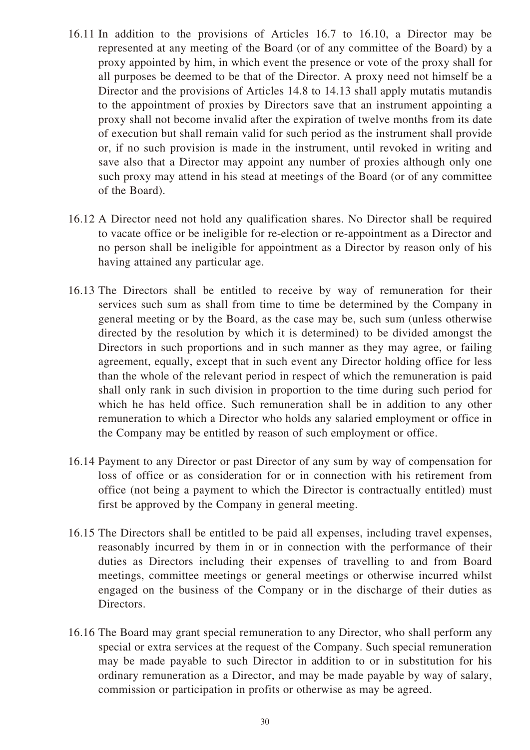16.11 In addition to the provisions of Articles 16.7 to 16.10, a Director may be represented at any meeting of the Board (or of any committee of the Board) by a proxy appointed by him, in which event the presence or vote of the proxy shall for all purposes be deemed to be that of the Director. A proxy need not himself be a Director and the provisions of Articles 14.8 to 14.13 shall apply mutatis mutandis to the appointment of proxies by Directors save that an instrument appointing a proxy shall not become invalid after the expiration of twelve months from its date of execution but shall remain valid for such period as the instrument shall provide or, if no such provision is made in the instrument, until revoked in writing and save also that a Director may appoint any number of proxies although only one such proxy may attend in his stead at meetings of the Board (or of any committee of the Board).

16.12 A Director need not hold any qualification shares. No Director shall be required to vacate office or be ineligible for re-election or re-appointment as a Director and no person shall be ineligible for appointment as a Director by reason only of his having attained any particular age.

16.13 The Directors shall be entitled to receive by way of remuneration for their services such sum as shall from time to time be determined by the Company in general meeting or by the Board, as the case may be, such sum (unless otherwise directed by the resolution by which it is determined) to be divided amongst the Directors in such proportions and in such manner as they may agree, or failing agreement, equally, except that in such event any Director holding office for less than the whole of the relevant period in respect of which the remuneration is paid shall only rank in such division in proportion to the time during such period for which he has held office. Such remuneration shall be in addition to any other remuneration to which a Director who holds any salaried employment or office in the Company may be entitled by reason of such employment or office.

16.14 Payment to any Director or past Director of any sum by way of compensation for loss of office or as consideration for or in connection with his retirement from office (not being a payment to which the Director is contractually entitled) must first be approved by the Company in general meeting.

16.15 The Directors shall be entitled to be paid all expenses, including travel expenses, reasonably incurred by them in or in connection with the performance of their duties as Directors including their expenses of travelling to and from Board meetings, committee meetings or general meetings or otherwise incurred whilst engaged on the business of the Company or in the discharge of their duties as Directors.

16.16 The Board may grant special remuneration to any Director, who shall perform any special or extra services at the request of the Company. Such special remuneration may be made payable to such Director in addition to or in substitution for his ordinary remuneration as a Director, and may be made payable by way of salary, commission or participation in profits or otherwise as may be agreed.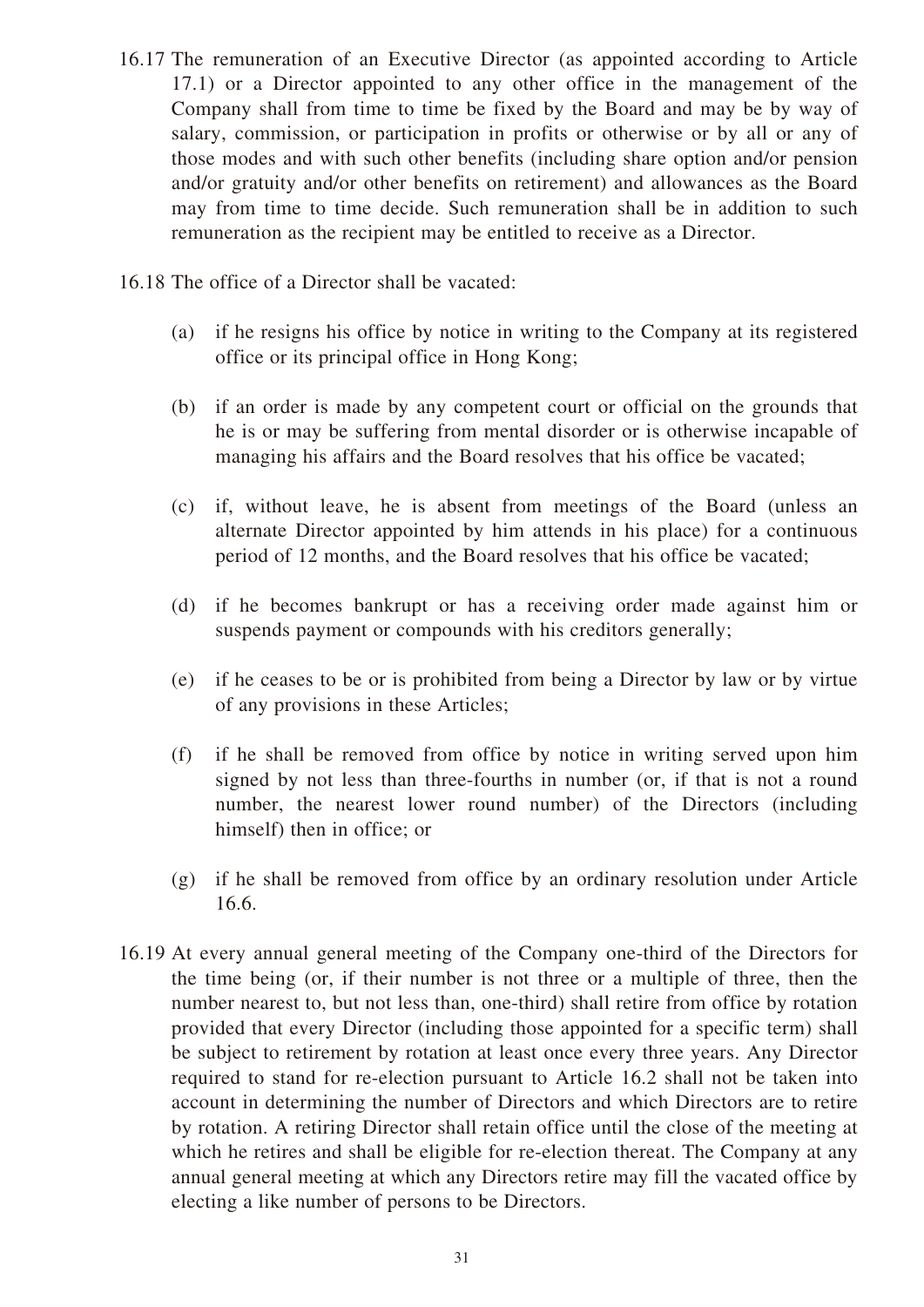16.17 The remuneration of an Executive Director (as appointed according to Article 17.1) or a Director appointed to any other office in the management of the Company shall from time to time be fixed by the Board and may be by way of salary, commission, or participation in profits or otherwise or by all or any of those modes and with such other benefits (including share option and/or pension and/or gratuity and/or other benefits on retirement) and allowances as the Board may from time to time decide. Such remuneration shall be in addition to such remuneration as the recipient may be entitled to receive as a Director.

16.18 The office of a Director shall be vacated:

(a) if he resigns his office by notice in writing to the Company at its registered office or its principal office in Hong Kong;

(b) if an order is made by any competent court or official on the grounds that he is or may be suffering from mental disorder or is otherwise incapable of managing his affairs and the Board resolves that his office be vacated;

(c) if, without leave, he is absent from meetings of the Board (unless an alternate Director appointed by him attends in his place) for a continuous period of 12 months, and the Board resolves that his office be vacated;

(d) if he becomes bankrupt or has a receiving order made against him or suspends payment or compounds with his creditors generally;

(e) if he ceases to be or is prohibited from being a Director by law or by virtue of any provisions in these Articles;

(f) if he shall be removed from office by notice in writing served upon him signed by not less than three-fourths in number (or, if that is not a round number, the nearest lower round number) of the Directors (including himself) then in office; or

(g) if he shall be removed from office by an ordinary resolution under Article 16.6.

16.19 At every annual general meeting of the Company one-third of the Directors for the time being (or, if their number is not three or a multiple of three, then the number nearest to, but not less than, one-third) shall retire from office by rotation provided that every Director (including those appointed for a specific term) shall be subject to retirement by rotation at least once every three years. Any Director required to stand for re-election pursuant to Article 16.2 shall not be taken into account in determining the number of Directors and which Directors are to retire by rotation. A retiring Director shall retain office until the close of the meeting at which he retires and shall be eligible for re-election thereat. The Company at any annual general meeting at which any Directors retire may fill the vacated office by electing a like number of persons to be Directors.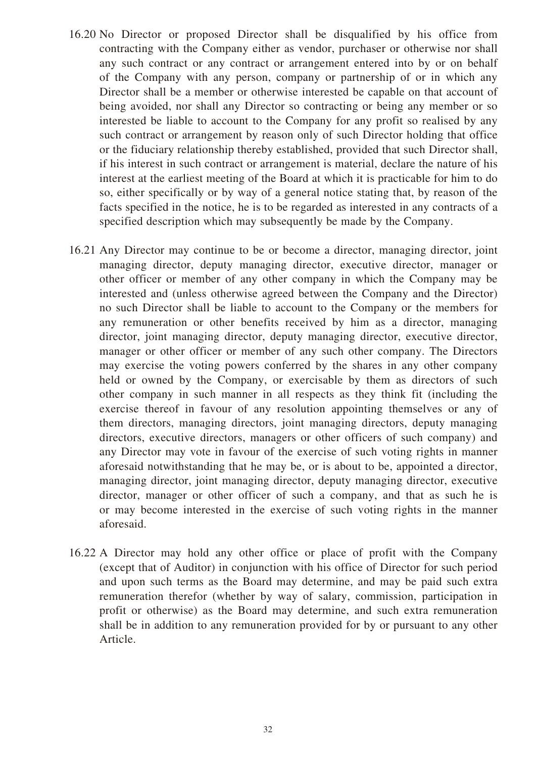16.20 No Director or proposed Director shall be disqualified by his office from contracting with the Company either as vendor, purchaser or otherwise nor shall any such contract or any contract or arrangement entered into by or on behalf of the Company with any person, company or partnership of or in which any Director shall be a member or otherwise interested be capable on that account of being avoided, nor shall any Director so contracting or being any member or so interested be liable to account to the Company for any profit so realised by any such contract or arrangement by reason only of such Director holding that office or the fiduciary relationship thereby established, provided that such Director shall, if his interest in such contract or arrangement is material, declare the nature of his interest at the earliest meeting of the Board at which it is practicable for him to do so, either specifically or by way of a general notice stating that, by reason of the facts specified in the notice, he is to be regarded as interested in any contracts of a specified description which may subsequently be made by the Company.

16.21 Any Director may continue to be or become a director, managing director, joint managing director, deputy managing director, executive director, manager or other officer or member of any other company in which the Company may be interested and (unless otherwise agreed between the Company and the Director) no such Director shall be liable to account to the Company or the members for any remuneration or other benefits received by him as a director, managing director, joint managing director, deputy managing director, executive director, manager or other officer or member of any such other company. The Directors may exercise the voting powers conferred by the shares in any other company held or owned by the Company, or exercisable by them as directors of such other company in such manner in all respects as they think fit (including the exercise thereof in favour of any resolution appointing themselves or any of them directors, managing directors, joint managing directors, deputy managing directors, executive directors, managers or other officers of such company) and any Director may vote in favour of the exercise of such voting rights in manner aforesaid notwithstanding that he may be, or is about to be, appointed a director, managing director, joint managing director, deputy managing director, executive director, manager or other officer of such a company, and that as such he is or may become interested in the exercise of such voting rights in the manner aforesaid.

16.22 A Director may hold any other office or place of profit with the Company (except that of Auditor) in conjunction with his office of Director for such period and upon such terms as the Board may determine, and may be paid such extra remuneration therefor (whether by way of salary, commission, participation in profit or otherwise) as the Board may determine, and such extra remuneration shall be in addition to any remuneration provided for by or pursuant to any other Article.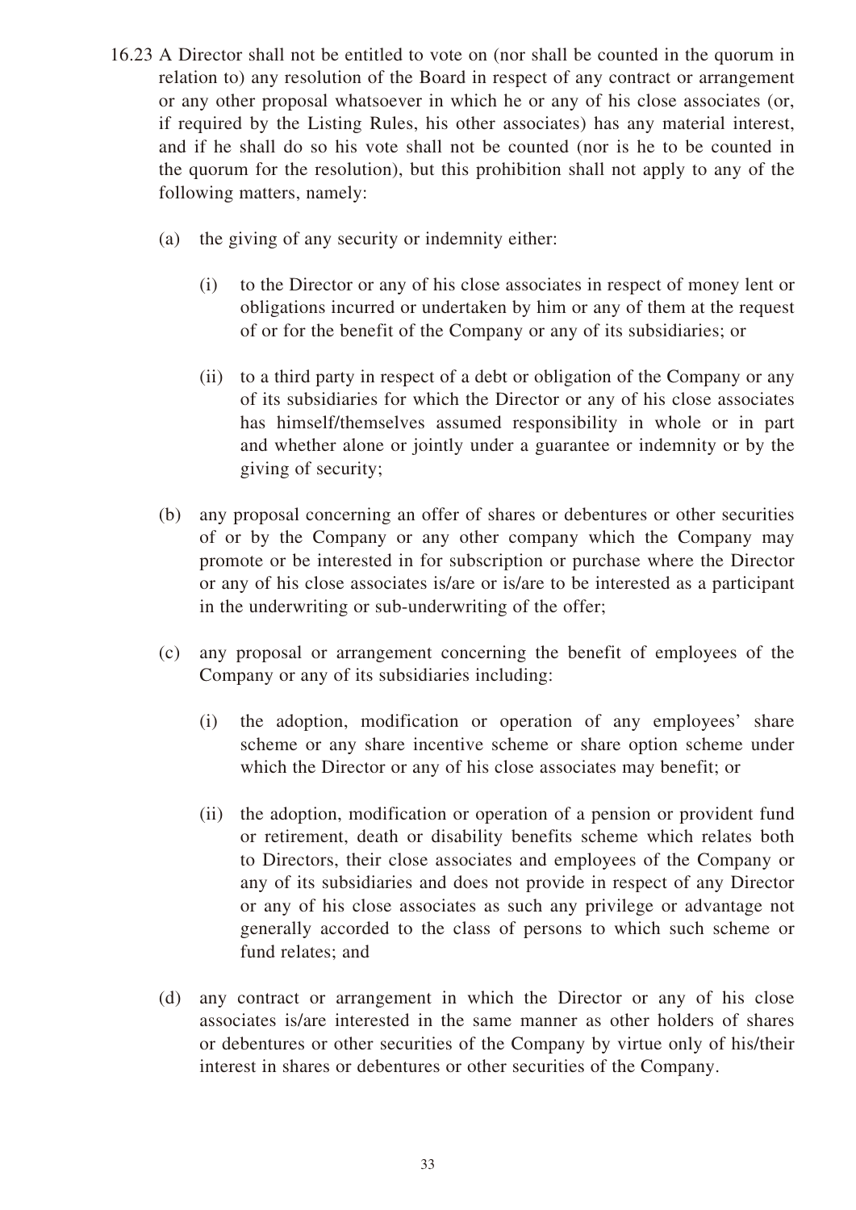16.23 A Director shall not be entitled to vote on (nor shall be counted in the quorum in relation to) any resolution of the Board in respect of any contract or arrangement or any other proposal whatsoever in which he or any of his close associates (or, if required by the Listing Rules, his other associates) has any material interest, and if he shall do so his vote shall not be counted (nor is he to be counted in the quorum for the resolution), but this prohibition shall not apply to any of the following matters, namely:

(a) the giving of any security or indemnity either:

(i) to the Director or any of his close associates in respect of money lent or obligations incurred or undertaken by him or any of them at the request of or for the benefit of the Company or any of its subsidiaries; or

(ii) to a third party in respect of a debt or obligation of the Company or any of its subsidiaries for which the Director or any of his close associates has himself/themselves assumed responsibility in whole or in part and whether alone or jointly under a guarantee or indemnity or by the giving of security;

(b) any proposal concerning an offer of shares or debentures or other securities of or by the Company or any other company which the Company may promote or be interested in for subscription or purchase where the Director or any of his close associates is/are or is/are to be interested as a participant in the underwriting or sub-underwriting of the offer;

(c) any proposal or arrangement concerning the benefit of employees of the Company or any of its subsidiaries including:

(i) the adoption, modification or operation of any employees' share scheme or any share incentive scheme or share option scheme under which the Director or any of his close associates may benefit; or

(ii) the adoption, modification or operation of a pension or provident fund or retirement, death or disability benefits scheme which relates both to Directors, their close associates and employees of the Company or any of its subsidiaries and does not provide in respect of any Director or any of his close associates as such any privilege or advantage not generally accorded to the class of persons to which such scheme or fund relates; and

(d) any contract or arrangement in which the Director or any of his close associates is/are interested in the same manner as other holders of shares or debentures or other securities of the Company by virtue only of his/their interest in shares or debentures or other securities of the Company.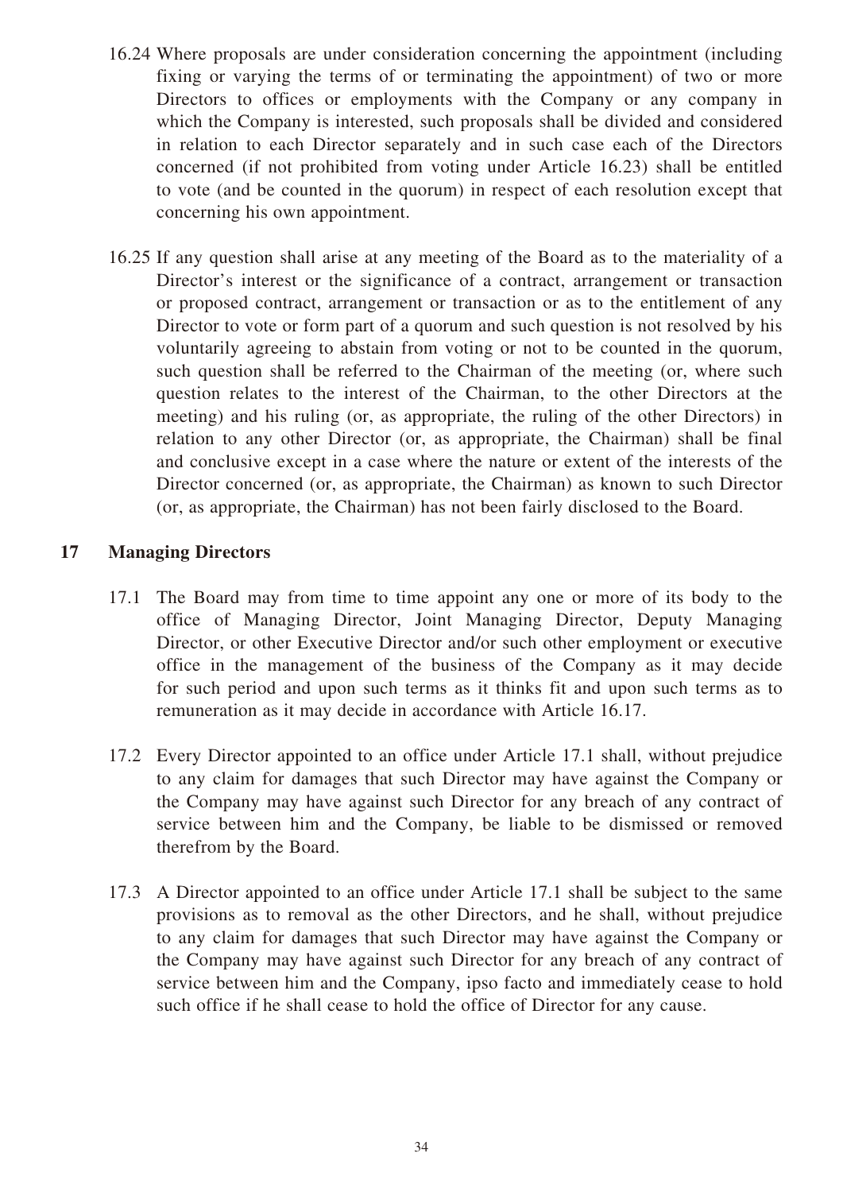16.24 Where proposals are under consideration concerning the appointment (including fixing or varying the terms of or terminating the appointment) of two or more Directors to offices or employments with the Company or any company in which the Company is interested, such proposals shall be divided and considered in relation to each Director separately and in such case each of the Directors concerned (if not prohibited from voting under Article 16.23) shall be entitled to vote (and be counted in the quorum) in respect of each resolution except that concerning his own appointment.

16.25 If any question shall arise at any meeting of the Board as to the materiality of a Director's interest or the significance of a contract, arrangement or transaction or proposed contract, arrangement or transaction or as to the entitlement of any Director to vote or form part of a quorum and such question is not resolved by his voluntarily agreeing to abstain from voting or not to be counted in the quorum, such question shall be referred to the Chairman of the meeting (or, where such question relates to the interest of the Chairman, to the other Directors at the meeting) and his ruling (or, as appropriate, the ruling of the other Directors) in relation to any other Director (or, as appropriate, the Chairman) shall be final and conclusive except in a case where the nature or extent of the interests of the Director concerned (or, as appropriate, the Chairman) as known to such Director (or, as appropriate, the Chairman) has not been fairly disclosed to the Board.

## 17 Managing Directors

17.1 The Board may from time to time appoint any one or more of its body to the office of Managing Director, Joint Managing Director, Deputy Managing Director, or other Executive Director and/or such other employment or executive office in the management of the business of the Company as it may decide for such period and upon such terms as it thinks fit and upon such terms as to remuneration as it may decide in accordance with Article 16.17.

17.2 Every Director appointed to an office under Article 17.1 shall, without prejudice to any claim for damages that such Director may have against the Company or the Company may have against such Director for any breach of any contract of service between him and the Company, be liable to be dismissed or removed therefrom by the Board.

17.3 A Director appointed to an office under Article 17.1 shall be subject to the same provisions as to removal as the other Directors, and he shall, without prejudice to any claim for damages that such Director may have against the Company or the Company may have against such Director for any breach of any contract of service between him and the Company, ipso facto and immediately cease to hold such office if he shall cease to hold the office of Director for any cause.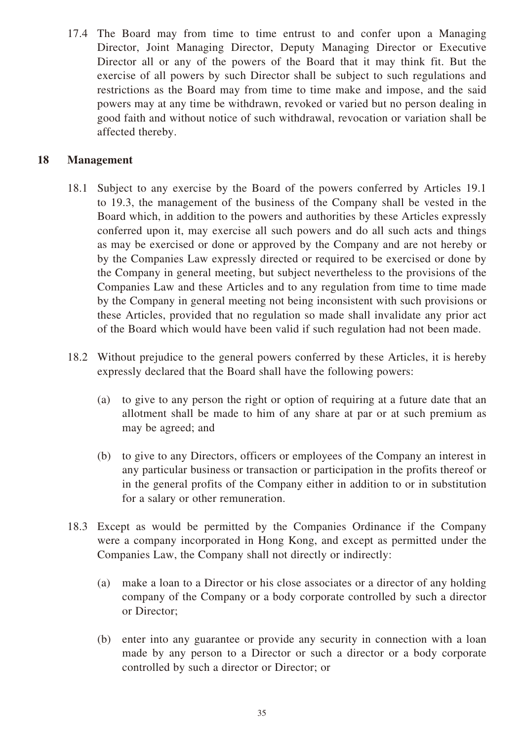17.4 The Board may from time to time entrust to and confer upon a Managing Director, Joint Managing Director, Deputy Managing Director or Executive Director all or any of the powers of the Board that it may think fit. But the exercise of all powers by such Director shall be subject to such regulations and restrictions as the Board may from time to time make and impose, and the said powers may at any time be withdrawn, revoked or varied but no person dealing in good faith and without notice of such withdrawal, revocation or variation shall be affected thereby.

## 18 Management

18.1 Subject to any exercise by the Board of the powers conferred by Articles 19.1 to 19.3, the management of the business of the Company shall be vested in the Board which, in addition to the powers and authorities by these Articles expressly conferred upon it, may exercise all such powers and do all such acts and things as may be exercised or done or approved by the Company and are not hereby or by the Companies Law expressly directed or required to be exercised or done by the Company in general meeting, but subject nevertheless to the provisions of the Companies Law and these Articles and to any regulation from time to time made by the Company in general meeting not being inconsistent with such provisions or these Articles, provided that no regulation so made shall invalidate any prior act of the Board which would have been valid if such regulation had not been made.

18.2 Without prejudice to the general powers conferred by these Articles, it is hereby expressly declared that the Board shall have the following powers:

(a) to give to any person the right or option of requiring at a future date that an allotment shall be made to him of any share at par or at such premium as may be agreed; and

(b) to give to any Directors, officers or employees of the Company an interest in any particular business or transaction or participation in the profits thereof or in the general profits of the Company either in addition to or in substitution for a salary or other remuneration.

18.3 Except as would be permitted by the Companies Ordinance if the Company were a company incorporated in Hong Kong, and except as permitted under the Companies Law, the Company shall not directly or indirectly:

(a) make a loan to a Director or his close associates or a director of any holding company of the Company or a body corporate controlled by such a director or Director;

(b) enter into any guarantee or provide any security in connection with a loan made by any person to a Director or such a director or a body corporate controlled by such a director or Director; or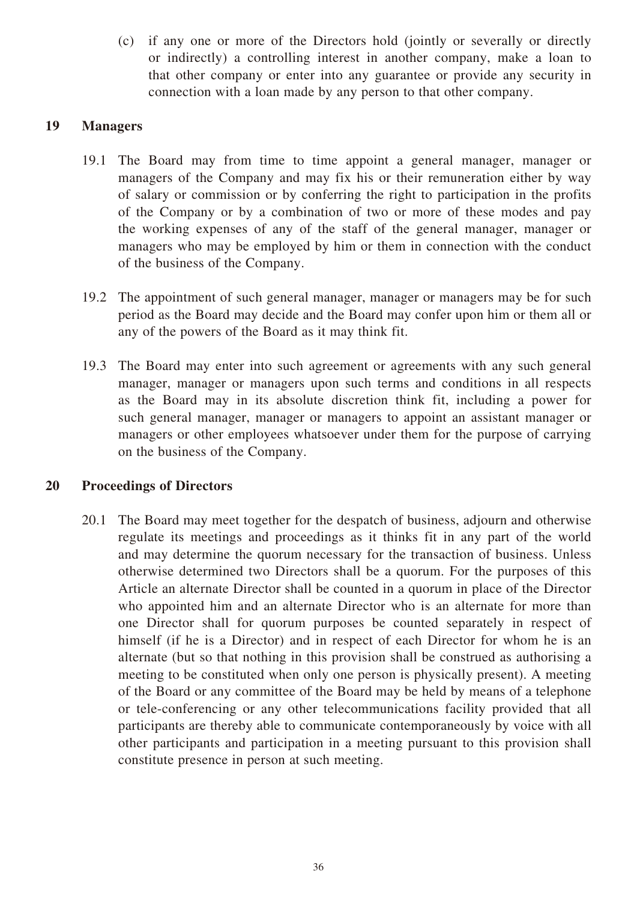(c) if any one or more of the Directors hold (jointly or severally or directly or indirectly) a controlling interest in another company, make a loan to that other company or enter into any guarantee or provide any security in connection with a loan made by any person to that other company.

## 19 Managers

19.1 The Board may from time to time appoint a general manager, manager or managers of the Company and may fix his or their remuneration either by way of salary or commission or by conferring the right to participation in the profits of the Company or by a combination of two or more of these modes and pay the working expenses of any of the staff of the general manager, manager or managers who may be employed by him or them in connection with the conduct of the business of the Company.

19.2 The appointment of such general manager, manager or managers may be for such period as the Board may decide and the Board may confer upon him or them all or any of the powers of the Board as it may think fit.

19.3 The Board may enter into such agreement or agreements with any such general manager, manager or managers upon such terms and conditions in all respects as the Board may in its absolute discretion think fit, including a power for such general manager, manager or managers to appoint an assistant manager or managers or other employees whatsoever under them for the purpose of carrying on the business of the Company.

## 20 Proceedings of Directors

20.1 The Board may meet together for the despatch of business, adjourn and otherwise regulate its meetings and proceedings as it thinks fit in any part of the world and may determine the quorum necessary for the transaction of business. Unless otherwise determined two Directors shall be a quorum. For the purposes of this Article an alternate Director shall be counted in a quorum in place of the Director who appointed him and an alternate Director who is an alternate for more than one Director shall for quorum purposes be counted separately in respect of himself (if he is a Director) and in respect of each Director for whom he is an alternate (but so that nothing in this provision shall be construed as authorising a meeting to be constituted when only one person is physically present). A meeting of the Board or any committee of the Board may be held by means of a telephone or tele-conferencing or any other telecommunications facility provided that all participants are thereby able to communicate contemporaneously by voice with all other participants and participation in a meeting pursuant to this provision shall constitute presence in person at such meeting.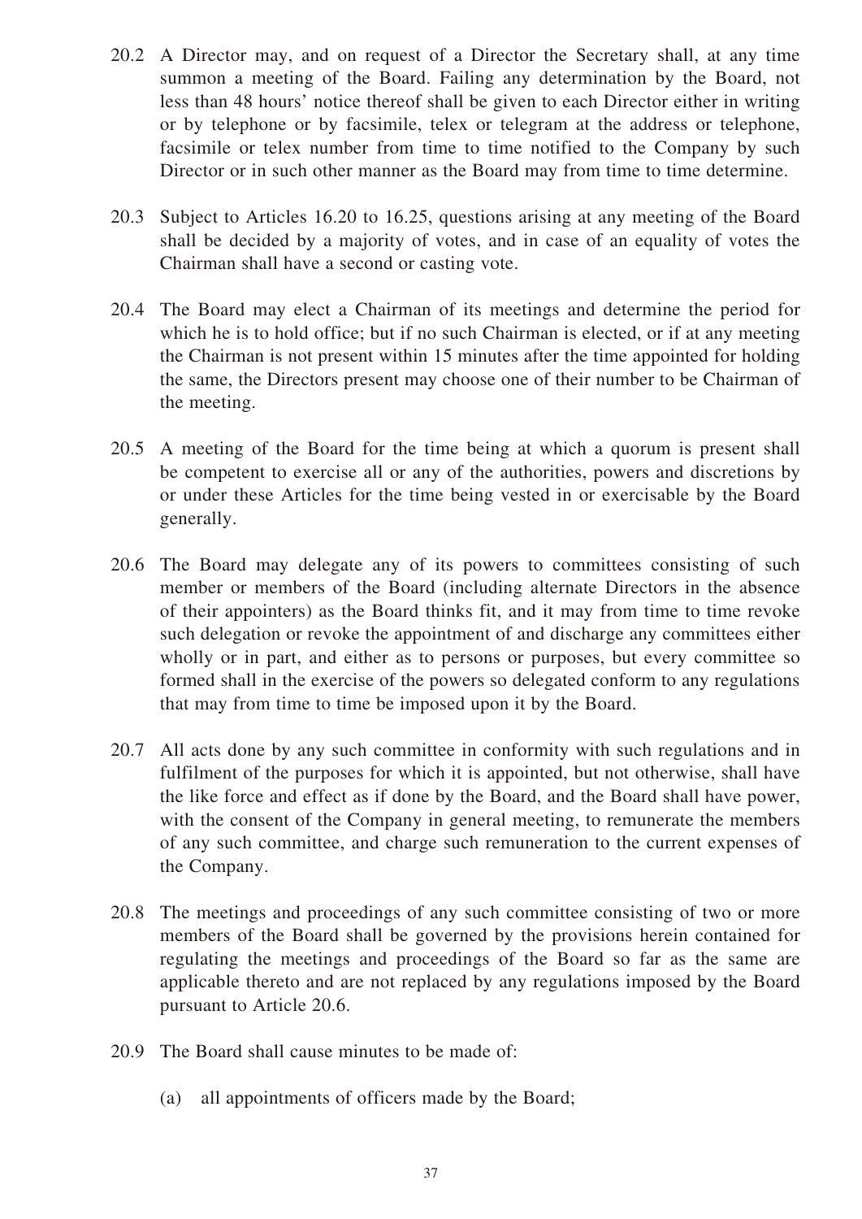20.2 A Director may, and on request of a Director the Secretary shall, at any time summon a meeting of the Board. Failing any determination by the Board, not less than 48 hours' notice thereof shall be given to each Director either in writing or by telephone or by facsimile, telex or telegram at the address or telephone, facsimile or telex number from time to time notified to the Company by such Director or in such other manner as the Board may from time to time determine.

20.3 Subject to Articles 16.20 to 16.25, questions arising at any meeting of the Board shall be decided by a majority of votes, and in case of an equality of votes the Chairman shall have a second or casting vote.

20.4 The Board may elect a Chairman of its meetings and determine the period for which he is to hold office; but if no such Chairman is elected, or if at any meeting the Chairman is not present within 15 minutes after the time appointed for holding the same, the Directors present may choose one of their number to be Chairman of the meeting.

20.5 A meeting of the Board for the time being at which a quorum is present shall be competent to exercise all or any of the authorities, powers and discretions by or under these Articles for the time being vested in or exercisable by the Board generally.

20.6 The Board may delegate any of its powers to committees consisting of such member or members of the Board (including alternate Directors in the absence of their appointers) as the Board thinks fit, and it may from time to time revoke such delegation or revoke the appointment of and discharge any committees either wholly or in part, and either as to persons or purposes, but every committee so formed shall in the exercise of the powers so delegated conform to any regulations that may from time to time be imposed upon it by the Board.

20.7 All acts done by any such committee in conformity with such regulations and in fulfilment of the purposes for which it is appointed, but not otherwise, shall have the like force and effect as if done by the Board, and the Board shall have power, with the consent of the Company in general meeting, to remunerate the members of any such committee, and charge such remuneration to the current expenses of the Company.

20.8 The meetings and proceedings of any such committee consisting of two or more members of the Board shall be governed by the provisions herein contained for regulating the meetings and proceedings of the Board so far as the same are applicable thereto and are not replaced by any regulations imposed by the Board pursuant to Article 20.6.

20.9 The Board shall cause minutes to be made of:

(a) all appointments of officers made by the Board;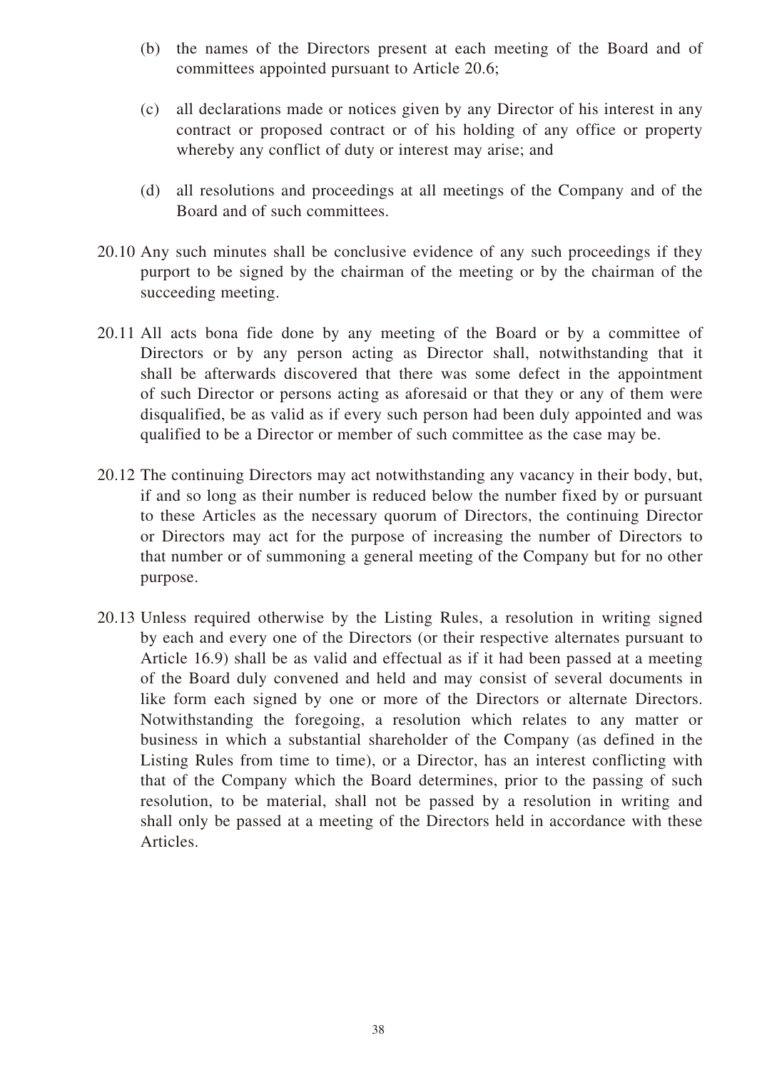(b) the names of the Directors present at each meeting of the Board and of committees appointed pursuant to Article 20.6;

(c) all declarations made or notices given by any Director of his interest in any contract or proposed contract or of his holding of any office or property whereby any conflict of duty or interest may arise; and

(d) all resolutions and proceedings at all meetings of the Company and of the Board and of such committees.

20.10 Any such minutes shall be conclusive evidence of any such proceedings if they purport to be signed by the chairman of the meeting or by the chairman of the succeeding meeting.

20.11 All acts bona fide done by any meeting of the Board or by a committee of Directors or by any person acting as Director shall, notwithstanding that it shall be afterwards discovered that there was some defect in the appointment of such Director or persons acting as aforesaid or that they or any of them were disqualified, be as valid as if every such person had been duly appointed and was qualified to be a Director or member of such committee as the case may be.

20.12 The continuing Directors may act notwithstanding any vacancy in their body, but, if and so long as their number is reduced below the number fixed by or pursuant to these Articles as the necessary quorum of Directors, the continuing Director or Directors may act for the purpose of increasing the number of Directors to that number or of summoning a general meeting of the Company but for no other purpose.

20.13 Unless required otherwise by the Listing Rules, a resolution in writing signed by each and every one of the Directors (or their respective alternates pursuant to Article 16.9) shall be as valid and effectual as if it had been passed at a meeting of the Board duly convened and held and may consist of several documents in like form each signed by one or more of the Directors or alternate Directors. Notwithstanding the foregoing, a resolution which relates to any matter or business in which a substantial shareholder of the Company (as defined in the Listing Rules from time to time), or a Director, has an interest conflicting with that of the Company which the Board determines, prior to the passing of such resolution, to be material, shall not be passed by a resolution in writing and shall only be passed at a meeting of the Directors held in accordance with these Articles.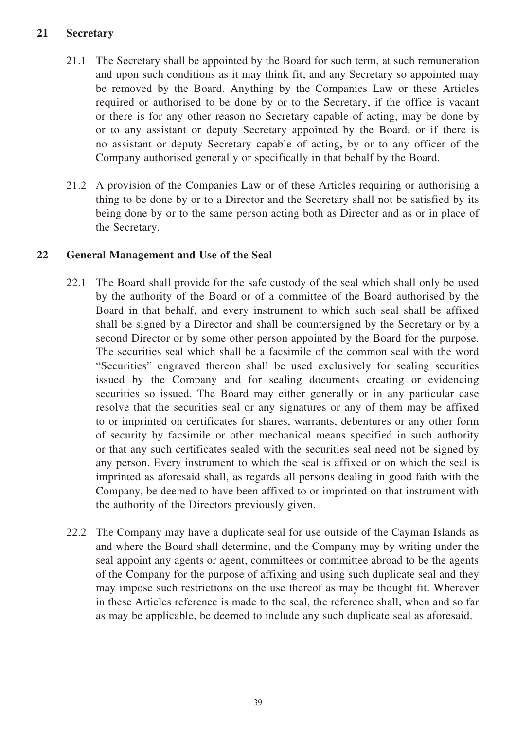## 21 Secretary

21.1 The Secretary shall be appointed by the Board for such term, at such remuneration and upon such conditions as it may think fit, and any Secretary so appointed may be removed by the Board. Anything by the Companies Law or these Articles required or authorised to be done by or to the Secretary, if the office is vacant or there is for any other reason no Secretary capable of acting, may be done by or to any assistant or deputy Secretary appointed by the Board, or if there is no assistant or deputy Secretary capable of acting, by or to any officer of the Company authorised generally or specifically in that behalf by the Board.

21.2 A provision of the Companies Law or of these Articles requiring or authorising a thing to be done by or to a Director and the Secretary shall not be satisfied by its being done by or to the same person acting both as Director and as or in place of the Secretary.

## 22 General Management and Use of the Seal

22.1 The Board shall provide for the safe custody of the seal which shall only be used by the authority of the Board or of a committee of the Board authorised by the Board in that behalf, and every instrument to which such seal shall be affixed shall be signed by a Director and shall be countersigned by the Secretary or by a second Director or by some other person appointed by the Board for the purpose. The securities seal which shall be a facsimile of the common seal with the word "Securities" engraved thereon shall be used exclusively for sealing securities issued by the Company and for sealing documents creating or evidencing securities so issued. The Board may either generally or in any particular case resolve that the securities seal or any signatures or any of them may be affixed to or imprinted on certificates for shares, warrants, debentures or any other form of security by facsimile or other mechanical means specified in such authority or that any such certificates sealed with the securities seal need not be signed by any person. Every instrument to which the seal is affixed or on which the seal is imprinted as aforesaid shall, as regards all persons dealing in good faith with the Company, be deemed to have been affixed to or imprinted on that instrument with the authority of the Directors previously given.

22.2 The Company may have a duplicate seal for use outside of the Cayman Islands as and where the Board shall determine, and the Company may by writing under the seal appoint any agents or agent, committees or committee abroad to be the agents of the Company for the purpose of affixing and using such duplicate seal and they may impose such restrictions on the use thereof as may be thought fit. Wherever in these Articles reference is made to the seal, the reference shall, when and so far as may be applicable, be deemed to include any such duplicate seal as aforesaid.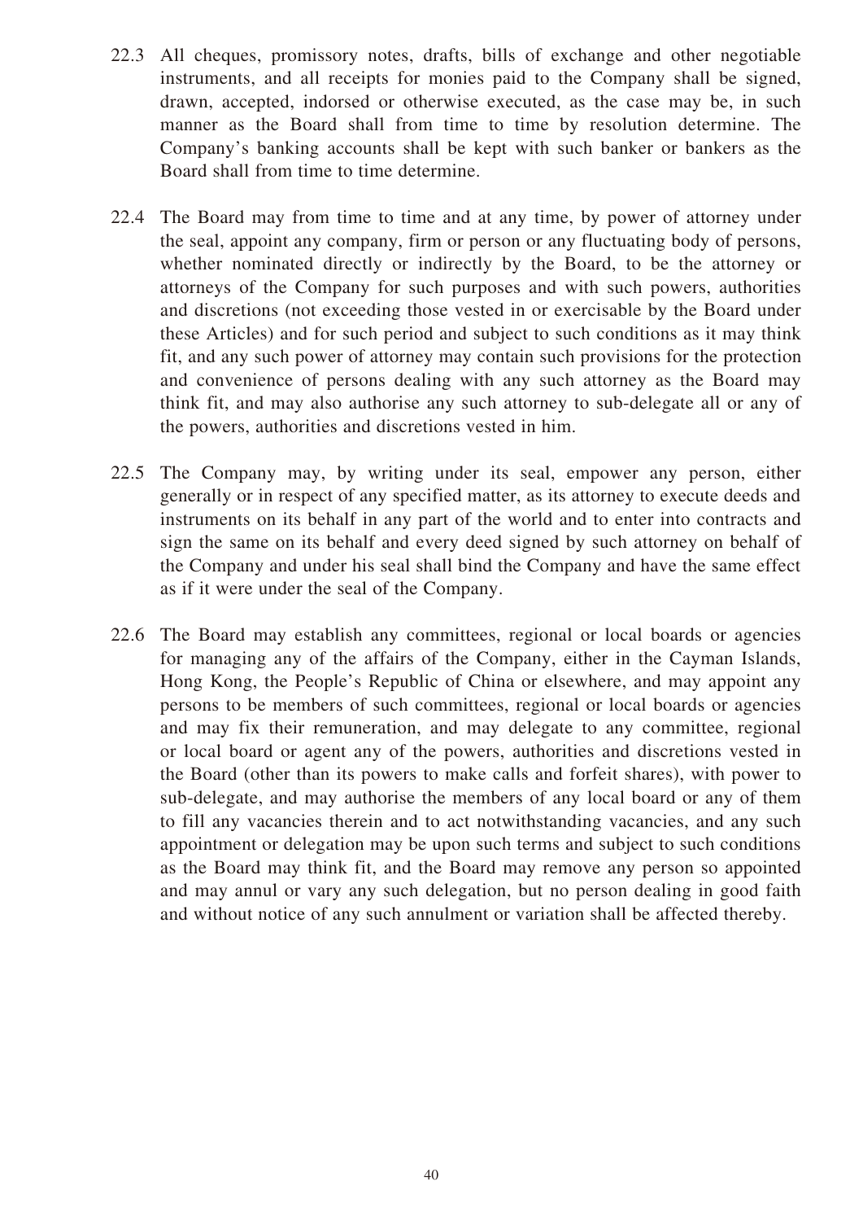22.3 All cheques, promissory notes, drafts, bills of exchange and other negotiable instruments, and all receipts for monies paid to the Company shall be signed, drawn, accepted, indorsed or otherwise executed, as the case may be, in such manner as the Board shall from time to time by resolution determine. The Company's banking accounts shall be kept with such banker or bankers as the Board shall from time to time determine.

22.4 The Board may from time to time and at any time, by power of attorney under the seal, appoint any company, firm or person or any fluctuating body of persons, whether nominated directly or indirectly by the Board, to be the attorney or attorneys of the Company for such purposes and with such powers, authorities and discretions (not exceeding those vested in or exercisable by the Board under these Articles) and for such period and subject to such conditions as it may think fit, and any such power of attorney may contain such provisions for the protection and convenience of persons dealing with any such attorney as the Board may think fit, and may also authorise any such attorney to sub-delegate all or any of the powers, authorities and discretions vested in him.

22.5 The Company may, by writing under its seal, empower any person, either generally or in respect of any specified matter, as its attorney to execute deeds and instruments on its behalf in any part of the world and to enter into contracts and sign the same on its behalf and every deed signed by such attorney on behalf of the Company and under his seal shall bind the Company and have the same effect as if it were under the seal of the Company.

22.6 The Board may establish any committees, regional or local boards or agencies for managing any of the affairs of the Company, either in the Cayman Islands, Hong Kong, the People's Republic of China or elsewhere, and may appoint any persons to be members of such committees, regional or local boards or agencies and may fix their remuneration, and may delegate to any committee, regional or local board or agent any of the powers, authorities and discretions vested in the Board (other than its powers to make calls and forfeit shares), with power to sub-delegate, and may authorise the members of any local board or any of them to fill any vacancies therein and to act notwithstanding vacancies, and any such appointment or delegation may be upon such terms and subject to such conditions as the Board may think fit, and the Board may remove any person so appointed and may annul or vary any such delegation, but no person dealing in good faith and without notice of any such annulment or variation shall be affected thereby.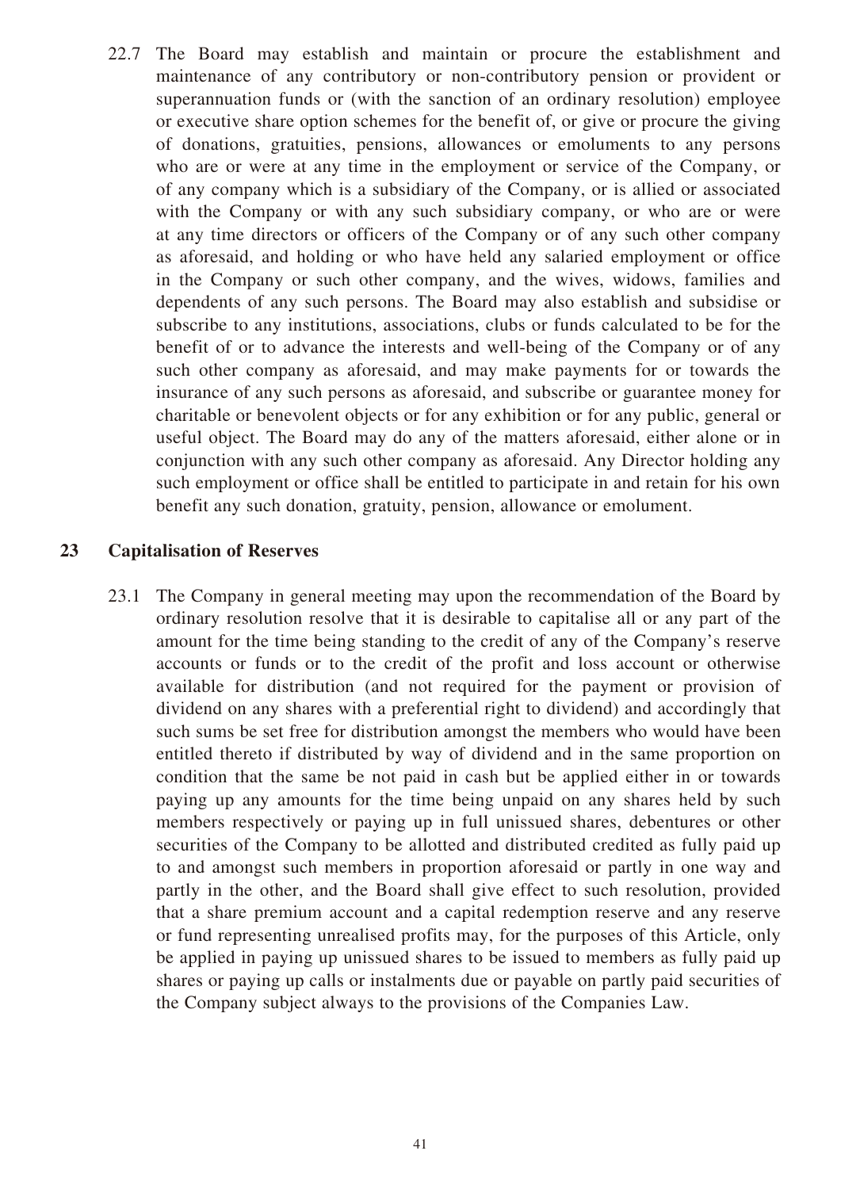22.7 The Board may establish and maintain or procure the establishment and maintenance of any contributory or non-contributory pension or provident or superannuation funds or (with the sanction of an ordinary resolution) employee or executive share option schemes for the benefit of, or give or procure the giving of donations, gratuities, pensions, allowances or emoluments to any persons who are or were at any time in the employment or service of the Company, or of any company which is a subsidiary of the Company, or is allied or associated with the Company or with any such subsidiary company, or who are or were at any time directors or officers of the Company or of any such other company as aforesaid, and holding or who have held any salaried employment or office in the Company or such other company, and the wives, widows, families and dependents of any such persons. The Board may also establish and subsidise or subscribe to any institutions, associations, clubs or funds calculated to be for the benefit of or to advance the interests and well-being of the Company or of any such other company as aforesaid, and may make payments for or towards the insurance of any such persons as aforesaid, and subscribe or guarantee money for charitable or benevolent objects or for any exhibition or for any public, general or useful object. The Board may do any of the matters aforesaid, either alone or in conjunction with any such other company as aforesaid. Any Director holding any such employment or office shall be entitled to participate in and retain for his own benefit any such donation, gratuity, pension, allowance or emolument.

## 23 Capitalisation of Reserves

23.1 The Company in general meeting may upon the recommendation of the Board by ordinary resolution resolve that it is desirable to capitalise all or any part of the amount for the time being standing to the credit of any of the Company's reserve accounts or funds or to the credit of the profit and loss account or otherwise available for distribution (and not required for the payment or provision of dividend on any shares with a preferential right to dividend) and accordingly that such sums be set free for distribution amongst the members who would have been entitled thereto if distributed by way of dividend and in the same proportion on condition that the same be not paid in cash but be applied either in or towards paying up any amounts for the time being unpaid on any shares held by such members respectively or paying up in full unissued shares, debentures or other securities of the Company to be allotted and distributed credited as fully paid up to and amongst such members in proportion aforesaid or partly in one way and partly in the other, and the Board shall give effect to such resolution, provided that a share premium account and a capital redemption reserve and any reserve or fund representing unrealised profits may, for the purposes of this Article, only be applied in paying up unissued shares to be issued to members as fully paid up shares or paying up calls or instalments due or payable on partly paid securities of the Company subject always to the provisions of the Companies Law.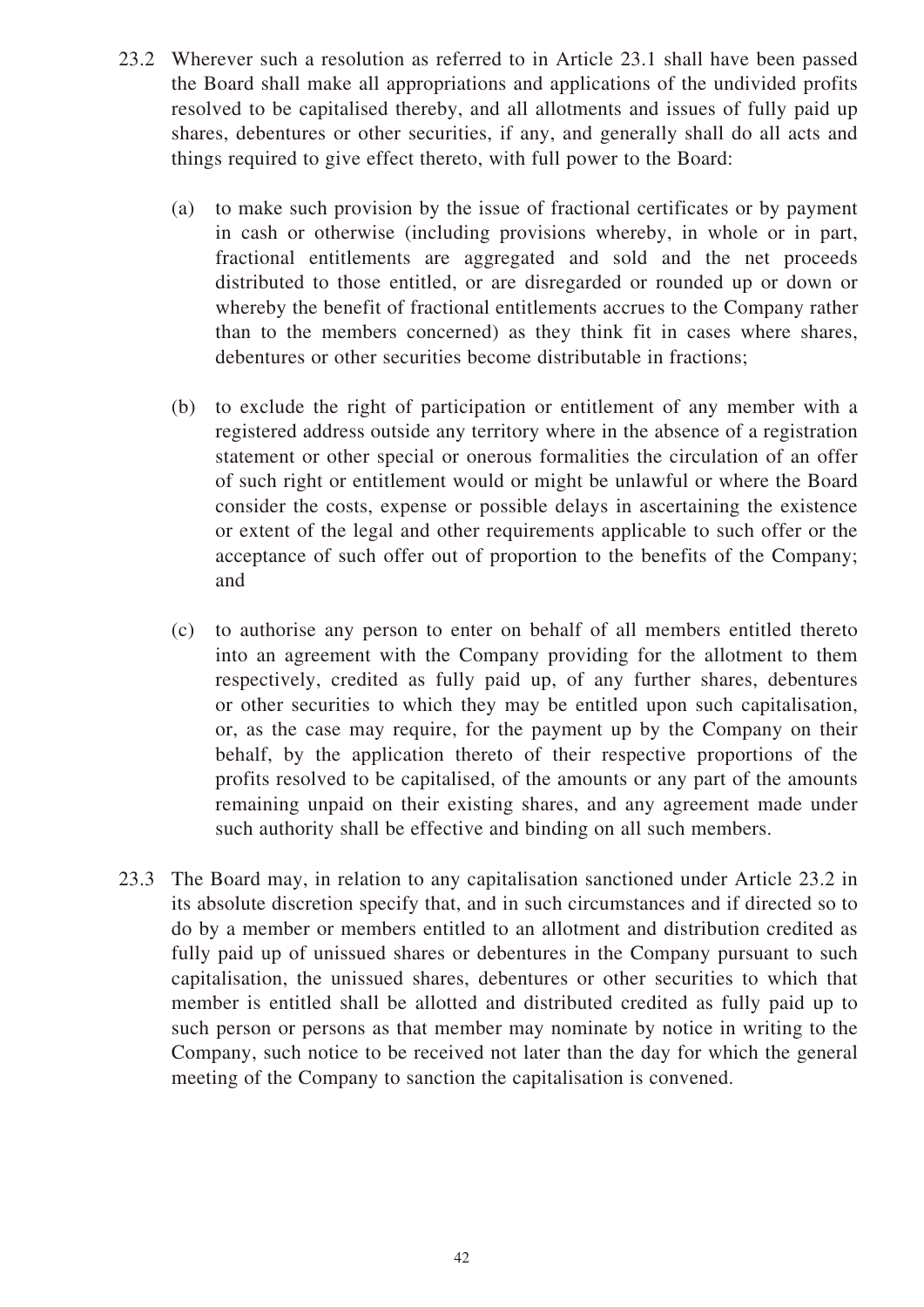23.2 Wherever such a resolution as referred to in Article 23.1 shall have been passed the Board shall make all appropriations and applications of the undivided profits resolved to be capitalised thereby, and all allotments and issues of fully paid up shares, debentures or other securities, if any, and generally shall do all acts and things required to give effect thereto, with full power to the Board:

(a) to make such provision by the issue of fractional certificates or by payment in cash or otherwise (including provisions whereby, in whole or in part, fractional entitlements are aggregated and sold and the net proceeds distributed to those entitled, or are disregarded or rounded up or down or whereby the benefit of fractional entitlements accrues to the Company rather than to the members concerned) as they think fit in cases where shares, debentures or other securities become distributable in fractions;

(b) to exclude the right of participation or entitlement of any member with a registered address outside any territory where in the absence of a registration statement or other special or onerous formalities the circulation of an offer of such right or entitlement would or might be unlawful or where the Board consider the costs, expense or possible delays in ascertaining the existence or extent of the legal and other requirements applicable to such offer or the acceptance of such offer out of proportion to the benefits of the Company; and

(c) to authorise any person to enter on behalf of all members entitled thereto into an agreement with the Company providing for the allotment to them respectively, credited as fully paid up, of any further shares, debentures or other securities to which they may be entitled upon such capitalisation, or, as the case may require, for the payment up by the Company on their behalf, by the application thereto of their respective proportions of the profits resolved to be capitalised, of the amounts or any part of the amounts remaining unpaid on their existing shares, and any agreement made under such authority shall be effective and binding on all such members.

23.3 The Board may, in relation to any capitalisation sanctioned under Article 23.2 in its absolute discretion specify that, and in such circumstances and if directed so to do by a member or members entitled to an allotment and distribution credited as fully paid up of unissued shares or debentures in the Company pursuant to such capitalisation, the unissued shares, debentures or other securities to which that member is entitled shall be allotted and distributed credited as fully paid up to such person or persons as that member may nominate by notice in writing to the Company, such notice to be received not later than the day for which the general meeting of the Company to sanction the capitalisation is convened.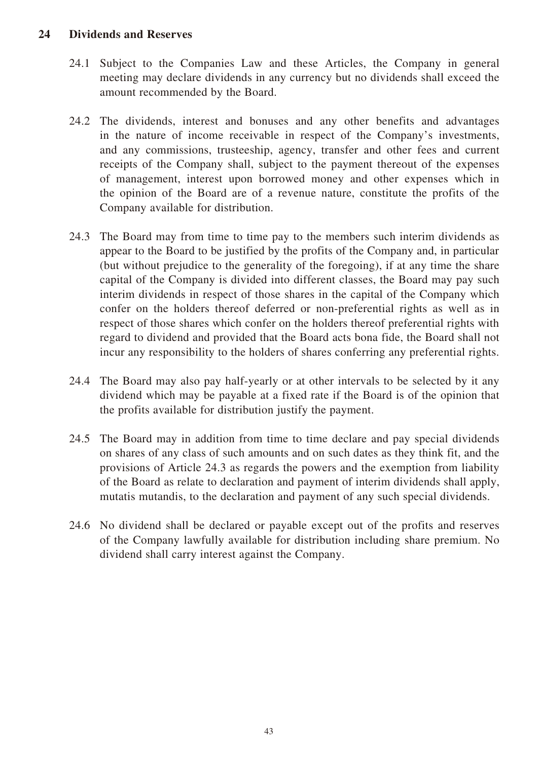## 24 Dividends and Reserves

24.1 Subject to the Companies Law and these Articles, the Company in general meeting may declare dividends in any currency but no dividends shall exceed the amount recommended by the Board.

24.2 The dividends, interest and bonuses and any other benefits and advantages in the nature of income receivable in respect of the Company's investments, and any commissions, trusteeship, agency, transfer and other fees and current receipts of the Company shall, subject to the payment thereout of the expenses of management, interest upon borrowed money and other expenses which in the opinion of the Board are of a revenue nature, constitute the profits of the Company available for distribution.

24.3 The Board may from time to time pay to the members such interim dividends as appear to the Board to be justified by the profits of the Company and, in particular (but without prejudice to the generality of the foregoing), if at any time the share capital of the Company is divided into different classes, the Board may pay such interim dividends in respect of those shares in the capital of the Company which confer on the holders thereof deferred or non-preferential rights as well as in respect of those shares which confer on the holders thereof preferential rights with regard to dividend and provided that the Board acts bona fide, the Board shall not incur any responsibility to the holders of shares conferring any preferential rights.

24.4 The Board may also pay half-yearly or at other intervals to be selected by it any dividend which may be payable at a fixed rate if the Board is of the opinion that the profits available for distribution justify the payment.

24.5 The Board may in addition from time to time declare and pay special dividends on shares of any class of such amounts and on such dates as they think fit, and the provisions of Article 24.3 as regards the powers and the exemption from liability of the Board as relate to declaration and payment of interim dividends shall apply, mutatis mutandis, to the declaration and payment of any such special dividends.

24.6 No dividend shall be declared or payable except out of the profits and reserves of the Company lawfully available for distribution including share premium. No dividend shall carry interest against the Company.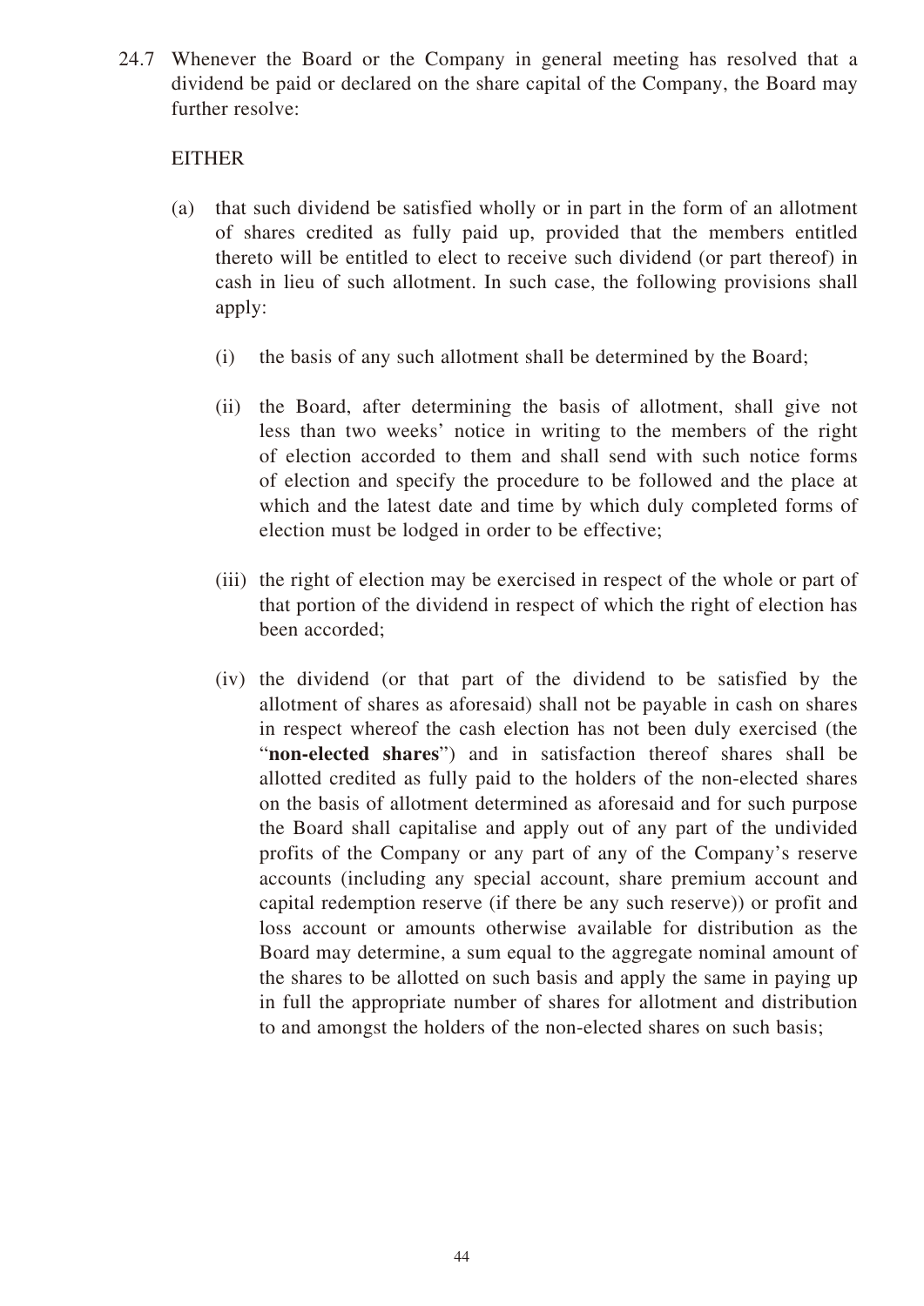24.7 Whenever the Board or the Company in general meeting has resolved that a dividend be paid or declared on the share capital of the Company, the Board may further resolve:

EITHER

(a) that such dividend be satisfied wholly or in part in the form of an allotment of shares credited as fully paid up, provided that the members entitled thereto will be entitled to elect to receive such dividend (or part thereof) in cash in lieu of such allotment. In such case, the following provisions shall apply:

   (i) the basis of any such allotment shall be determined by the Board;

   (ii) the Board, after determining the basis of allotment, shall give not less than two weeks' notice in writing to the members of the right of election accorded to them and shall send with such notice forms of election and specify the procedure to be followed and the place at which and the latest date and time by which duly completed forms of election must be lodged in order to be effective;

   (iii) the right of election may be exercised in respect of the whole or part of that portion of the dividend in respect of which the right of election has been accorded;

   (iv) the dividend (or that part of the dividend to be satisfied by the allotment of shares as aforesaid) shall not be payable in cash on shares in respect whereof the cash election has not been duly exercised (the "**non-elected shares**") and in satisfaction thereof shares shall be allotted credited as fully paid to the holders of the non-elected shares on the basis of allotment determined as aforesaid and for such purpose the Board shall capitalise and apply out of any part of the undivided profits of the Company or any part of any of the Company's reserve accounts (including any special account, share premium account and capital redemption reserve (if there be any such reserve)) or profit and loss account or amounts otherwise available for distribution as the Board may determine, a sum equal to the aggregate nominal amount of the shares to be allotted on such basis and apply the same in paying up in full the appropriate number of shares for allotment and distribution to and amongst the holders of the non-elected shares on such basis;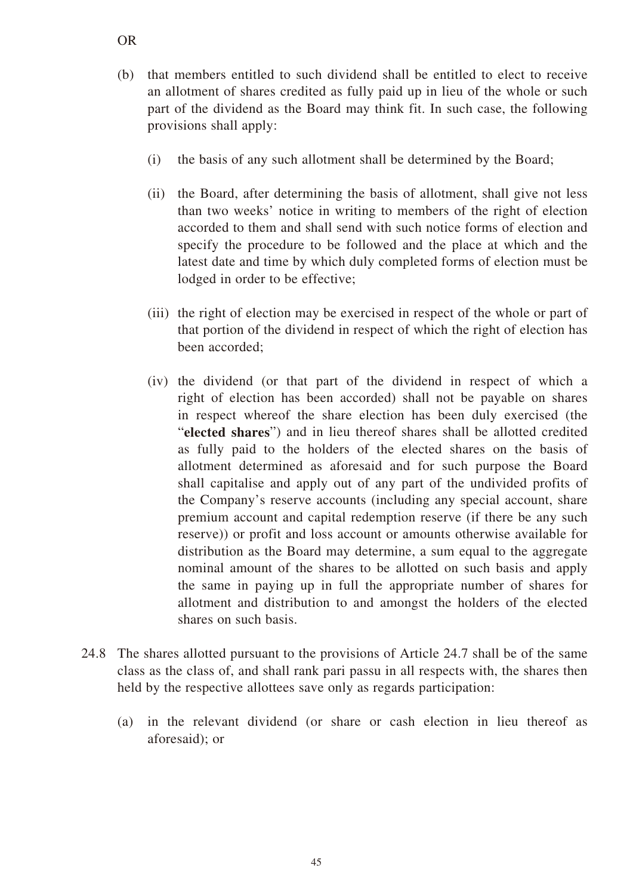OR

(b) that members entitled to such dividend shall be entitled to elect to receive an allotment of shares credited as fully paid up in lieu of the whole or such part of the dividend as the Board may think fit. In such case, the following provisions shall apply:

  (i) the basis of any such allotment shall be determined by the Board;

  (ii) the Board, after determining the basis of allotment, shall give not less than two weeks' notice in writing to members of the right of election accorded to them and shall send with such notice forms of election and specify the procedure to be followed and the place at which and the latest date and time by which duly completed forms of election must be lodged in order to be effective;

  (iii) the right of election may be exercised in respect of the whole or part of that portion of the dividend in respect of which the right of election has been accorded;

  (iv) the dividend (or that part of the dividend in respect of which a right of election has been accorded) shall not be payable on shares in respect whereof the share election has been duly exercised (the "**elected shares**") and in lieu thereof shares shall be allotted credited as fully paid to the holders of the elected shares on the basis of allotment determined as aforesaid and for such purpose the Board shall capitalise and apply out of any part of the undivided profits of the Company's reserve accounts (including any special account, share premium account and capital redemption reserve (if there be any such reserve)) or profit and loss account or amounts otherwise available for distribution as the Board may determine, a sum equal to the aggregate nominal amount of the shares to be allotted on such basis and apply the same in paying up in full the appropriate number of shares for allotment and distribution to and amongst the holders of the elected shares on such basis.

24.8 The shares allotted pursuant to the provisions of Article 24.7 shall be of the same class as the class of, and shall rank pari passu in all respects with, the shares then held by the respective allottees save only as regards participation:

  (a) in the relevant dividend (or share or cash election in lieu thereof as aforesaid); or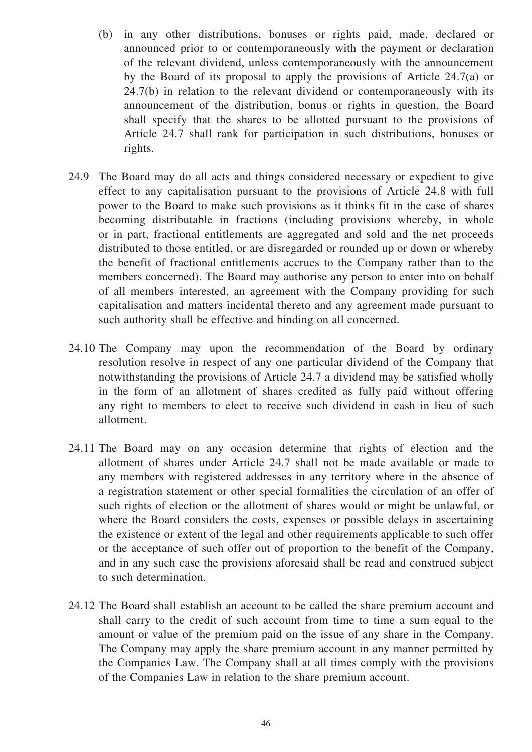(b) in any other distributions, bonuses or rights paid, made, declared or announced prior to or contemporaneously with the payment or declaration of the relevant dividend, unless contemporaneously with the announcement by the Board of its proposal to apply the provisions of Article 24.7(a) or 24.7(b) in relation to the relevant dividend or contemporaneously with its announcement of the distribution, bonus or rights in question, the Board shall specify that the shares to be allotted pursuant to the provisions of Article 24.7 shall rank for participation in such distributions, bonuses or rights.

24.9 The Board may do all acts and things considered necessary or expedient to give effect to any capitalisation pursuant to the provisions of Article 24.8 with full power to the Board to make such provisions as it thinks fit in the case of shares becoming distributable in fractions (including provisions whereby, in whole or in part, fractional entitlements are aggregated and sold and the net proceeds distributed to those entitled, or are disregarded or rounded up or down or whereby the benefit of fractional entitlements accrues to the Company rather than to the members concerned). The Board may authorise any person to enter into on behalf of all members interested, an agreement with the Company providing for such capitalisation and matters incidental thereto and any agreement made pursuant to such authority shall be effective and binding on all concerned.

24.10 The Company may upon the recommendation of the Board by ordinary resolution resolve in respect of any one particular dividend of the Company that notwithstanding the provisions of Article 24.7 a dividend may be satisfied wholly in the form of an allotment of shares credited as fully paid without offering any right to members to elect to receive such dividend in cash in lieu of such allotment.

24.11 The Board may on any occasion determine that rights of election and the allotment of shares under Article 24.7 shall not be made available or made to any members with registered addresses in any territory where in the absence of a registration statement or other special formalities the circulation of an offer of such rights of election or the allotment of shares would or might be unlawful, or where the Board considers the costs, expenses or possible delays in ascertaining the existence or extent of the legal and other requirements applicable to such offer or the acceptance of such offer out of proportion to the benefit of the Company, and in any such case the provisions aforesaid shall be read and construed subject to such determination.

24.12 The Board shall establish an account to be called the share premium account and shall carry to the credit of such account from time to time a sum equal to the amount or value of the premium paid on the issue of any share in the Company. The Company may apply the share premium account in any manner permitted by the Companies Law. The Company shall at all times comply with the provisions of the Companies Law in relation to the share premium account.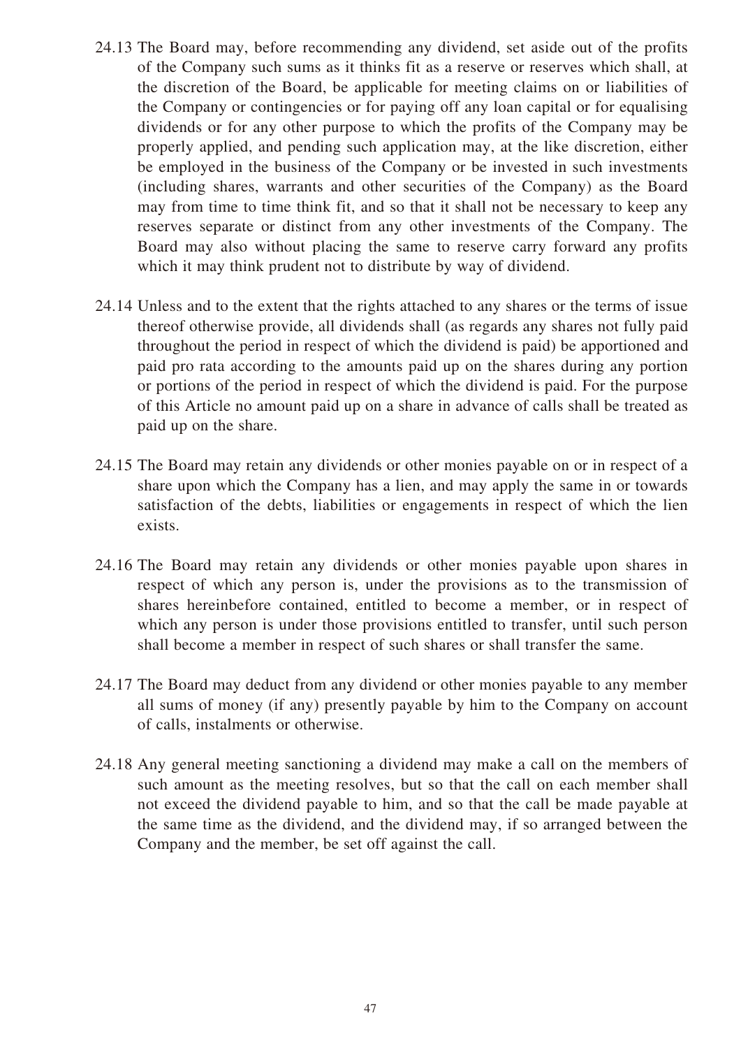24.13 The Board may, before recommending any dividend, set aside out of the profits of the Company such sums as it thinks fit as a reserve or reserves which shall, at the discretion of the Board, be applicable for meeting claims on or liabilities of the Company or contingencies or for paying off any loan capital or for equalising dividends or for any other purpose to which the profits of the Company may be properly applied, and pending such application may, at the like discretion, either be employed in the business of the Company or be invested in such investments (including shares, warrants and other securities of the Company) as the Board may from time to time think fit, and so that it shall not be necessary to keep any reserves separate or distinct from any other investments of the Company. The Board may also without placing the same to reserve carry forward any profits which it may think prudent not to distribute by way of dividend.

24.14 Unless and to the extent that the rights attached to any shares or the terms of issue thereof otherwise provide, all dividends shall (as regards any shares not fully paid throughout the period in respect of which the dividend is paid) be apportioned and paid pro rata according to the amounts paid up on the shares during any portion or portions of the period in respect of which the dividend is paid. For the purpose of this Article no amount paid up on a share in advance of calls shall be treated as paid up on the share.

24.15 The Board may retain any dividends or other monies payable on or in respect of a share upon which the Company has a lien, and may apply the same in or towards satisfaction of the debts, liabilities or engagements in respect of which the lien exists.

24.16 The Board may retain any dividends or other monies payable upon shares in respect of which any person is, under the provisions as to the transmission of shares hereinbefore contained, entitled to become a member, or in respect of which any person is under those provisions entitled to transfer, until such person shall become a member in respect of such shares or shall transfer the same.

24.17 The Board may deduct from any dividend or other monies payable to any member all sums of money (if any) presently payable by him to the Company on account of calls, instalments or otherwise.

24.18 Any general meeting sanctioning a dividend may make a call on the members of such amount as the meeting resolves, but so that the call on each member shall not exceed the dividend payable to him, and so that the call be made payable at the same time as the dividend, and the dividend may, if so arranged between the Company and the member, be set off against the call.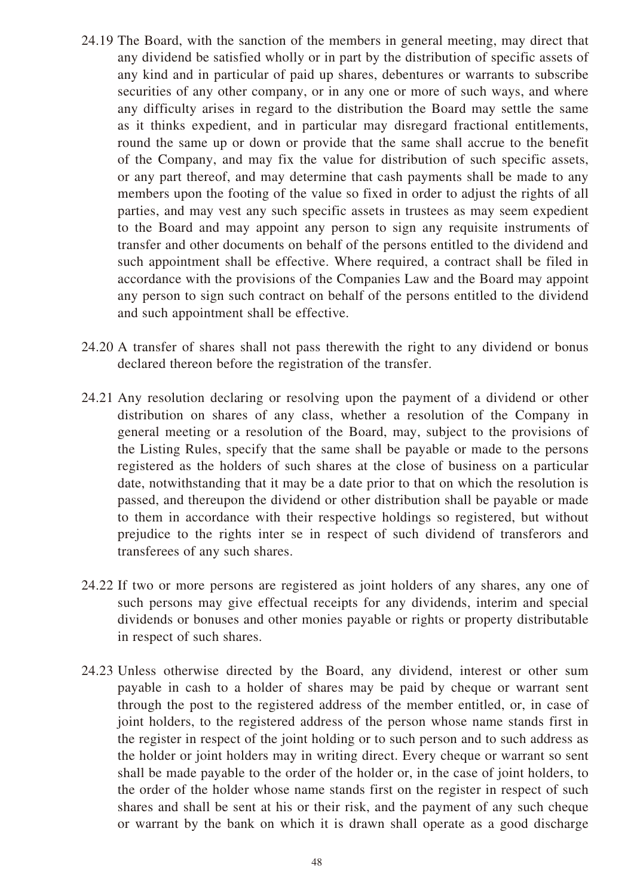24.19 The Board, with the sanction of the members in general meeting, may direct that any dividend be satisfied wholly or in part by the distribution of specific assets of any kind and in particular of paid up shares, debentures or warrants to subscribe securities of any other company, or in any one or more of such ways, and where any difficulty arises in regard to the distribution the Board may settle the same as it thinks expedient, and in particular may disregard fractional entitlements, round the same up or down or provide that the same shall accrue to the benefit of the Company, and may fix the value for distribution of such specific assets, or any part thereof, and may determine that cash payments shall be made to any members upon the footing of the value so fixed in order to adjust the rights of all parties, and may vest any such specific assets in trustees as may seem expedient to the Board and may appoint any person to sign any requisite instruments of transfer and other documents on behalf of the persons entitled to the dividend and such appointment shall be effective. Where required, a contract shall be filed in accordance with the provisions of the Companies Law and the Board may appoint any person to sign such contract on behalf of the persons entitled to the dividend and such appointment shall be effective.

24.20 A transfer of shares shall not pass therewith the right to any dividend or bonus declared thereon before the registration of the transfer.

24.21 Any resolution declaring or resolving upon the payment of a dividend or other distribution on shares of any class, whether a resolution of the Company in general meeting or a resolution of the Board, may, subject to the provisions of the Listing Rules, specify that the same shall be payable or made to the persons registered as the holders of such shares at the close of business on a particular date, notwithstanding that it may be a date prior to that on which the resolution is passed, and thereupon the dividend or other distribution shall be payable or made to them in accordance with their respective holdings so registered, but without prejudice to the rights inter se in respect of such dividend of transferors and transferees of any such shares.

24.22 If two or more persons are registered as joint holders of any shares, any one of such persons may give effectual receipts for any dividends, interim and special dividends or bonuses and other monies payable or rights or property distributable in respect of such shares.

24.23 Unless otherwise directed by the Board, any dividend, interest or other sum payable in cash to a holder of shares may be paid by cheque or warrant sent through the post to the registered address of the member entitled, or, in case of joint holders, to the registered address of the person whose name stands first in the register in respect of the joint holding or to such person and to such address as the holder or joint holders may in writing direct. Every cheque or warrant so sent shall be made payable to the order of the holder or, in the case of joint holders, to the order of the holder whose name stands first on the register in respect of such shares and shall be sent at his or their risk, and the payment of any such cheque or warrant by the bank on which it is drawn shall operate as a good discharge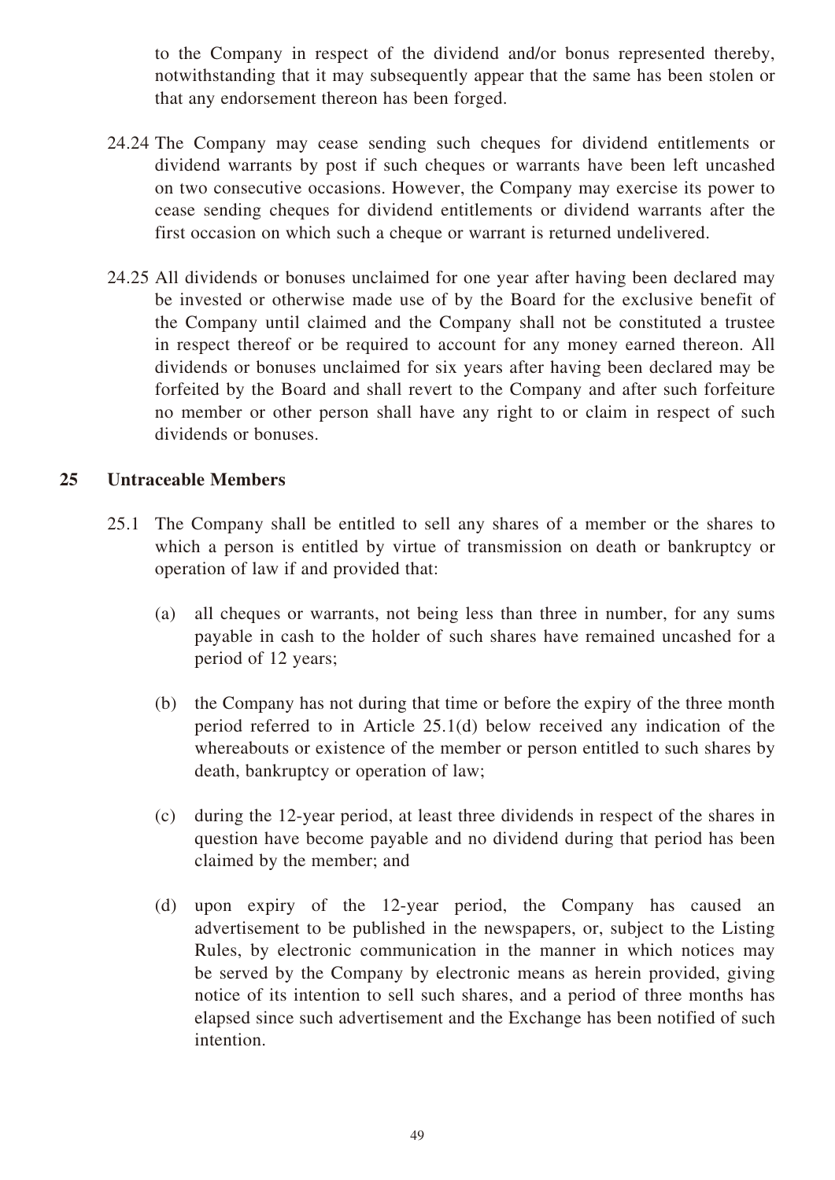to the Company in respect of the dividend and/or bonus represented thereby, notwithstanding that it may subsequently appear that the same has been stolen or that any endorsement thereon has been forged.

24.24 The Company may cease sending such cheques for dividend entitlements or dividend warrants by post if such cheques or warrants have been left uncashed on two consecutive occasions. However, the Company may exercise its power to cease sending cheques for dividend entitlements or dividend warrants after the first occasion on which such a cheque or warrant is returned undelivered.

24.25 All dividends or bonuses unclaimed for one year after having been declared may be invested or otherwise made use of by the Board for the exclusive benefit of the Company until claimed and the Company shall not be constituted a trustee in respect thereof or be required to account for any money earned thereon. All dividends or bonuses unclaimed for six years after having been declared may be forfeited by the Board and shall revert to the Company and after such forfeiture no member or other person shall have any right to or claim in respect of such dividends or bonuses.

## 25 Untraceable Members

25.1 The Company shall be entitled to sell any shares of a member or the shares to which a person is entitled by virtue of transmission on death or bankruptcy or operation of law if and provided that:

(a) all cheques or warrants, not being less than three in number, for any sums payable in cash to the holder of such shares have remained uncashed for a period of 12 years;

(b) the Company has not during that time or before the expiry of the three month period referred to in Article 25.1(d) below received any indication of the whereabouts or existence of the member or person entitled to such shares by death, bankruptcy or operation of law;

(c) during the 12-year period, at least three dividends in respect of the shares in question have become payable and no dividend during that period has been claimed by the member; and

(d) upon expiry of the 12-year period, the Company has caused an advertisement to be published in the newspapers, or, subject to the Listing Rules, by electronic communication in the manner in which notices may be served by the Company by electronic means as herein provided, giving notice of its intention to sell such shares, and a period of three months has elapsed since such advertisement and the Exchange has been notified of such intention.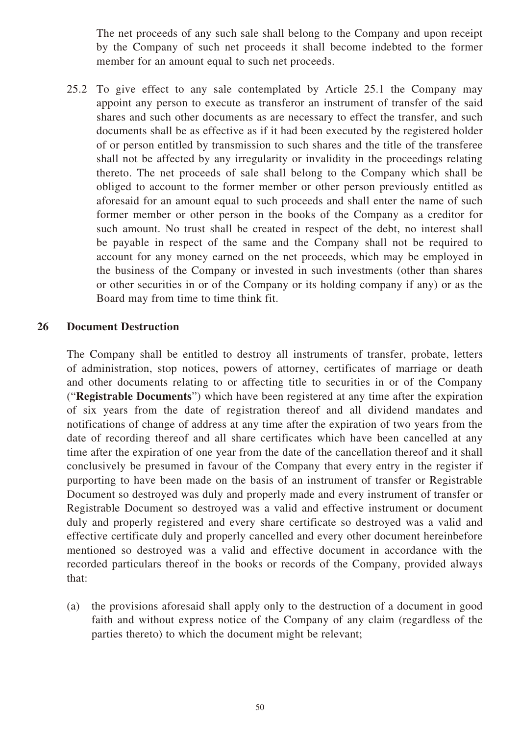The net proceeds of any such sale shall belong to the Company and upon receipt by the Company of such net proceeds it shall become indebted to the former member for an amount equal to such net proceeds.

25.2 To give effect to any sale contemplated by Article 25.1 the Company may appoint any person to execute as transferor an instrument of transfer of the said shares and such other documents as are necessary to effect the transfer, and such documents shall be as effective as if it had been executed by the registered holder of or person entitled by transmission to such shares and the title of the transferee shall not be affected by any irregularity or invalidity in the proceedings relating thereto. The net proceeds of sale shall belong to the Company which shall be obliged to account to the former member or other person previously entitled as aforesaid for an amount equal to such proceeds and shall enter the name of such former member or other person in the books of the Company as a creditor for such amount. No trust shall be created in respect of the debt, no interest shall be payable in respect of the same and the Company shall not be required to account for any money earned on the net proceeds, which may be employed in the business of the Company or invested in such investments (other than shares or other securities in or of the Company or its holding company if any) or as the Board may from time to time think fit.

## 26 Document Destruction

The Company shall be entitled to destroy all instruments of transfer, probate, letters of administration, stop notices, powers of attorney, certificates of marriage or death and other documents relating to or affecting title to securities in or of the Company ("**Registrable Documents**") which have been registered at any time after the expiration of six years from the date of registration thereof and all dividend mandates and notifications of change of address at any time after the expiration of two years from the date of recording thereof and all share certificates which have been cancelled at any time after the expiration of one year from the date of the cancellation thereof and it shall conclusively be presumed in favour of the Company that every entry in the register if purporting to have been made on the basis of an instrument of transfer or Registrable Document so destroyed was duly and properly made and every instrument of transfer or Registrable Document so destroyed was a valid and effective instrument or document duly and properly registered and every share certificate so destroyed was a valid and effective certificate duly and properly cancelled and every other document hereinbefore mentioned so destroyed was a valid and effective document in accordance with the recorded particulars thereof in the books or records of the Company, provided always that:

(a) the provisions aforesaid shall apply only to the destruction of a document in good faith and without express notice of the Company of any claim (regardless of the parties thereto) to which the document might be relevant;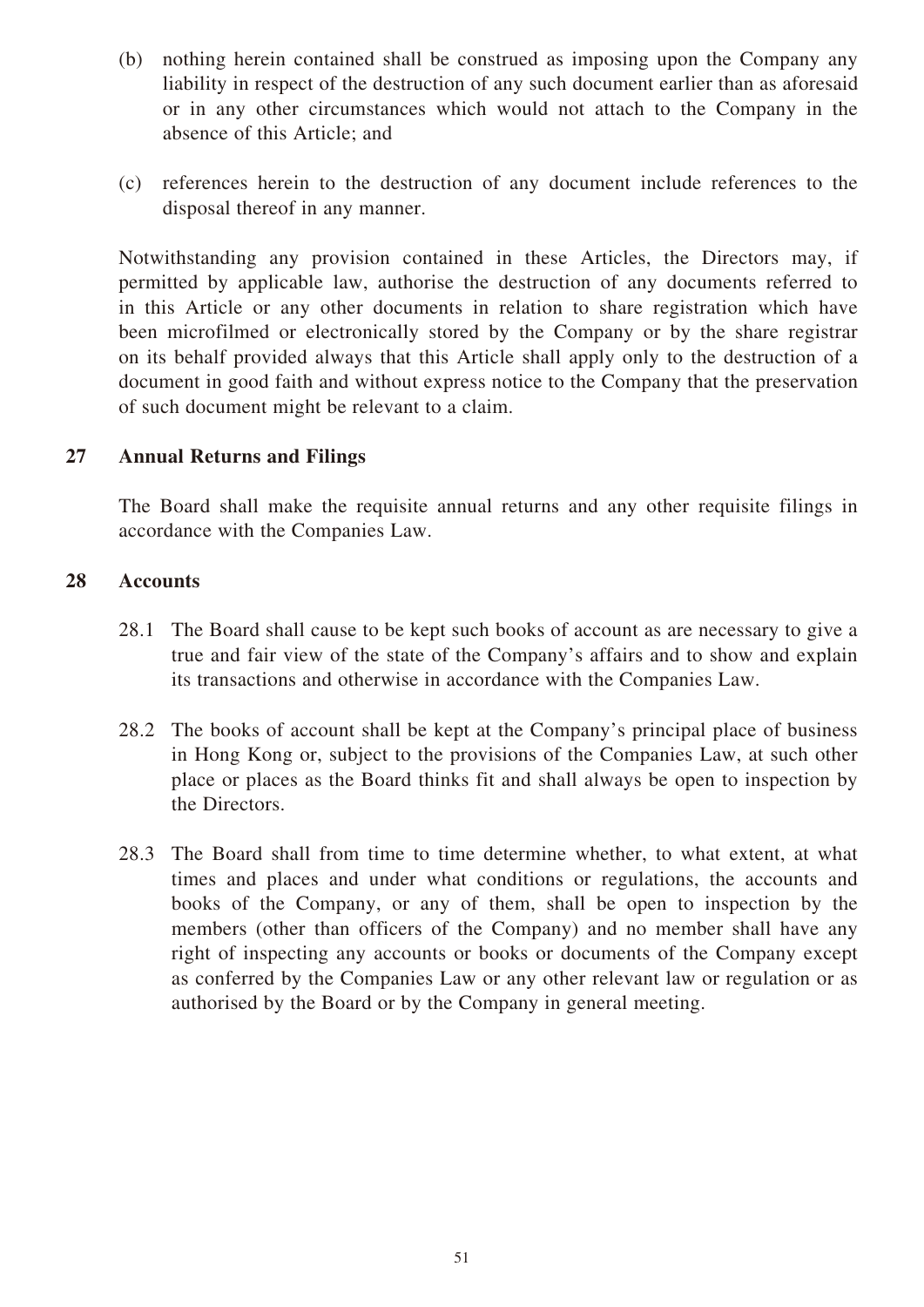(b) nothing herein contained shall be construed as imposing upon the Company any liability in respect of the destruction of any such document earlier than as aforesaid or in any other circumstances which would not attach to the Company in the absence of this Article; and

(c) references herein to the destruction of any document include references to the disposal thereof in any manner.

Notwithstanding any provision contained in these Articles, the Directors may, if permitted by applicable law, authorise the destruction of any documents referred to in this Article or any other documents in relation to share registration which have been microfilmed or electronically stored by the Company or by the share registrar on its behalf provided always that this Article shall apply only to the destruction of a document in good faith and without express notice to the Company that the preservation of such document might be relevant to a claim.

## 27 Annual Returns and Filings

The Board shall make the requisite annual returns and any other requisite filings in accordance with the Companies Law.

## 28 Accounts

28.1 The Board shall cause to be kept such books of account as are necessary to give a true and fair view of the state of the Company's affairs and to show and explain its transactions and otherwise in accordance with the Companies Law.

28.2 The books of account shall be kept at the Company's principal place of business in Hong Kong or, subject to the provisions of the Companies Law, at such other place or places as the Board thinks fit and shall always be open to inspection by the Directors.

28.3 The Board shall from time to time determine whether, to what extent, at what times and places and under what conditions or regulations, the accounts and books of the Company, or any of them, shall be open to inspection by the members (other than officers of the Company) and no member shall have any right of inspecting any accounts or books or documents of the Company except as conferred by the Companies Law or any other relevant law or regulation or as authorised by the Board or by the Company in general meeting.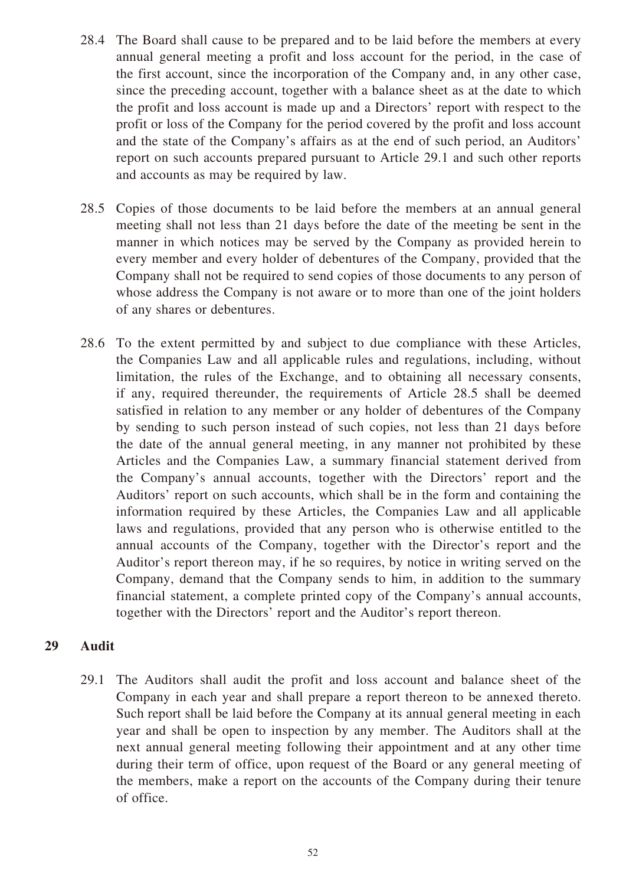28.4 The Board shall cause to be prepared and to be laid before the members at every annual general meeting a profit and loss account for the period, in the case of the first account, since the incorporation of the Company and, in any other case, since the preceding account, together with a balance sheet as at the date to which the profit and loss account is made up and a Directors' report with respect to the profit or loss of the Company for the period covered by the profit and loss account and the state of the Company's affairs as at the end of such period, an Auditors' report on such accounts prepared pursuant to Article 29.1 and such other reports and accounts as may be required by law.

28.5 Copies of those documents to be laid before the members at an annual general meeting shall not less than 21 days before the date of the meeting be sent in the manner in which notices may be served by the Company as provided herein to every member and every holder of debentures of the Company, provided that the Company shall not be required to send copies of those documents to any person of whose address the Company is not aware or to more than one of the joint holders of any shares or debentures.

28.6 To the extent permitted by and subject to due compliance with these Articles, the Companies Law and all applicable rules and regulations, including, without limitation, the rules of the Exchange, and to obtaining all necessary consents, if any, required thereunder, the requirements of Article 28.5 shall be deemed satisfied in relation to any member or any holder of debentures of the Company by sending to such person instead of such copies, not less than 21 days before the date of the annual general meeting, in any manner not prohibited by these Articles and the Companies Law, a summary financial statement derived from the Company's annual accounts, together with the Directors' report and the Auditors' report on such accounts, which shall be in the form and containing the information required by these Articles, the Companies Law and all applicable laws and regulations, provided that any person who is otherwise entitled to the annual accounts of the Company, together with the Director's report and the Auditor's report thereon may, if he so requires, by notice in writing served on the Company, demand that the Company sends to him, in addition to the summary financial statement, a complete printed copy of the Company's annual accounts, together with the Directors' report and the Auditor's report thereon.

## 29 Audit

29.1 The Auditors shall audit the profit and loss account and balance sheet of the Company in each year and shall prepare a report thereon to be annexed thereto. Such report shall be laid before the Company at its annual general meeting in each year and shall be open to inspection by any member. The Auditors shall at the next annual general meeting following their appointment and at any other time during their term of office, upon request of the Board or any general meeting of the members, make a report on the accounts of the Company during their tenure of office.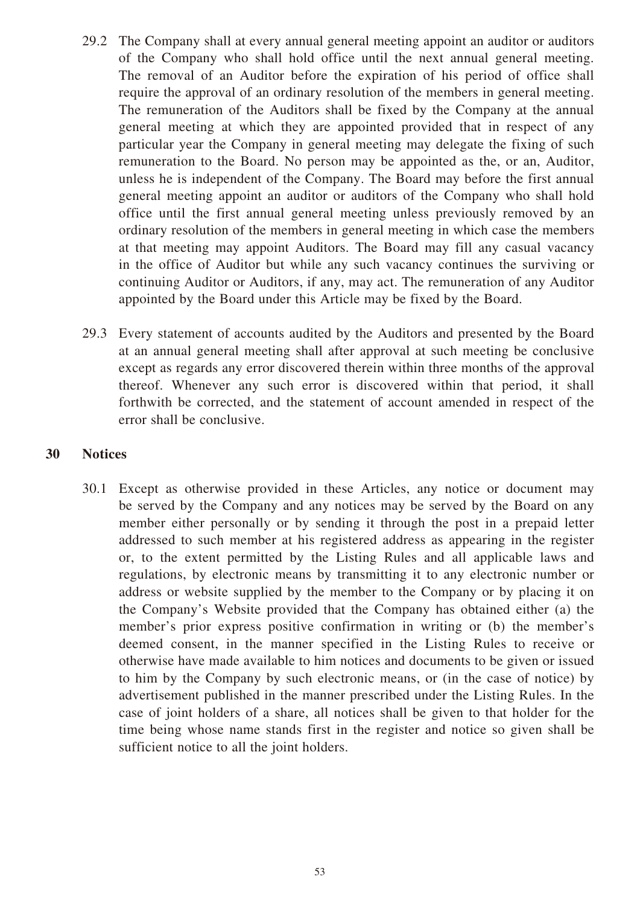29.2 The Company shall at every annual general meeting appoint an auditor or auditors of the Company who shall hold office until the next annual general meeting. The removal of an Auditor before the expiration of his period of office shall require the approval of an ordinary resolution of the members in general meeting. The remuneration of the Auditors shall be fixed by the Company at the annual general meeting at which they are appointed provided that in respect of any particular year the Company in general meeting may delegate the fixing of such remuneration to the Board. No person may be appointed as the, or an, Auditor, unless he is independent of the Company. The Board may before the first annual general meeting appoint an auditor or auditors of the Company who shall hold office until the first annual general meeting unless previously removed by an ordinary resolution of the members in general meeting in which case the members at that meeting may appoint Auditors. The Board may fill any casual vacancy in the office of Auditor but while any such vacancy continues the surviving or continuing Auditor or Auditors, if any, may act. The remuneration of any Auditor appointed by the Board under this Article may be fixed by the Board.

29.3 Every statement of accounts audited by the Auditors and presented by the Board at an annual general meeting shall after approval at such meeting be conclusive except as regards any error discovered therein within three months of the approval thereof. Whenever any such error is discovered within that period, it shall forthwith be corrected, and the statement of account amended in respect of the error shall be conclusive.

## 30 Notices

30.1 Except as otherwise provided in these Articles, any notice or document may be served by the Company and any notices may be served by the Board on any member either personally or by sending it through the post in a prepaid letter addressed to such member at his registered address as appearing in the register or, to the extent permitted by the Listing Rules and all applicable laws and regulations, by electronic means by transmitting it to any electronic number or address or website supplied by the member to the Company or by placing it on the Company's Website provided that the Company has obtained either (a) the member's prior express positive confirmation in writing or (b) the member's deemed consent, in the manner specified in the Listing Rules to receive or otherwise have made available to him notices and documents to be given or issued to him by the Company by such electronic means, or (in the case of notice) by advertisement published in the manner prescribed under the Listing Rules. In the case of joint holders of a share, all notices shall be given to that holder for the time being whose name stands first in the register and notice so given shall be sufficient notice to all the joint holders.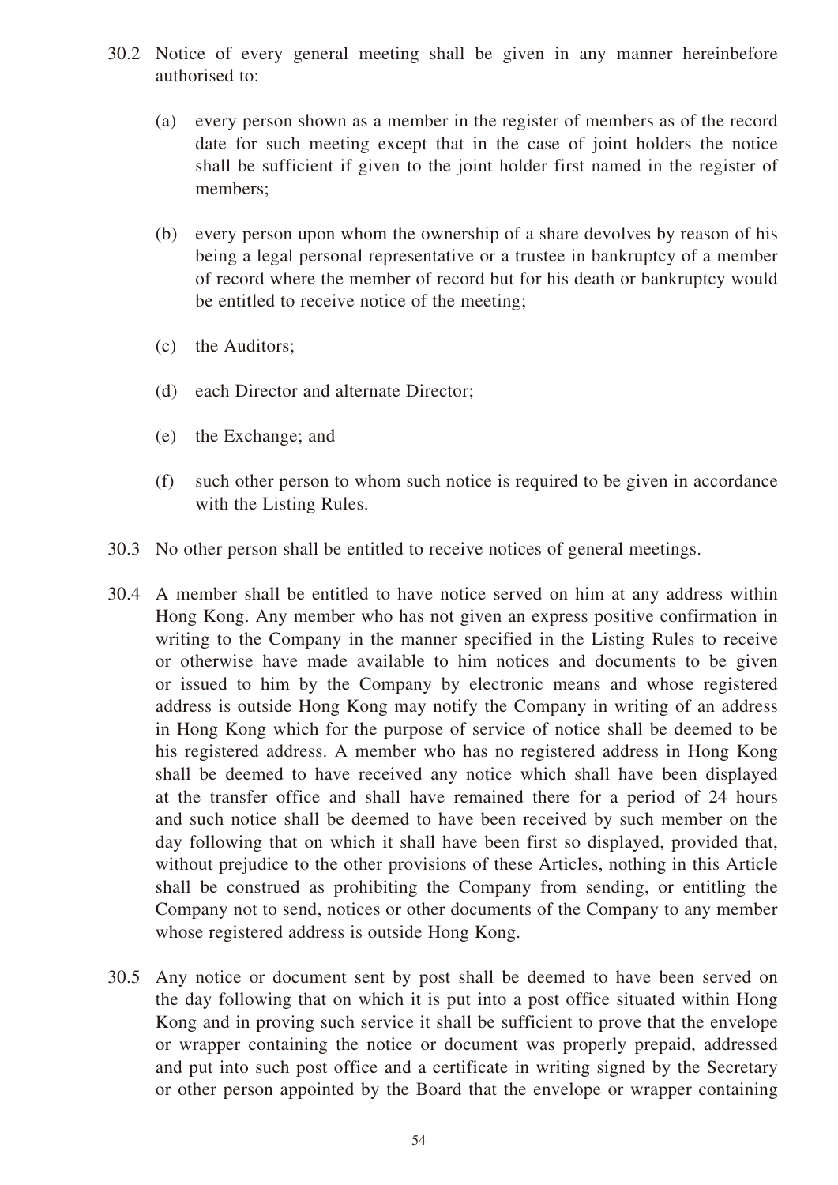30.2 Notice of every general meeting shall be given in any manner hereinbefore authorised to:

(a) every person shown as a member in the register of members as of the record date for such meeting except that in the case of joint holders the notice shall be sufficient if given to the joint holder first named in the register of members;

(b) every person upon whom the ownership of a share devolves by reason of his being a legal personal representative or a trustee in bankruptcy of a member of record where the member of record but for his death or bankruptcy would be entitled to receive notice of the meeting;

(c) the Auditors;

(d) each Director and alternate Director;

(e) the Exchange; and

(f) such other person to whom such notice is required to be given in accordance with the Listing Rules.

30.3 No other person shall be entitled to receive notices of general meetings.

30.4 A member shall be entitled to have notice served on him at any address within Hong Kong. Any member who has not given an express positive confirmation in writing to the Company in the manner specified in the Listing Rules to receive or otherwise have made available to him notices and documents to be given or issued to him by the Company by electronic means and whose registered address is outside Hong Kong may notify the Company in writing of an address in Hong Kong which for the purpose of service of notice shall be deemed to be his registered address. A member who has no registered address in Hong Kong shall be deemed to have received any notice which shall have been displayed at the transfer office and shall have remained there for a period of 24 hours and such notice shall be deemed to have been received by such member on the day following that on which it shall have been first so displayed, provided that, without prejudice to the other provisions of these Articles, nothing in this Article shall be construed as prohibiting the Company from sending, or entitling the Company not to send, notices or other documents of the Company to any member whose registered address is outside Hong Kong.

30.5 Any notice or document sent by post shall be deemed to have been served on the day following that on which it is put into a post office situated within Hong Kong and in proving such service it shall be sufficient to prove that the envelope or wrapper containing the notice or document was properly prepaid, addressed and put into such post office and a certificate in writing signed by the Secretary or other person appointed by the Board that the envelope or wrapper containing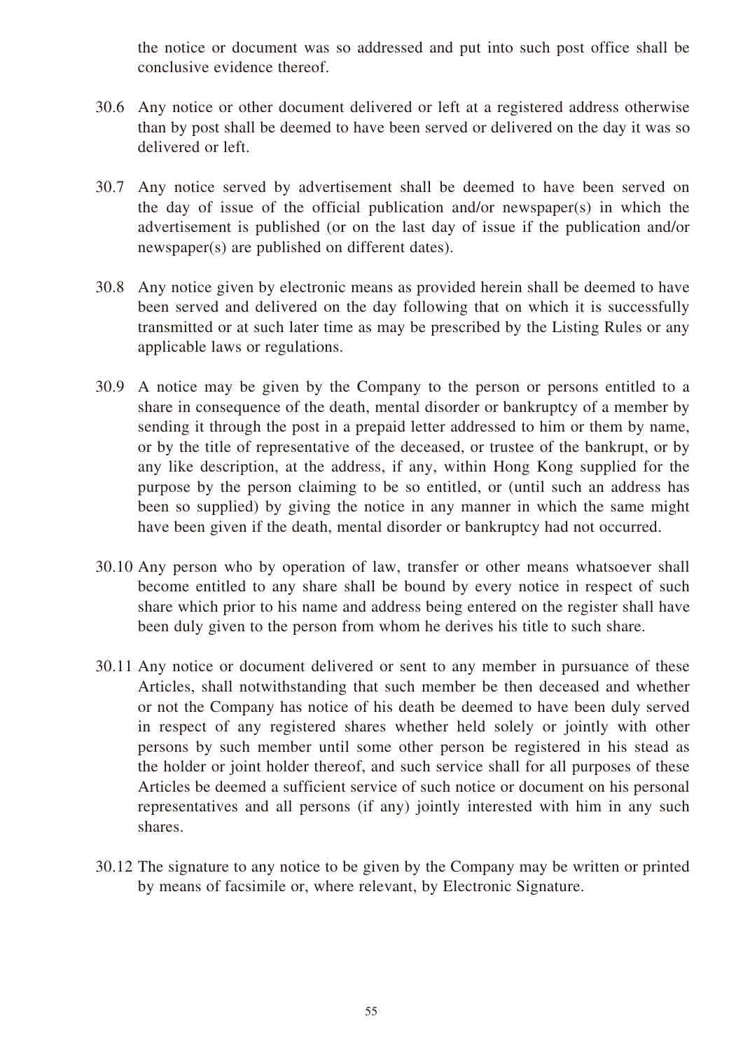the notice or document was so addressed and put into such post office shall be conclusive evidence thereof.

30.6 Any notice or other document delivered or left at a registered address otherwise than by post shall be deemed to have been served or delivered on the day it was so delivered or left.

30.7 Any notice served by advertisement shall be deemed to have been served on the day of issue of the official publication and/or newspaper(s) in which the advertisement is published (or on the last day of issue if the publication and/or newspaper(s) are published on different dates).

30.8 Any notice given by electronic means as provided herein shall be deemed to have been served and delivered on the day following that on which it is successfully transmitted or at such later time as may be prescribed by the Listing Rules or any applicable laws or regulations.

30.9 A notice may be given by the Company to the person or persons entitled to a share in consequence of the death, mental disorder or bankruptcy of a member by sending it through the post in a prepaid letter addressed to him or them by name, or by the title of representative of the deceased, or trustee of the bankrupt, or by any like description, at the address, if any, within Hong Kong supplied for the purpose by the person claiming to be so entitled, or (until such an address has been so supplied) by giving the notice in any manner in which the same might have been given if the death, mental disorder or bankruptcy had not occurred.

30.10 Any person who by operation of law, transfer or other means whatsoever shall become entitled to any share shall be bound by every notice in respect of such share which prior to his name and address being entered on the register shall have been duly given to the person from whom he derives his title to such share.

30.11 Any notice or document delivered or sent to any member in pursuance of these Articles, shall notwithstanding that such member be then deceased and whether or not the Company has notice of his death be deemed to have been duly served in respect of any registered shares whether held solely or jointly with other persons by such member until some other person be registered in his stead as the holder or joint holder thereof, and such service shall for all purposes of these Articles be deemed a sufficient service of such notice or document on his personal representatives and all persons (if any) jointly interested with him in any such shares.

30.12 The signature to any notice to be given by the Company may be written or printed by means of facsimile or, where relevant, by Electronic Signature.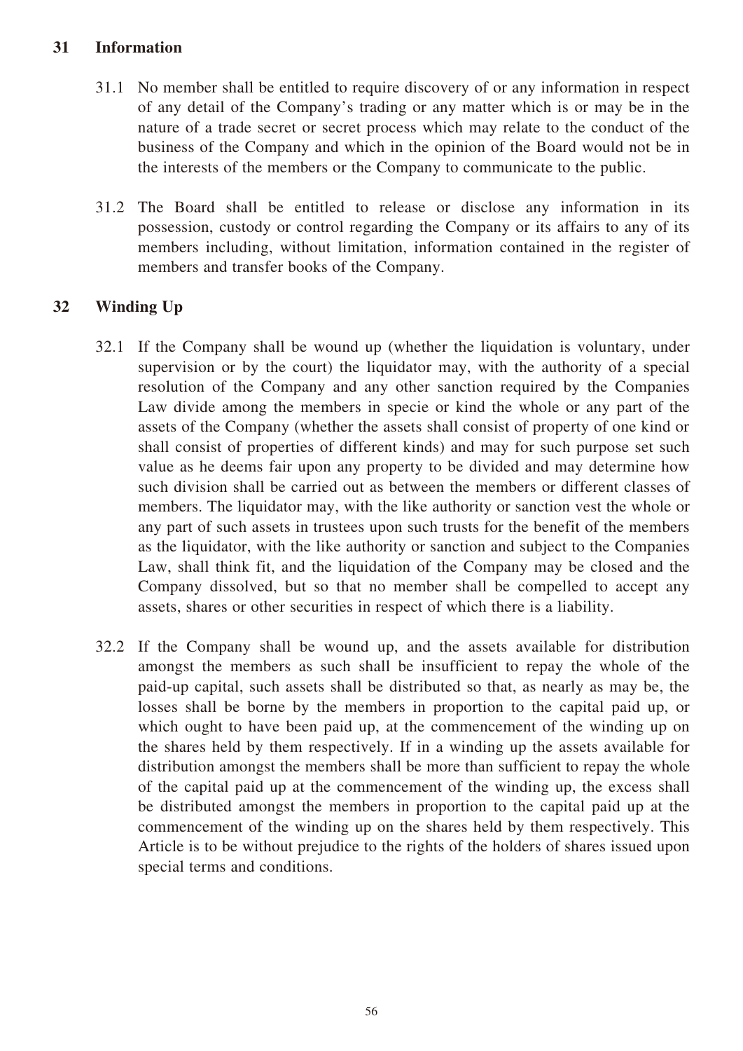## 31 Information

31.1 No member shall be entitled to require discovery of or any information in respect of any detail of the Company's trading or any matter which is or may be in the nature of a trade secret or secret process which may relate to the conduct of the business of the Company and which in the opinion of the Board would not be in the interests of the members or the Company to communicate to the public.

31.2 The Board shall be entitled to release or disclose any information in its possession, custody or control regarding the Company or its affairs to any of its members including, without limitation, information contained in the register of members and transfer books of the Company.

## 32 Winding Up

32.1 If the Company shall be wound up (whether the liquidation is voluntary, under supervision or by the court) the liquidator may, with the authority of a special resolution of the Company and any other sanction required by the Companies Law divide among the members in specie or kind the whole or any part of the assets of the Company (whether the assets shall consist of property of one kind or shall consist of properties of different kinds) and may for such purpose set such value as he deems fair upon any property to be divided and may determine how such division shall be carried out as between the members or different classes of members. The liquidator may, with the like authority or sanction vest the whole or any part of such assets in trustees upon such trusts for the benefit of the members as the liquidator, with the like authority or sanction and subject to the Companies Law, shall think fit, and the liquidation of the Company may be closed and the Company dissolved, but so that no member shall be compelled to accept any assets, shares or other securities in respect of which there is a liability.

32.2 If the Company shall be wound up, and the assets available for distribution amongst the members as such shall be insufficient to repay the whole of the paid-up capital, such assets shall be distributed so that, as nearly as may be, the losses shall be borne by the members in proportion to the capital paid up, or which ought to have been paid up, at the commencement of the winding up on the shares held by them respectively. If in a winding up the assets available for distribution amongst the members shall be more than sufficient to repay the whole of the capital paid up at the commencement of the winding up, the excess shall be distributed amongst the members in proportion to the capital paid up at the commencement of the winding up on the shares held by them respectively. This Article is to be without prejudice to the rights of the holders of shares issued upon special terms and conditions.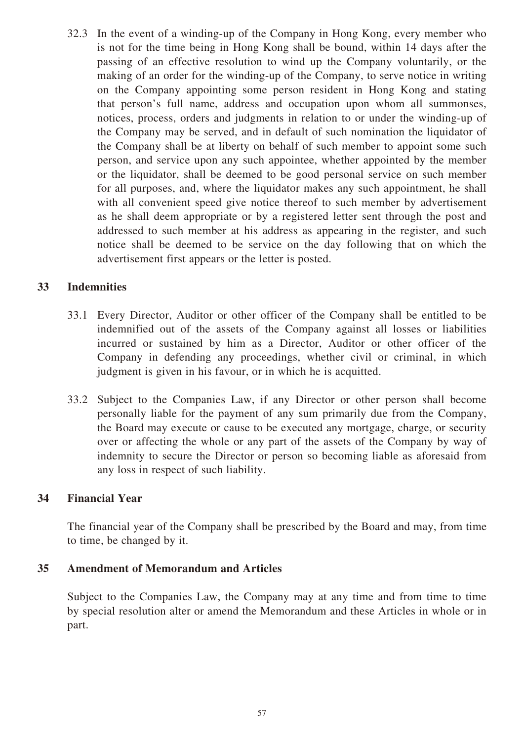32.3 In the event of a winding-up of the Company in Hong Kong, every member who is not for the time being in Hong Kong shall be bound, within 14 days after the passing of an effective resolution to wind up the Company voluntarily, or the making of an order for the winding-up of the Company, to serve notice in writing on the Company appointing some person resident in Hong Kong and stating that person's full name, address and occupation upon whom all summonses, notices, process, orders and judgments in relation to or under the winding-up of the Company may be served, and in default of such nomination the liquidator of the Company shall be at liberty on behalf of such member to appoint some such person, and service upon any such appointee, whether appointed by the member or the liquidator, shall be deemed to be good personal service on such member for all purposes, and, where the liquidator makes any such appointment, he shall with all convenient speed give notice thereof to such member by advertisement as he shall deem appropriate or by a registered letter sent through the post and addressed to such member at his address as appearing in the register, and such notice shall be deemed to be service on the day following that on which the advertisement first appears or the letter is posted.

## 33 Indemnities

33.1 Every Director, Auditor or other officer of the Company shall be entitled to be indemnified out of the assets of the Company against all losses or liabilities incurred or sustained by him as a Director, Auditor or other officer of the Company in defending any proceedings, whether civil or criminal, in which judgment is given in his favour, or in which he is acquitted.

33.2 Subject to the Companies Law, if any Director or other person shall become personally liable for the payment of any sum primarily due from the Company, the Board may execute or cause to be executed any mortgage, charge, or security over or affecting the whole or any part of the assets of the Company by way of indemnity to secure the Director or person so becoming liable as aforesaid from any loss in respect of such liability.

## 34 Financial Year

The financial year of the Company shall be prescribed by the Board and may, from time to time, be changed by it.

## 35 Amendment of Memorandum and Articles

Subject to the Companies Law, the Company may at any time and from time to time by special resolution alter or amend the Memorandum and these Articles in whole or in part.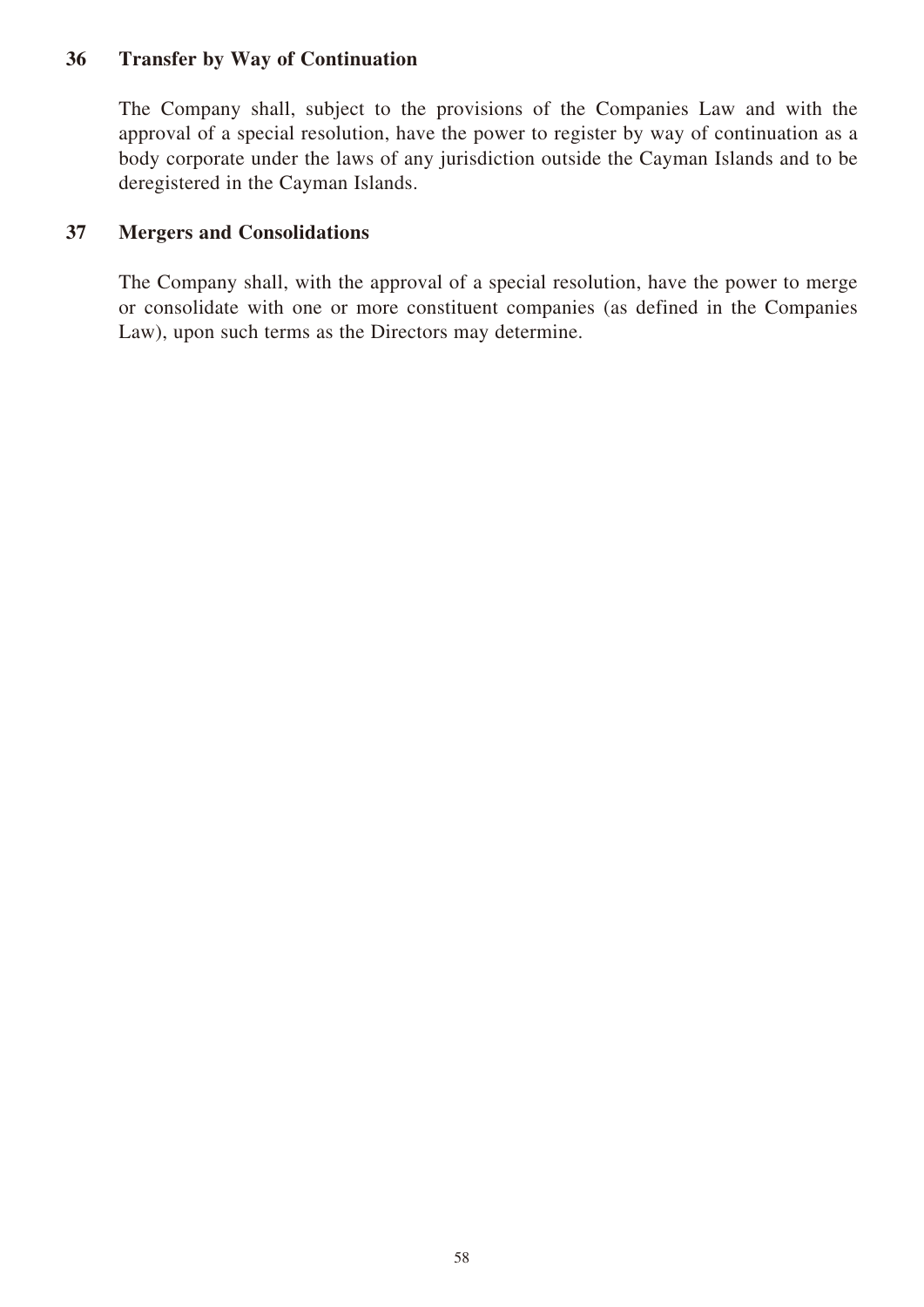## 36 Transfer by Way of Continuation

The Company shall, subject to the provisions of the Companies Law and with the approval of a special resolution, have the power to register by way of continuation as a body corporate under the laws of any jurisdiction outside the Cayman Islands and to be deregistered in the Cayman Islands.

## 37 Mergers and Consolidations

The Company shall, with the approval of a special resolution, have the power to merge or consolidate with one or more constituent companies (as defined in the Companies Law), upon such terms as the Directors may determine.